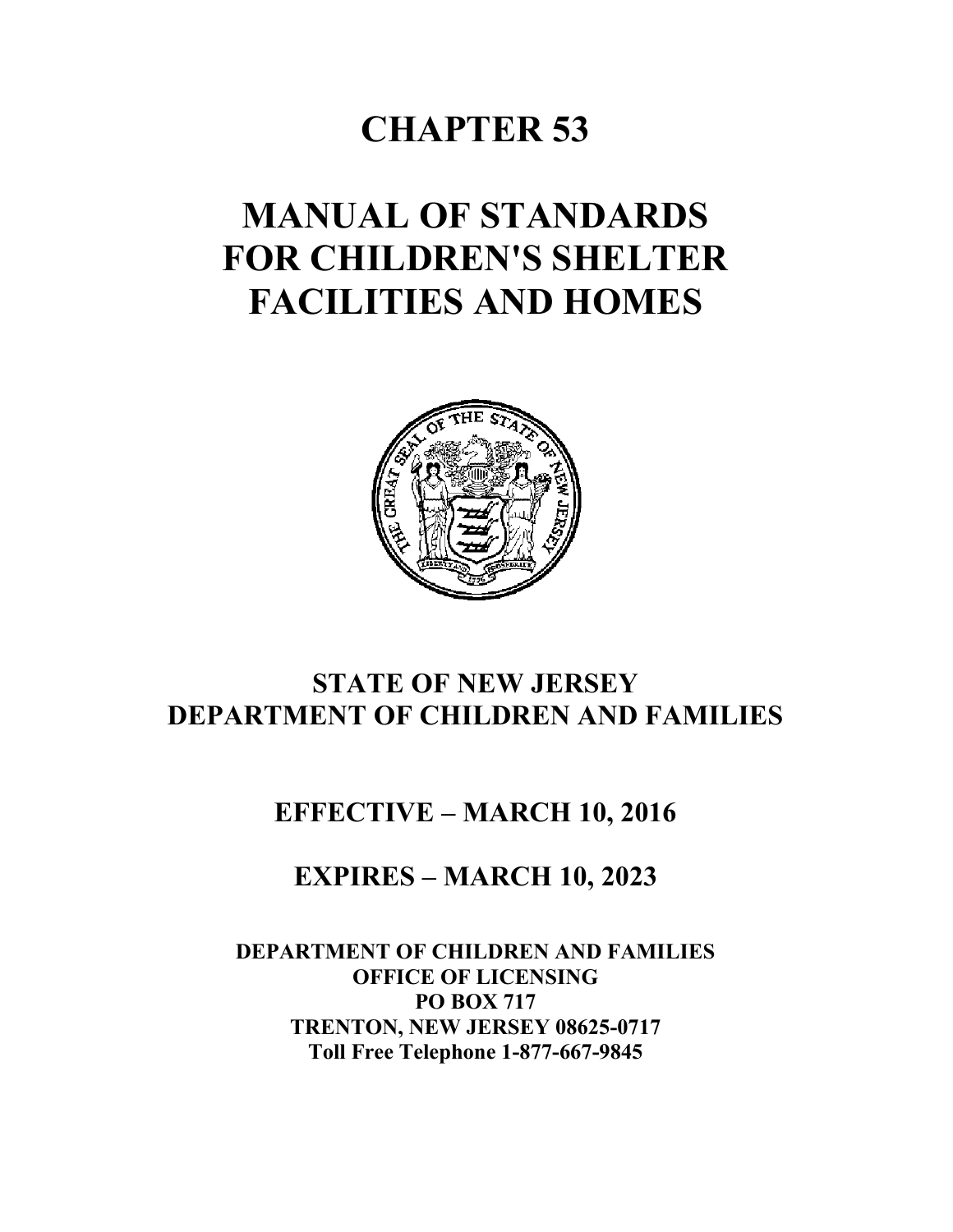# CHAPTER 53

# MANUAL OF STANDARDS FOR CHILDREN'S SHELTER FACILITIES AND HOMES

## STATE OF NEW JERSEY
## DEPARTMENT OF CHILDREN AND FAMILIES

## EFFECTIVE – MARCH 10, 2016

## EXPIRES – MARCH 10, 2023

**DEPARTMENT OF CHILDREN AND FAMILIES**
**OFFICE OF LICENSING**
**PO BOX 717**
**TRENTON, NEW JERSEY 08625-0717**
**Toll Free Telephone 1-877-667-9845**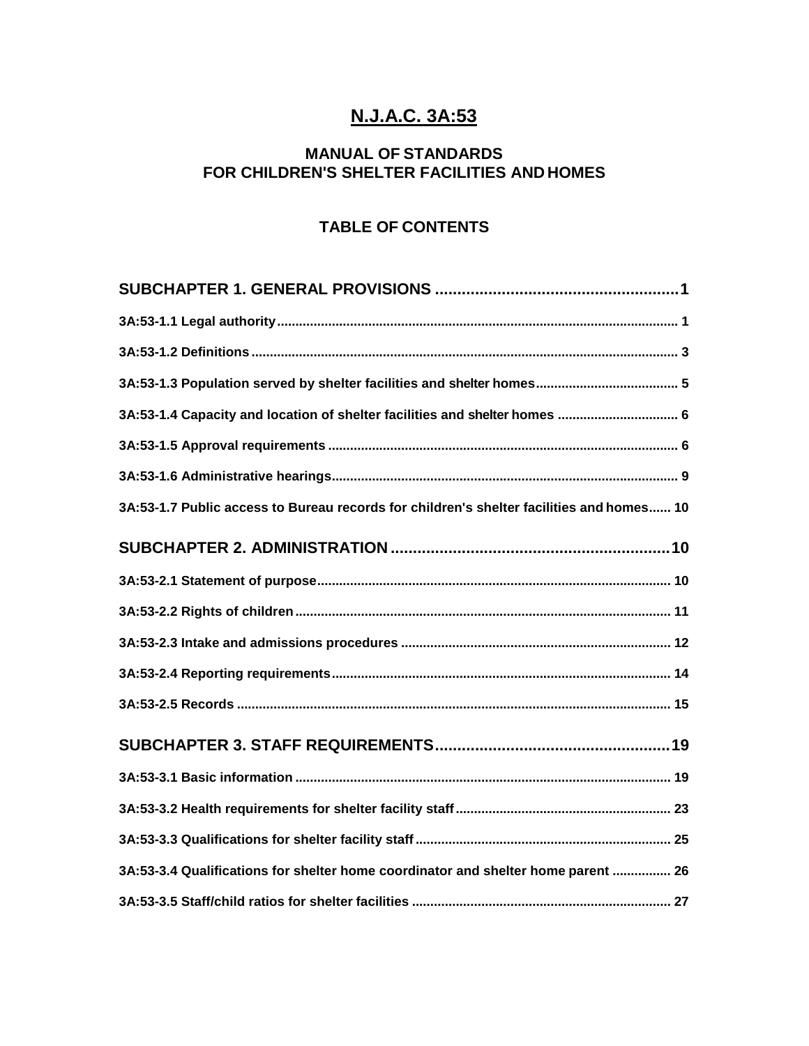# N.J.A.C. 3A:53

## MANUAL OF STANDARDS FOR CHILDREN'S SHELTER FACILITIES AND HOMES

### TABLE OF CONTENTS

**SUBCHAPTER 1. GENERAL PROVISIONS .......................................................1**

**3A:53-1.1 Legal authority ............................................................................................. 1**

**3A:53-1.2 Definitions ..................................................................................................... 3**

**3A:53-1.3 Population served by shelter facilities and shelter homes ...................................... 5**

**3A:53-1.4 Capacity and location of shelter facilities and shelter homes ................................ 6**

**3A:53-1.5 Approval requirements ............................................................................... 6**

**3A:53-1.6 Administrative hearings .............................................................................. 9**

**3A:53-1.7 Public access to Bureau records for children's shelter facilities and homes...... 10**

**SUBCHAPTER 2. ADMINISTRATION ...............................................................10**

**3A:53-2.1 Statement of purpose ................................................................................. 10**

**3A:53-2.2 Rights of children ....................................................................................... 11**

**3A:53-2.3 Intake and admissions procedures ........................................................... 12**

**3A:53-2.4 Reporting requirements ............................................................................ 14**

**3A:53-2.5 Records ...................................................................................................... 15**

**SUBCHAPTER 3. STAFF REQUIREMENTS.....................................................19**

**3A:53-3.1 Basic information ....................................................................................... 19**

**3A:53-3.2 Health requirements for shelter facility staff ........................................................... 23**

**3A:53-3.3 Qualifications for shelter facility staff ...................................................................... 25**

**3A:53-3.4 Qualifications for shelter home coordinator and shelter home parent ................ 26**

**3A:53-3.5 Staff/child ratios for shelter facilities ....................................................................... 27**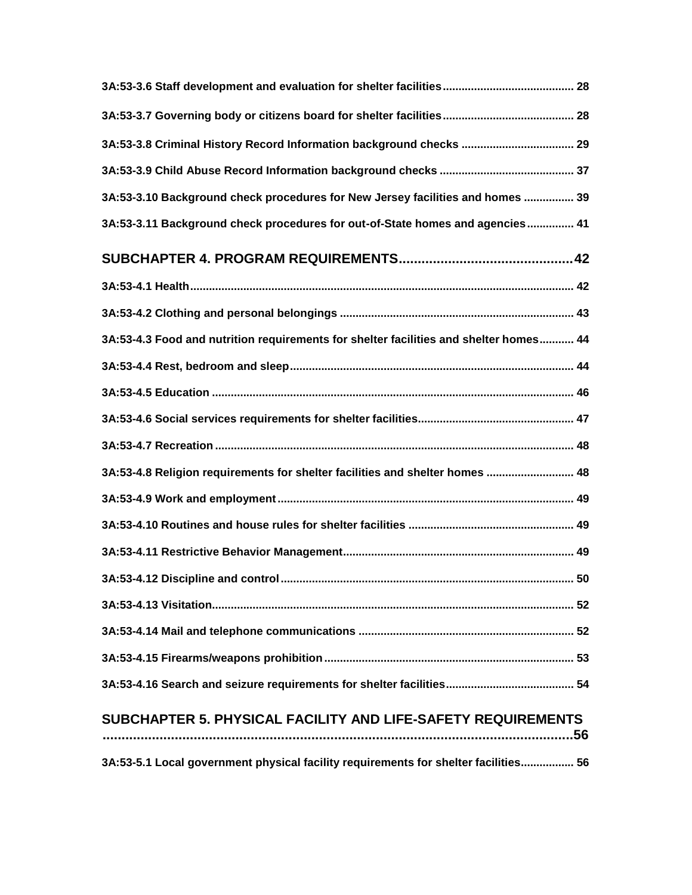3A:53-3.6 Staff development and evaluation for shelter facilities .......................................... 28

3A:53-3.7 Governing body or citizens board for shelter facilities .......................................... 28

3A:53-3.8 Criminal History Record Information background checks .................................... 29

3A:53-3.9 Child Abuse Record Information background checks ........................................... 37

3A:53-3.10 Background check procedures for New Jersey facilities and homes ................ 39

3A:53-3.11 Background check procedures for out-of-State homes and agencies ............... 41

## SUBCHAPTER 4. PROGRAM REQUIREMENTS ............................................. 42

3A:53-4.1 Health .......................................................................................................... 42

3A:53-4.2 Clothing and personal belongings ........................................................................... 43

3A:53-4.3 Food and nutrition requirements for shelter facilities and shelter homes ........... 44

3A:53-4.4 Rest, bedroom and sleep ........................................................................................... 44

3A:53-4.5 Education ................................................................................................................... 46

3A:53-4.6 Social services requirements for shelter facilities ................................................. 47

3A:53-4.7 Recreation .................................................................................................................. 48

3A:53-4.8 Religion requirements for shelter facilities and shelter homes ............................ 48

3A:53-4.9 Work and employment .............................................................................................. 49

3A:53-4.10 Routines and house rules for shelter facilities ..................................................... 49

3A:53-4.11 Restrictive Behavior Management ......................................................................... 49

3A:53-4.12 Discipline and control ............................................................................................. 50

3A:53-4.13 Visitation ................................................................................................................... 52

3A:53-4.14 Mail and telephone communications ..................................................................... 52

3A:53-4.15 Firearms/weapons prohibition ................................................................................ 53

3A:53-4.16 Search and seizure requirements for shelter facilities ........................................ 54

## SUBCHAPTER 5. PHYSICAL FACILITY AND LIFE-SAFETY REQUIREMENTS ..................................................................................................................... 56

3A:53-5.1 Local government physical facility requirements for shelter facilities ................. 56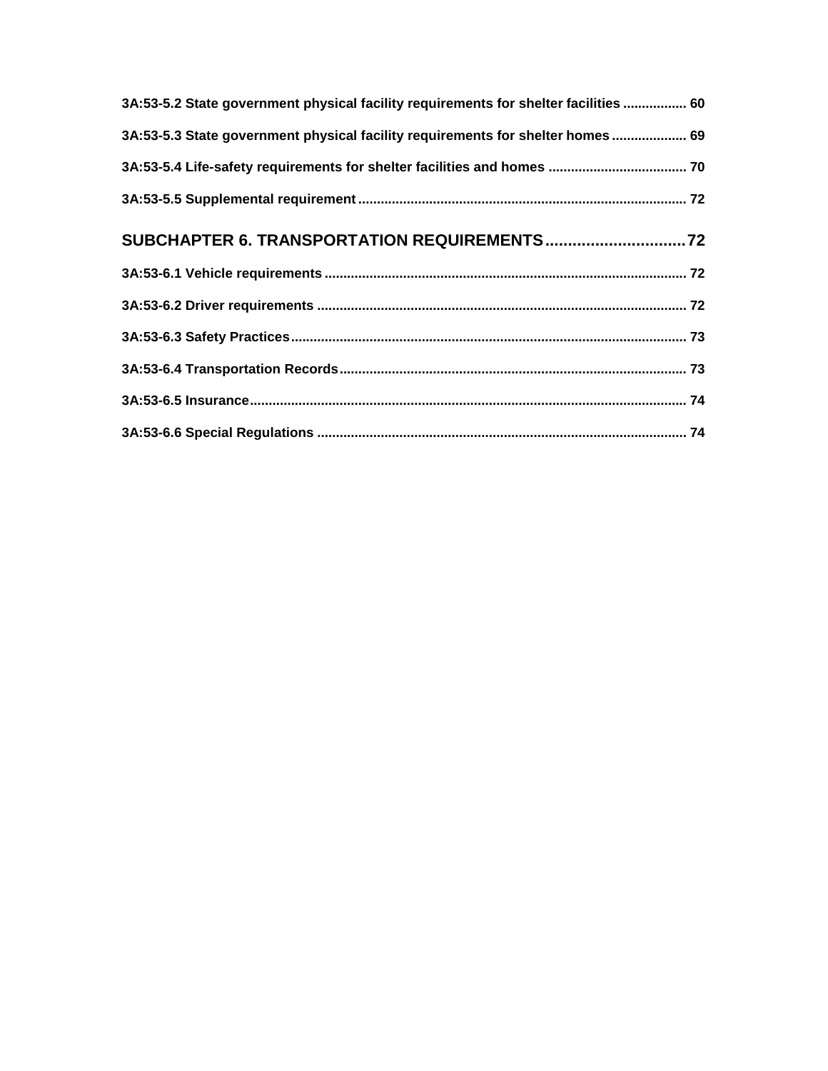**3A:53-5.2 State government physical facility requirements for shelter facilities ................ 60**

**3A:53-5.3 State government physical facility requirements for shelter homes ................... 69**

**3A:53-5.4 Life-safety requirements for shelter facilities and homes .................................... 70**

**3A:53-5.5 Supplemental requirement ...................................................................................... 72**

## SUBCHAPTER 6. TRANSPORTATION REQUIREMENTS ............................... 72

**3A:53-6.1 Vehicle requirements ................................................................................................ 72**

**3A:53-6.2 Driver requirements .................................................................................................. 72**

**3A:53-6.3 Safety Practices ......................................................................................................... 73**

**3A:53-6.4 Transportation Records ............................................................................................ 73**

**3A:53-6.5 Insurance ................................................................................................................... 74**

**3A:53-6.6 Special Regulations .................................................................................................. 74**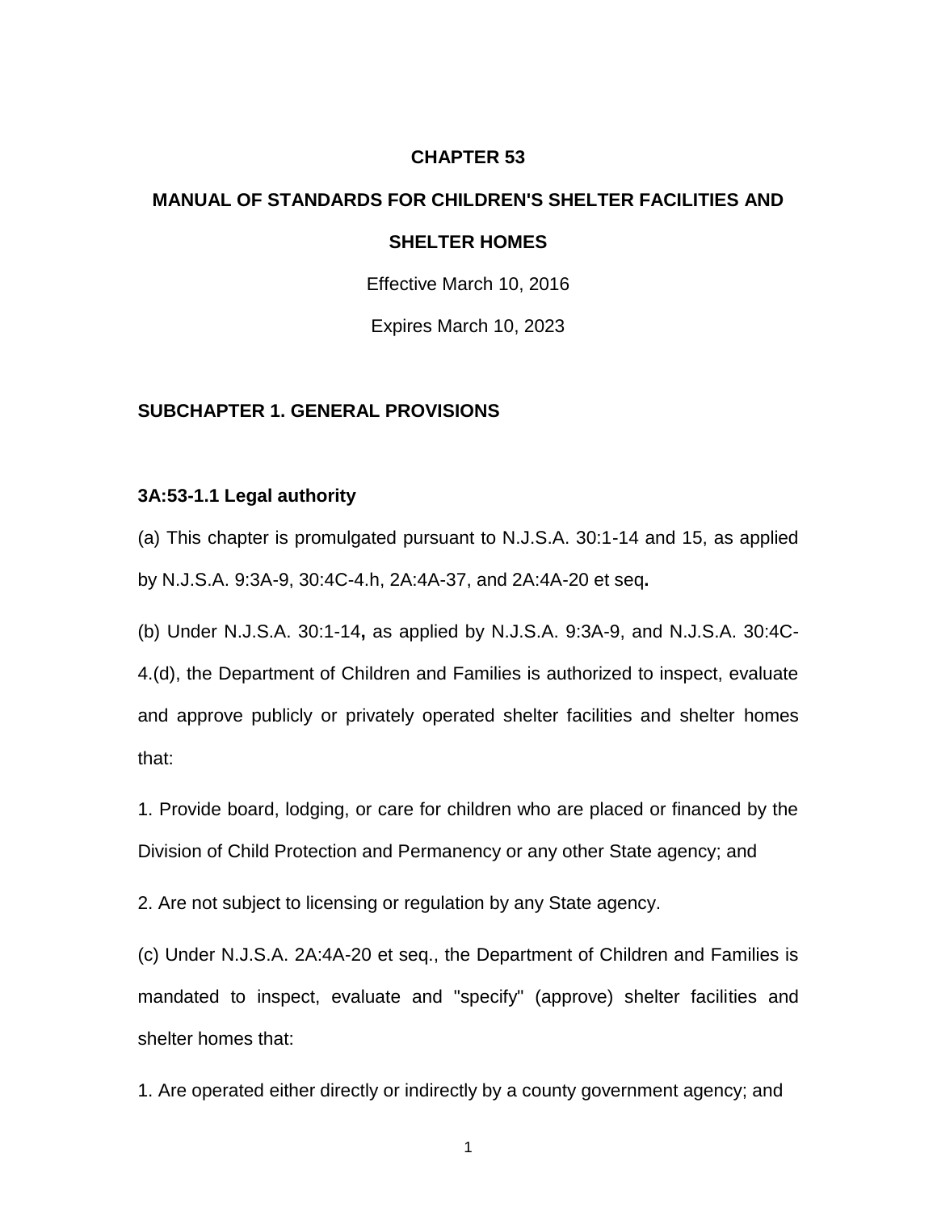# CHAPTER 53

# MANUAL OF STANDARDS FOR CHILDREN'S SHELTER FACILITIES AND SHELTER HOMES

Effective March 10, 2016

Expires March 10, 2023

## SUBCHAPTER 1. GENERAL PROVISIONS

### 3A:53-1.1 Legal authority

(a) This chapter is promulgated pursuant to N.J.S.A. 30:1-14 and 15, as applied by N.J.S.A. 9:3A-9, 30:4C-4.h, 2A:4A-37, and 2A:4A-20 et seq**.**

(b) Under N.J.S.A. 30:1-14**,** as applied by N.J.S.A. 9:3A-9, and N.J.S.A. 30:4C-4.(d), the Department of Children and Families is authorized to inspect, evaluate and approve publicly or privately operated shelter facilities and shelter homes that:

1. Provide board, lodging, or care for children who are placed or financed by the Division of Child Protection and Permanency or any other State agency; and

2. Are not subject to licensing or regulation by any State agency.

(c) Under N.J.S.A. 2A:4A-20 et seq., the Department of Children and Families is mandated to inspect, evaluate and "specify" (approve) shelter facilities and shelter homes that:

1. Are operated either directly or indirectly by a county government agency; and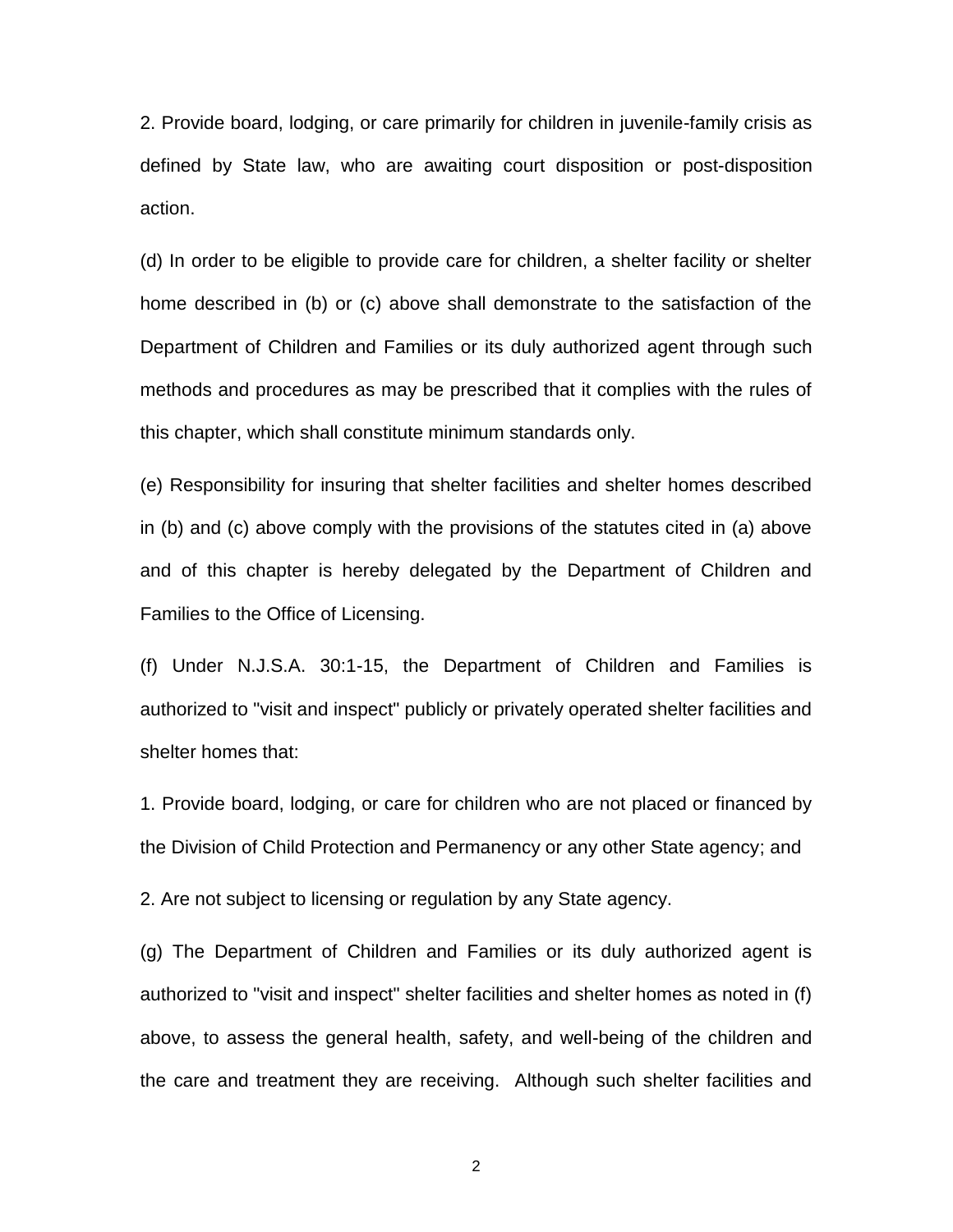2. Provide board, lodging, or care primarily for children in juvenile-family crisis as defined by State law, who are awaiting court disposition or post-disposition action.

(d) In order to be eligible to provide care for children, a shelter facility or shelter home described in (b) or (c) above shall demonstrate to the satisfaction of the Department of Children and Families or its duly authorized agent through such methods and procedures as may be prescribed that it complies with the rules of this chapter, which shall constitute minimum standards only.

(e) Responsibility for insuring that shelter facilities and shelter homes described in (b) and (c) above comply with the provisions of the statutes cited in (a) above and of this chapter is hereby delegated by the Department of Children and Families to the Office of Licensing.

(f) Under N.J.S.A. 30:1-15, the Department of Children and Families is authorized to "visit and inspect" publicly or privately operated shelter facilities and shelter homes that:

1. Provide board, lodging, or care for children who are not placed or financed by the Division of Child Protection and Permanency or any other State agency; and

2. Are not subject to licensing or regulation by any State agency.

(g) The Department of Children and Families or its duly authorized agent is authorized to "visit and inspect" shelter facilities and shelter homes as noted in (f) above, to assess the general health, safety, and well-being of the children and the care and treatment they are receiving. Although such shelter facilities and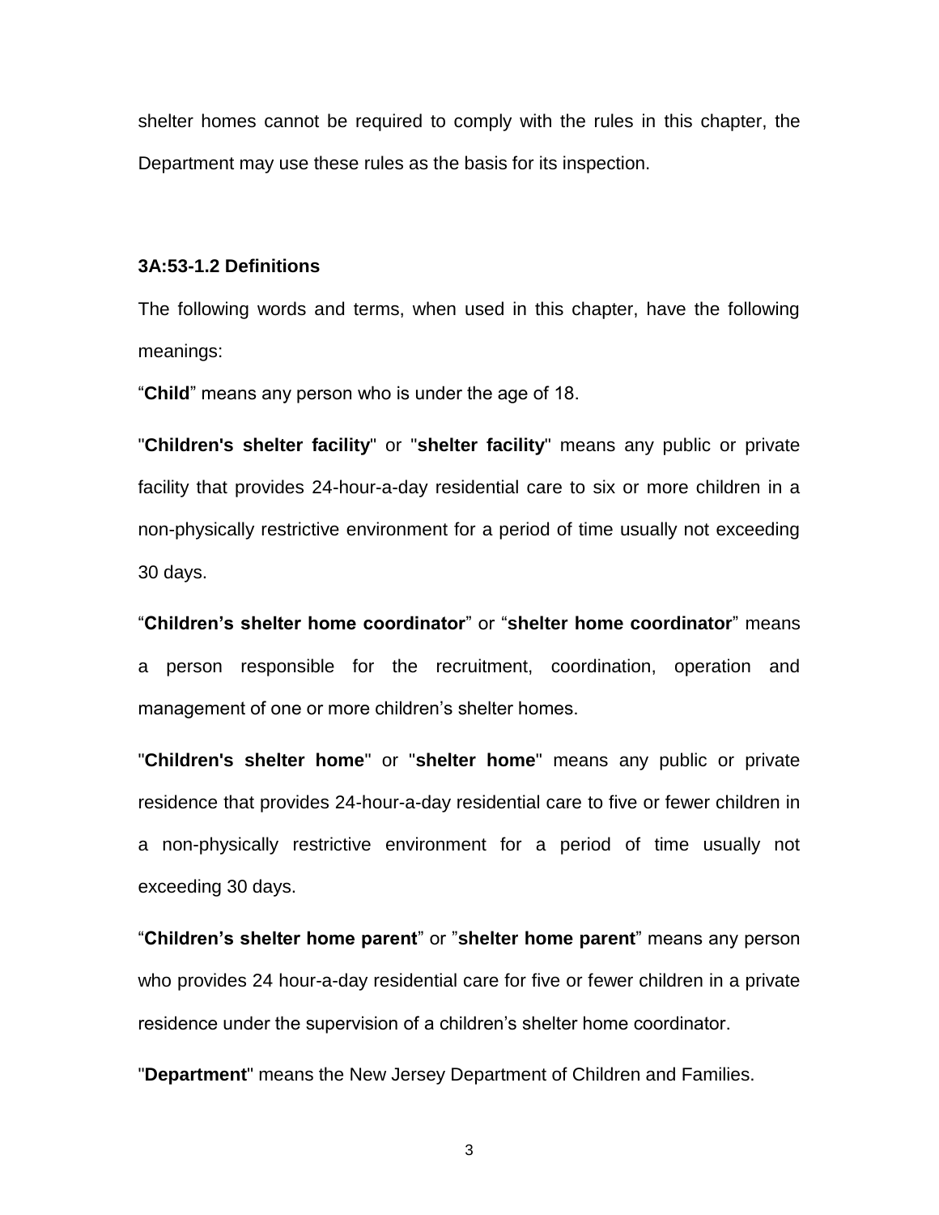shelter homes cannot be required to comply with the rules in this chapter, the Department may use these rules as the basis for its inspection.

### 3A:53-1.2 Definitions

The following words and terms, when used in this chapter, have the following meanings:

"**Child**" means any person who is under the age of 18.

"**Children's shelter facility**" or "**shelter facility**" means any public or private facility that provides 24-hour-a-day residential care to six or more children in a non-physically restrictive environment for a period of time usually not exceeding 30 days.

"**Children's shelter home coordinator**" or "**shelter home coordinator**" means a person responsible for the recruitment, coordination, operation and management of one or more children's shelter homes.

"**Children's shelter home**" or "**shelter home**" means any public or private residence that provides 24-hour-a-day residential care to five or fewer children in a non-physically restrictive environment for a period of time usually not exceeding 30 days.

"**Children's shelter home parent**" or "**shelter home parent**" means any person who provides 24 hour-a-day residential care for five or fewer children in a private residence under the supervision of a children's shelter home coordinator.

"**Department**" means the New Jersey Department of Children and Families.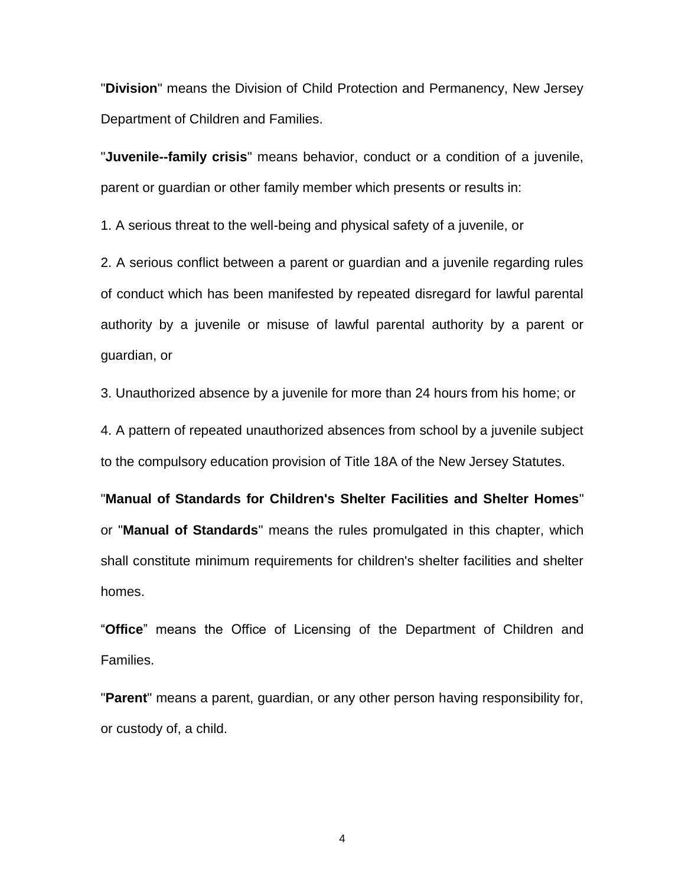"**Division**" means the Division of Child Protection and Permanency, New Jersey Department of Children and Families.

"**Juvenile--family crisis**" means behavior, conduct or a condition of a juvenile, parent or guardian or other family member which presents or results in:

1. A serious threat to the well-being and physical safety of a juvenile, or

2. A serious conflict between a parent or guardian and a juvenile regarding rules of conduct which has been manifested by repeated disregard for lawful parental authority by a juvenile or misuse of lawful parental authority by a parent or guardian, or

3. Unauthorized absence by a juvenile for more than 24 hours from his home; or

4. A pattern of repeated unauthorized absences from school by a juvenile subject to the compulsory education provision of Title 18A of the New Jersey Statutes.

"**Manual of Standards for Children's Shelter Facilities and Shelter Homes**" or "**Manual of Standards**" means the rules promulgated in this chapter, which shall constitute minimum requirements for children's shelter facilities and shelter homes.

"**Office**" means the Office of Licensing of the Department of Children and Families.

"**Parent**" means a parent, guardian, or any other person having responsibility for, or custody of, a child.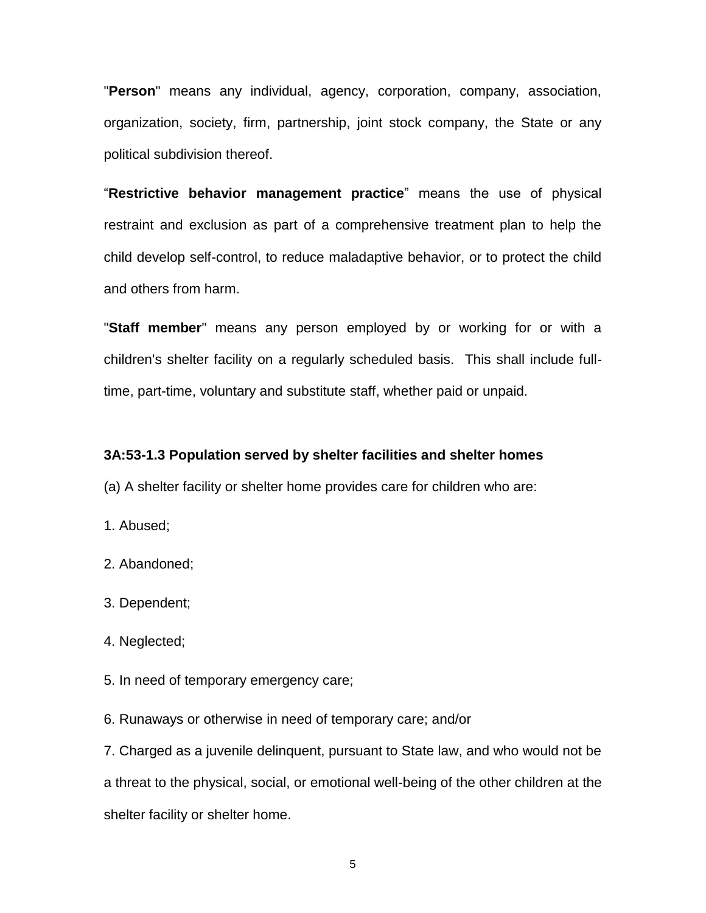"**Person**" means any individual, agency, corporation, company, association, organization, society, firm, partnership, joint stock company, the State or any political subdivision thereof.

"**Restrictive behavior management practice**" means the use of physical restraint and exclusion as part of a comprehensive treatment plan to help the child develop self-control, to reduce maladaptive behavior, or to protect the child and others from harm.

"**Staff member**" means any person employed by or working for or with a children's shelter facility on a regularly scheduled basis. This shall include full-time, part-time, voluntary and substitute staff, whether paid or unpaid.

**3A:53-1.3 Population served by shelter facilities and shelter homes**

(a) A shelter facility or shelter home provides care for children who are:

1. Abused;

2. Abandoned;

3. Dependent;

4. Neglected;

5. In need of temporary emergency care;

6. Runaways or otherwise in need of temporary care; and/or

7. Charged as a juvenile delinquent, pursuant to State law, and who would not be a threat to the physical, social, or emotional well-being of the other children at the shelter facility or shelter home.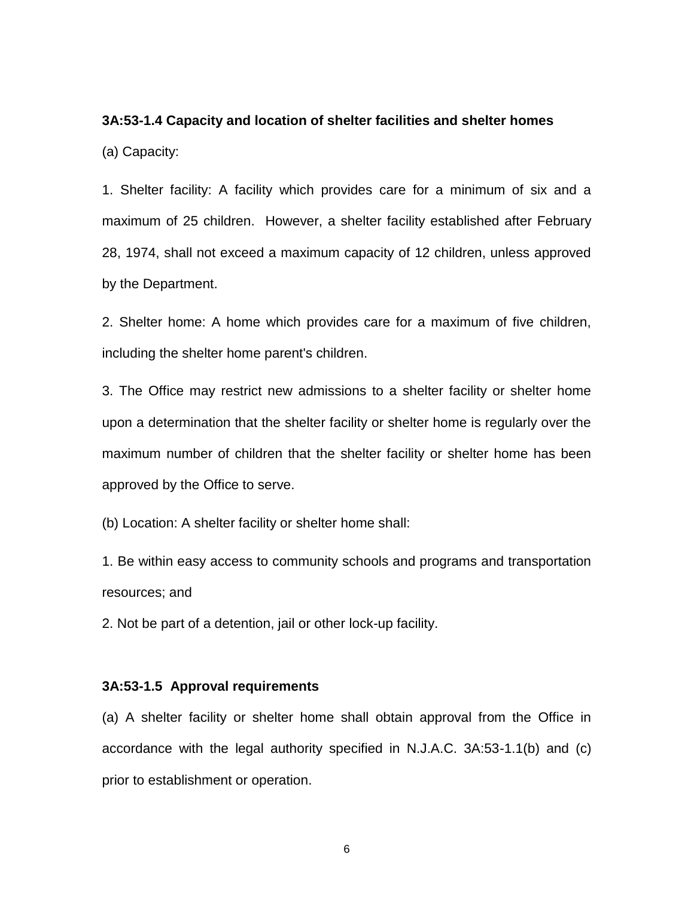**3A:53-1.4 Capacity and location of shelter facilities and shelter homes**

(a) Capacity:

1. Shelter facility: A facility which provides care for a minimum of six and a maximum of 25 children. However, a shelter facility established after February 28, 1974, shall not exceed a maximum capacity of 12 children, unless approved by the Department.

2. Shelter home: A home which provides care for a maximum of five children, including the shelter home parent's children.

3. The Office may restrict new admissions to a shelter facility or shelter home upon a determination that the shelter facility or shelter home is regularly over the maximum number of children that the shelter facility or shelter home has been approved by the Office to serve.

(b) Location: A shelter facility or shelter home shall:

1. Be within easy access to community schools and programs and transportation resources; and

2. Not be part of a detention, jail or other lock-up facility.

**3A:53-1.5 Approval requirements**

(a) A shelter facility or shelter home shall obtain approval from the Office in accordance with the legal authority specified in N.J.A.C. 3A:53-1.1(b) and (c) prior to establishment or operation.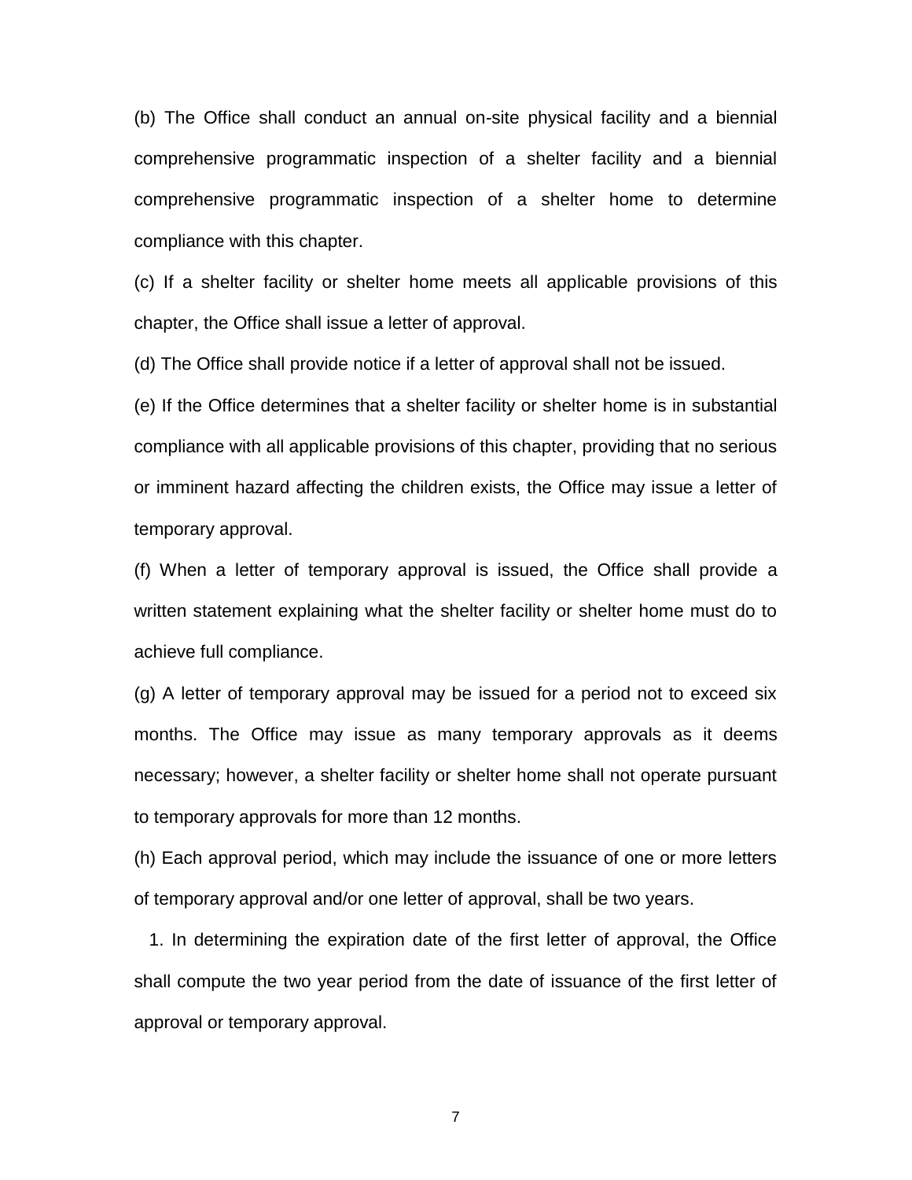(b) The Office shall conduct an annual on-site physical facility and a biennial comprehensive programmatic inspection of a shelter facility and a biennial comprehensive programmatic inspection of a shelter home to determine compliance with this chapter.

(c) If a shelter facility or shelter home meets all applicable provisions of this chapter, the Office shall issue a letter of approval.

(d) The Office shall provide notice if a letter of approval shall not be issued.

(e) If the Office determines that a shelter facility or shelter home is in substantial compliance with all applicable provisions of this chapter, providing that no serious or imminent hazard affecting the children exists, the Office may issue a letter of temporary approval.

(f) When a letter of temporary approval is issued, the Office shall provide a written statement explaining what the shelter facility or shelter home must do to achieve full compliance.

(g) A letter of temporary approval may be issued for a period not to exceed six months. The Office may issue as many temporary approvals as it deems necessary; however, a shelter facility or shelter home shall not operate pursuant to temporary approvals for more than 12 months.

(h) Each approval period, which may include the issuance of one or more letters of temporary approval and/or one letter of approval, shall be two years.

1. In determining the expiration date of the first letter of approval, the Office shall compute the two year period from the date of issuance of the first letter of approval or temporary approval.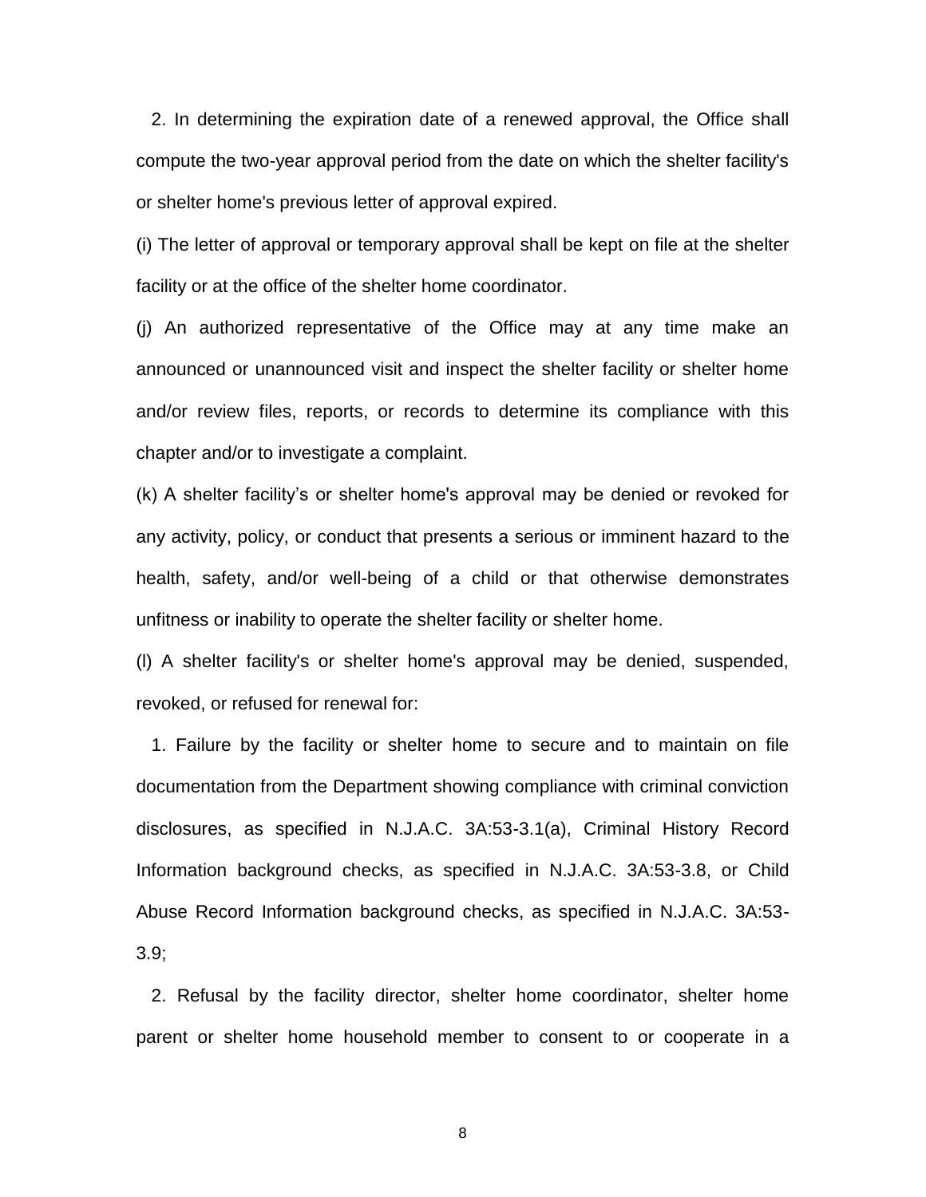2. In determining the expiration date of a renewed approval, the Office shall compute the two-year approval period from the date on which the shelter facility's or shelter home's previous letter of approval expired.

(i) The letter of approval or temporary approval shall be kept on file at the shelter facility or at the office of the shelter home coordinator.

(j) An authorized representative of the Office may at any time make an announced or unannounced visit and inspect the shelter facility or shelter home and/or review files, reports, or records to determine its compliance with this chapter and/or to investigate a complaint.

(k) A shelter facility's or shelter home's approval may be denied or revoked for any activity, policy, or conduct that presents a serious or imminent hazard to the health, safety, and/or well-being of a child or that otherwise demonstrates unfitness or inability to operate the shelter facility or shelter home.

(l) A shelter facility's or shelter home's approval may be denied, suspended, revoked, or refused for renewal for:

1. Failure by the facility or shelter home to secure and to maintain on file documentation from the Department showing compliance with criminal conviction disclosures, as specified in N.J.A.C. 3A:53-3.1(a), Criminal History Record Information background checks, as specified in N.J.A.C. 3A:53-3.8, or Child Abuse Record Information background checks, as specified in N.J.A.C. 3A:53-3.9;

2. Refusal by the facility director, shelter home coordinator, shelter home parent or shelter home household member to consent to or cooperate in a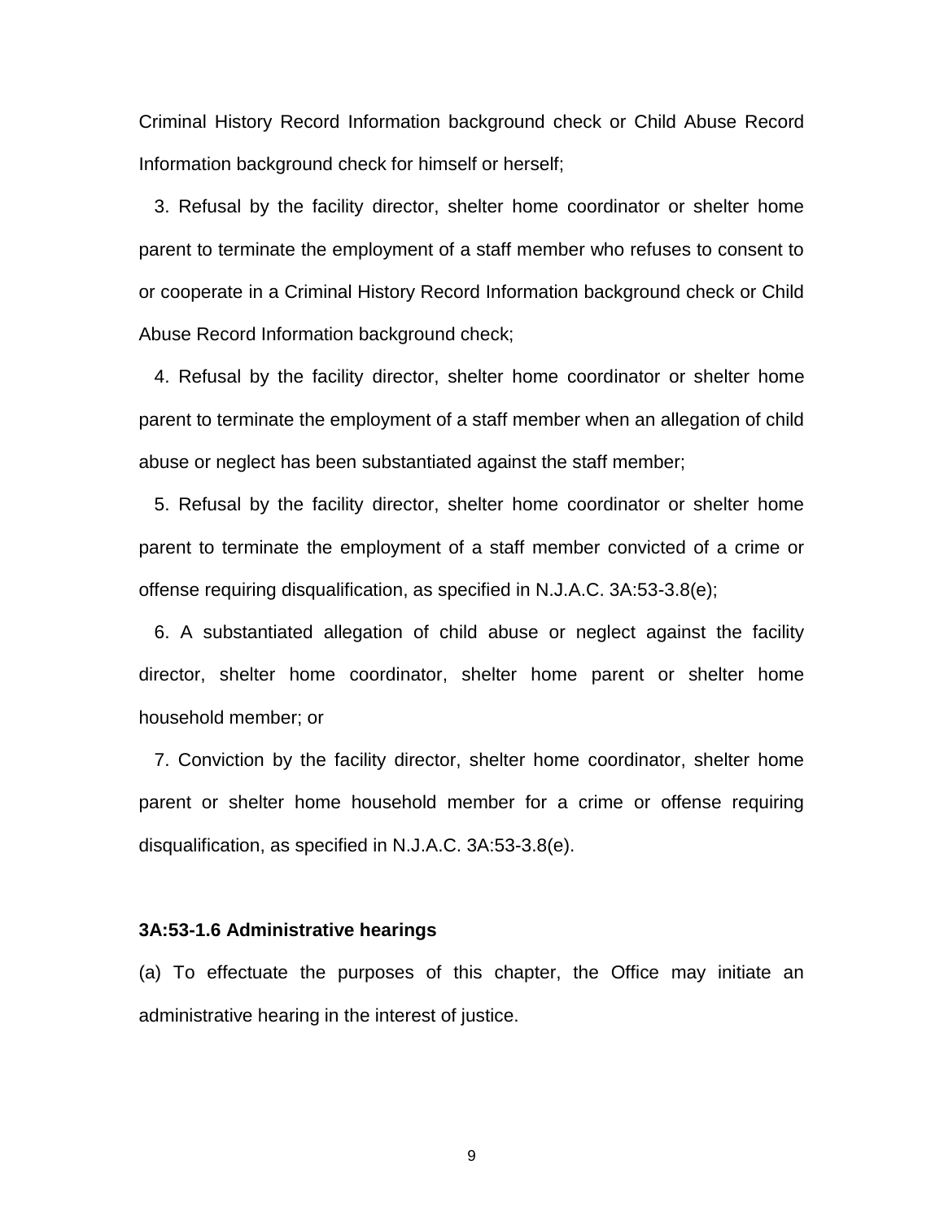Criminal History Record Information background check or Child Abuse Record Information background check for himself or herself;

3. Refusal by the facility director, shelter home coordinator or shelter home parent to terminate the employment of a staff member who refuses to consent to or cooperate in a Criminal History Record Information background check or Child Abuse Record Information background check;

4. Refusal by the facility director, shelter home coordinator or shelter home parent to terminate the employment of a staff member when an allegation of child abuse or neglect has been substantiated against the staff member;

5. Refusal by the facility director, shelter home coordinator or shelter home parent to terminate the employment of a staff member convicted of a crime or offense requiring disqualification, as specified in N.J.A.C. 3A:53-3.8(e);

6. A substantiated allegation of child abuse or neglect against the facility director, shelter home coordinator, shelter home parent or shelter home household member; or

7. Conviction by the facility director, shelter home coordinator, shelter home parent or shelter home household member for a crime or offense requiring disqualification, as specified in N.J.A.C. 3A:53-3.8(e).

**3A:53-1.6 Administrative hearings**

(a) To effectuate the purposes of this chapter, the Office may initiate an administrative hearing in the interest of justice.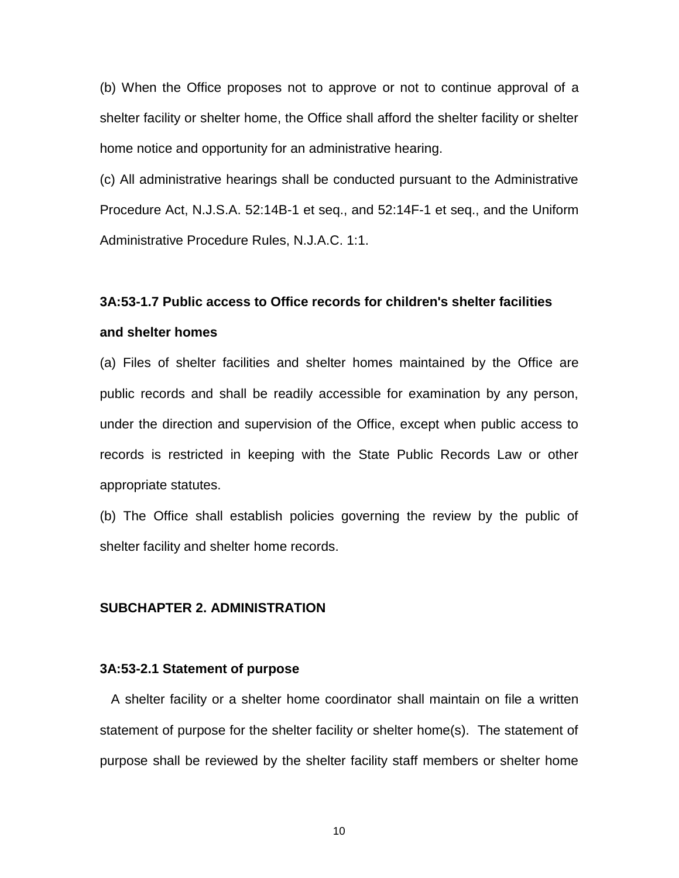(b) When the Office proposes not to approve or not to continue approval of a shelter facility or shelter home, the Office shall afford the shelter facility or shelter home notice and opportunity for an administrative hearing.

(c) All administrative hearings shall be conducted pursuant to the Administrative Procedure Act, N.J.S.A. 52:14B-1 et seq., and 52:14F-1 et seq., and the Uniform Administrative Procedure Rules, N.J.A.C. 1:1.

### 3A:53-1.7 Public access to Office records for children's shelter facilities and shelter homes

(a) Files of shelter facilities and shelter homes maintained by the Office are public records and shall be readily accessible for examination by any person, under the direction and supervision of the Office, except when public access to records is restricted in keeping with the State Public Records Law or other appropriate statutes.

(b) The Office shall establish policies governing the review by the public of shelter facility and shelter home records.

## SUBCHAPTER 2. ADMINISTRATION

### 3A:53-2.1 Statement of purpose

A shelter facility or a shelter home coordinator shall maintain on file a written statement of purpose for the shelter facility or shelter home(s). The statement of purpose shall be reviewed by the shelter facility staff members or shelter home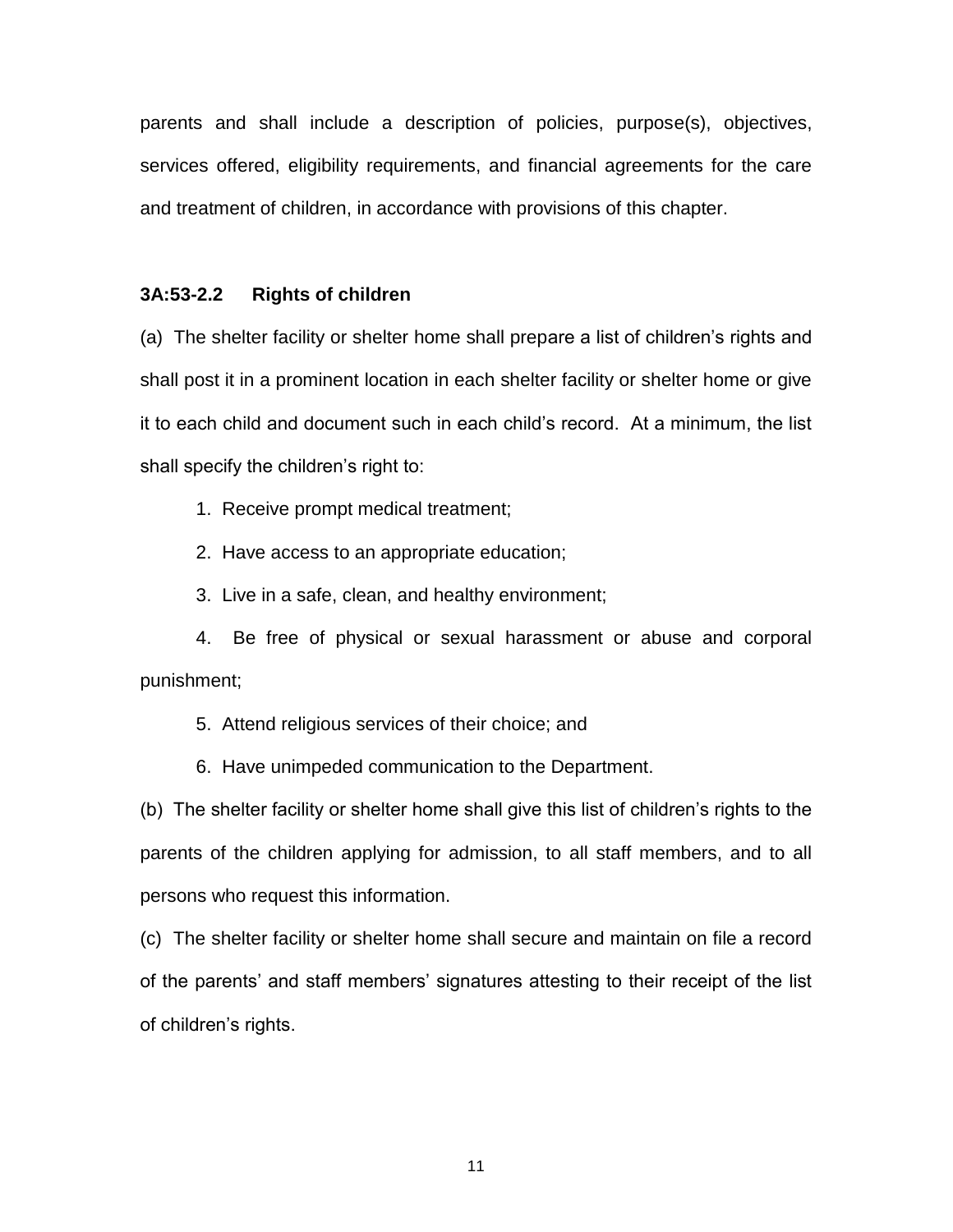parents and shall include a description of policies, purpose(s), objectives, services offered, eligibility requirements, and financial agreements for the care and treatment of children, in accordance with provisions of this chapter.

### 3A:53-2.2 Rights of children

(a) The shelter facility or shelter home shall prepare a list of children's rights and shall post it in a prominent location in each shelter facility or shelter home or give it to each child and document such in each child's record. At a minimum, the list shall specify the children's right to:

1. Receive prompt medical treatment;
2. Have access to an appropriate education;
3. Live in a safe, clean, and healthy environment;
4. Be free of physical or sexual harassment or abuse and corporal punishment;
5. Attend religious services of their choice; and
6. Have unimpeded communication to the Department.

(b) The shelter facility or shelter home shall give this list of children's rights to the parents of the children applying for admission, to all staff members, and to all persons who request this information.

(c) The shelter facility or shelter home shall secure and maintain on file a record of the parents' and staff members' signatures attesting to their receipt of the list of children's rights.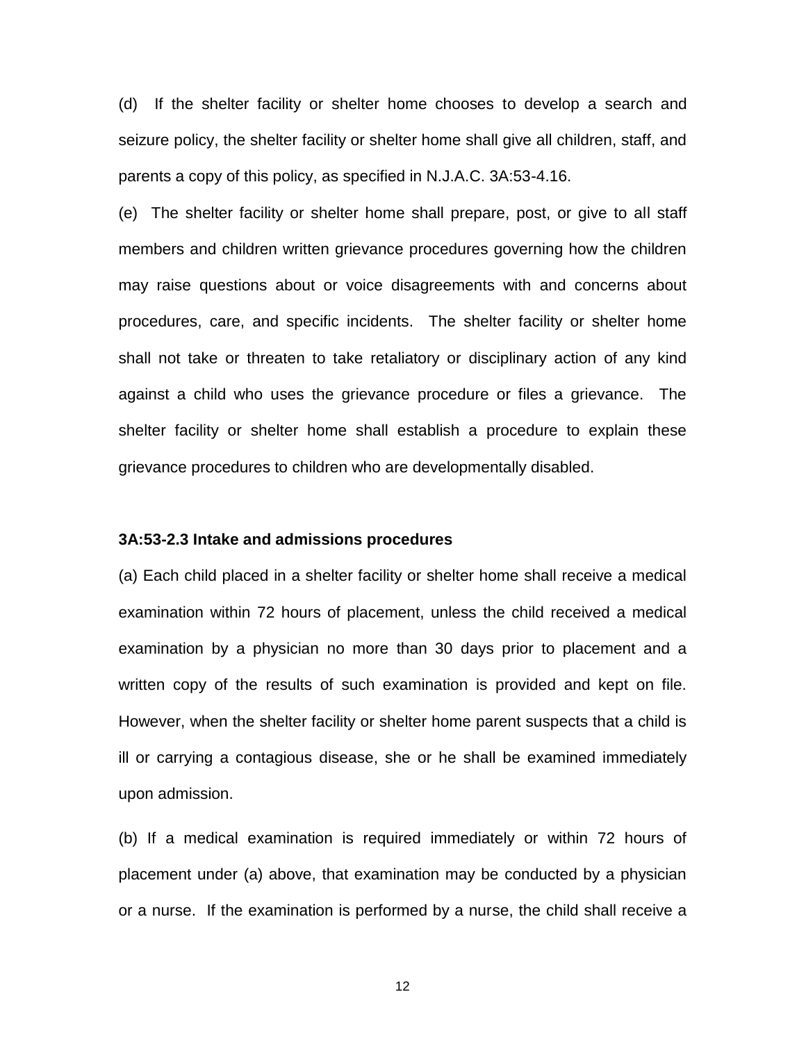(d) If the shelter facility or shelter home chooses to develop a search and seizure policy, the shelter facility or shelter home shall give all children, staff, and parents a copy of this policy, as specified in N.J.A.C. 3A:53-4.16.

(e) The shelter facility or shelter home shall prepare, post, or give to all staff members and children written grievance procedures governing how the children may raise questions about or voice disagreements with and concerns about procedures, care, and specific incidents. The shelter facility or shelter home shall not take or threaten to take retaliatory or disciplinary action of any kind against a child who uses the grievance procedure or files a grievance. The shelter facility or shelter home shall establish a procedure to explain these grievance procedures to children who are developmentally disabled.

**3A:53-2.3 Intake and admissions procedures**

(a) Each child placed in a shelter facility or shelter home shall receive a medical examination within 72 hours of placement, unless the child received a medical examination by a physician no more than 30 days prior to placement and a written copy of the results of such examination is provided and kept on file. However, when the shelter facility or shelter home parent suspects that a child is ill or carrying a contagious disease, she or he shall be examined immediately upon admission.

(b) If a medical examination is required immediately or within 72 hours of placement under (a) above, that examination may be conducted by a physician or a nurse. If the examination is performed by a nurse, the child shall receive a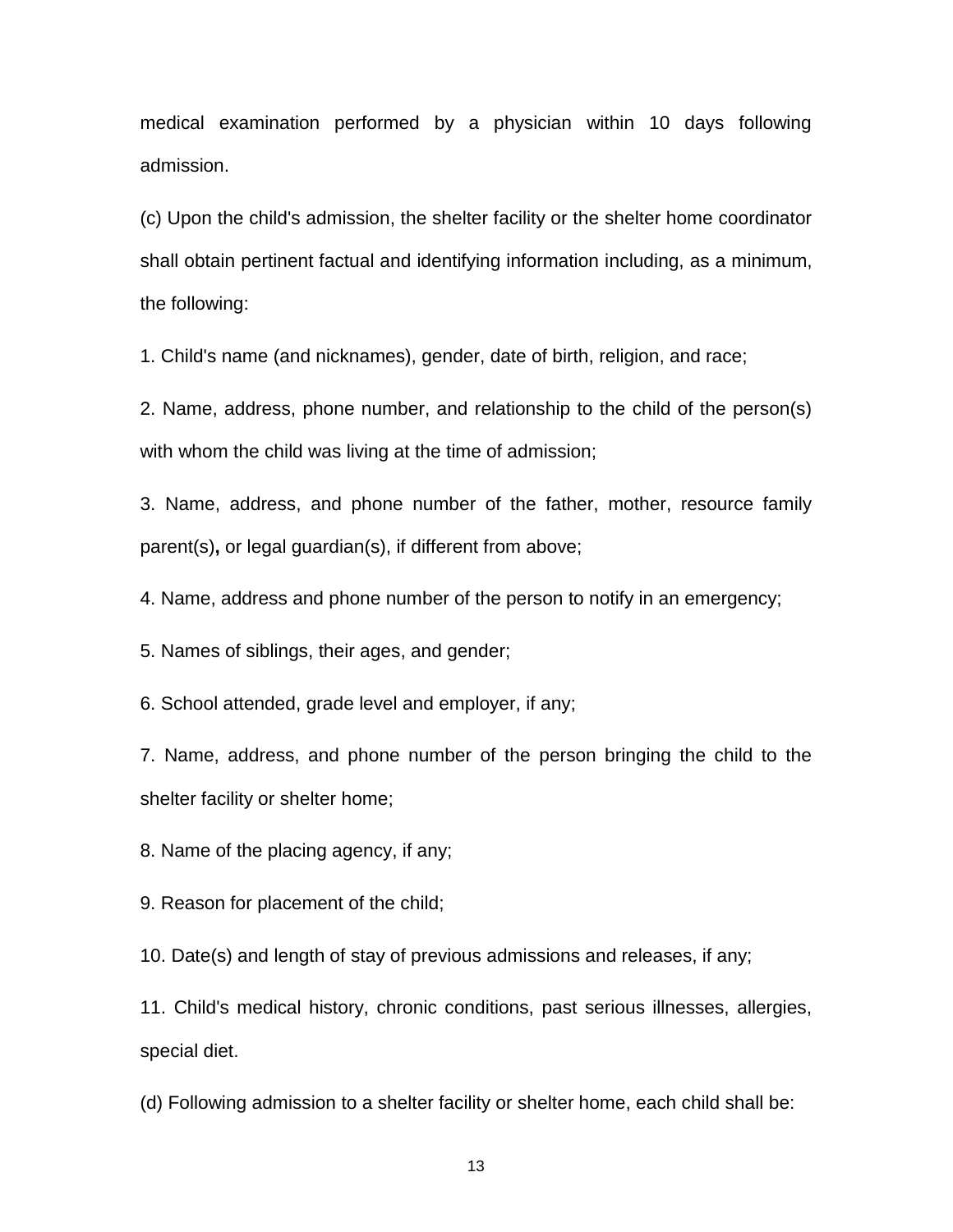medical examination performed by a physician within 10 days following admission.

(c) Upon the child's admission, the shelter facility or the shelter home coordinator shall obtain pertinent factual and identifying information including, as a minimum, the following:

1. Child's name (and nicknames), gender, date of birth, religion, and race;

2. Name, address, phone number, and relationship to the child of the person(s) with whom the child was living at the time of admission;

3. Name, address, and phone number of the father, mother, resource family parent(s), or legal guardian(s), if different from above;

4. Name, address and phone number of the person to notify in an emergency;

5. Names of siblings, their ages, and gender;

6. School attended, grade level and employer, if any;

7. Name, address, and phone number of the person bringing the child to the shelter facility or shelter home;

8. Name of the placing agency, if any;

9. Reason for placement of the child;

10. Date(s) and length of stay of previous admissions and releases, if any;

11. Child's medical history, chronic conditions, past serious illnesses, allergies, special diet.

(d) Following admission to a shelter facility or shelter home, each child shall be: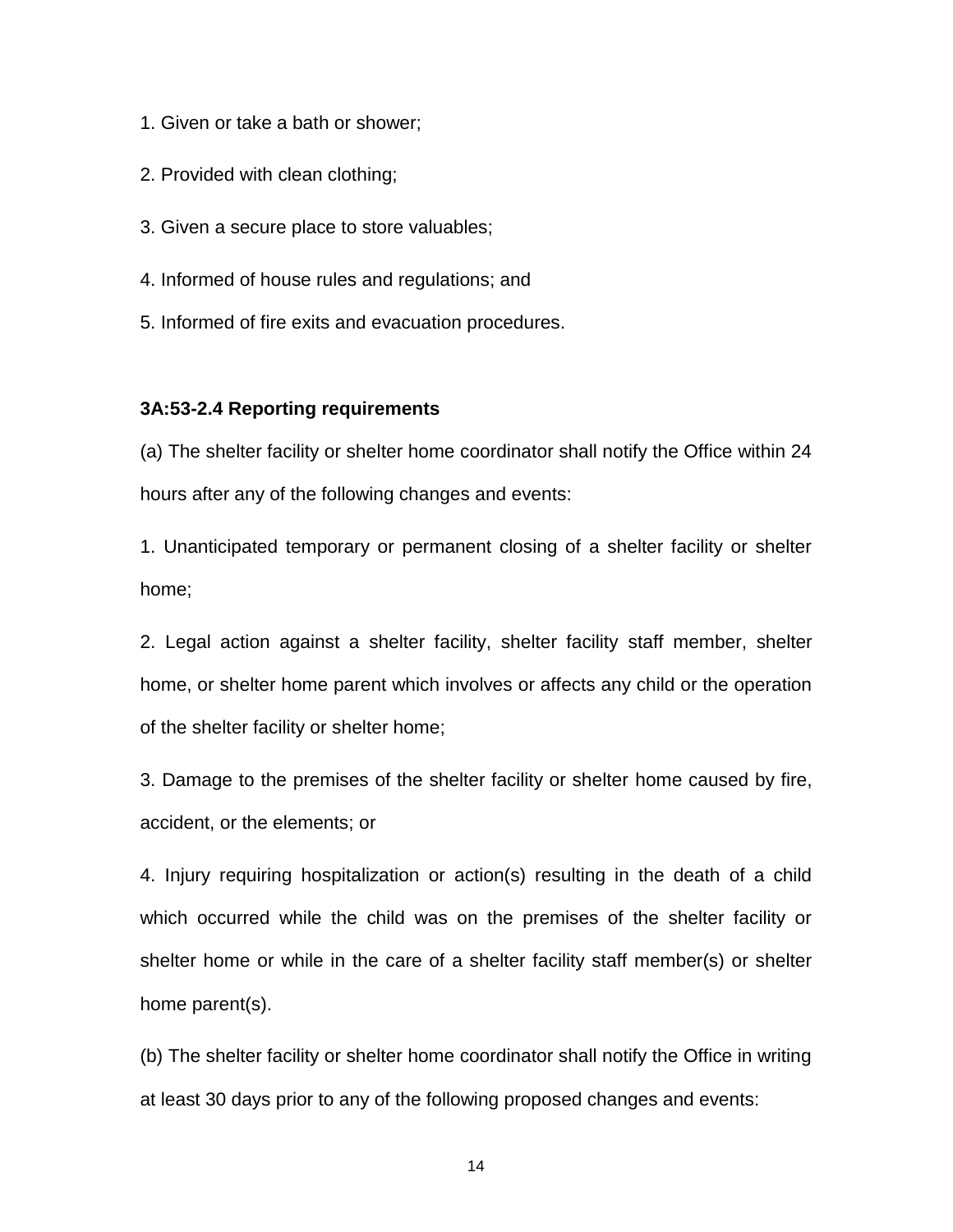1. Given or take a bath or shower;

2. Provided with clean clothing;

3. Given a secure place to store valuables;

4. Informed of house rules and regulations; and

5. Informed of fire exits and evacuation procedures.

**3A:53-2.4 Reporting requirements**

(a) The shelter facility or shelter home coordinator shall notify the Office within 24 hours after any of the following changes and events:

1. Unanticipated temporary or permanent closing of a shelter facility or shelter home;

2. Legal action against a shelter facility, shelter facility staff member, shelter home, or shelter home parent which involves or affects any child or the operation of the shelter facility or shelter home;

3. Damage to the premises of the shelter facility or shelter home caused by fire, accident, or the elements; or

4. Injury requiring hospitalization or action(s) resulting in the death of a child which occurred while the child was on the premises of the shelter facility or shelter home or while in the care of a shelter facility staff member(s) or shelter home parent(s).

(b) The shelter facility or shelter home coordinator shall notify the Office in writing at least 30 days prior to any of the following proposed changes and events: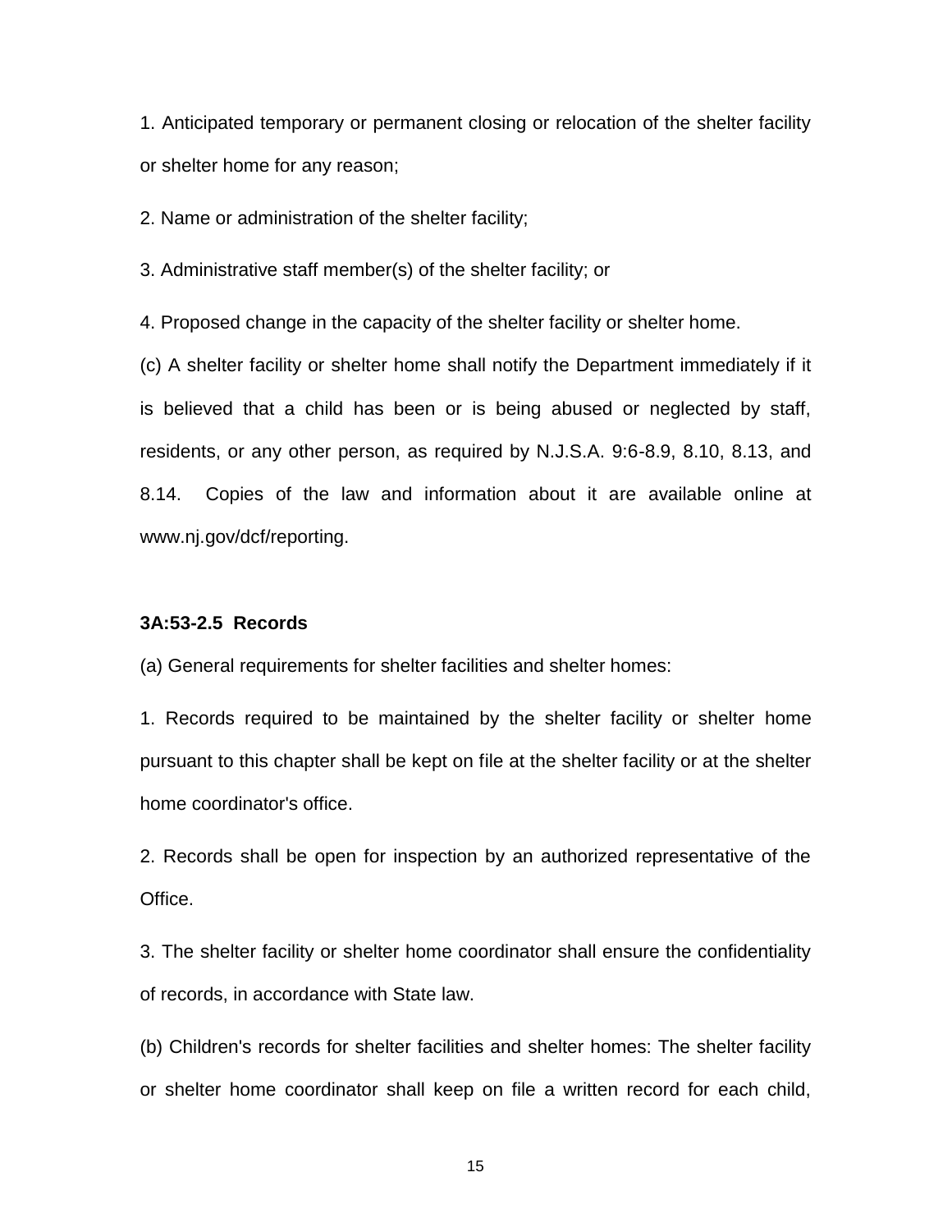1. Anticipated temporary or permanent closing or relocation of the shelter facility or shelter home for any reason;

2. Name or administration of the shelter facility;

3. Administrative staff member(s) of the shelter facility; or

4. Proposed change in the capacity of the shelter facility or shelter home.

(c) A shelter facility or shelter home shall notify the Department immediately if it is believed that a child has been or is being abused or neglected by staff, residents, or any other person, as required by N.J.S.A. 9:6-8.9, 8.10, 8.13, and 8.14. Copies of the law and information about it are available online at www.nj.gov/dcf/reporting.

**3A:53-2.5 Records**

(a) General requirements for shelter facilities and shelter homes:

1. Records required to be maintained by the shelter facility or shelter home pursuant to this chapter shall be kept on file at the shelter facility or at the shelter home coordinator's office.

2. Records shall be open for inspection by an authorized representative of the Office.

3. The shelter facility or shelter home coordinator shall ensure the confidentiality of records, in accordance with State law.

(b) Children's records for shelter facilities and shelter homes: The shelter facility or shelter home coordinator shall keep on file a written record for each child,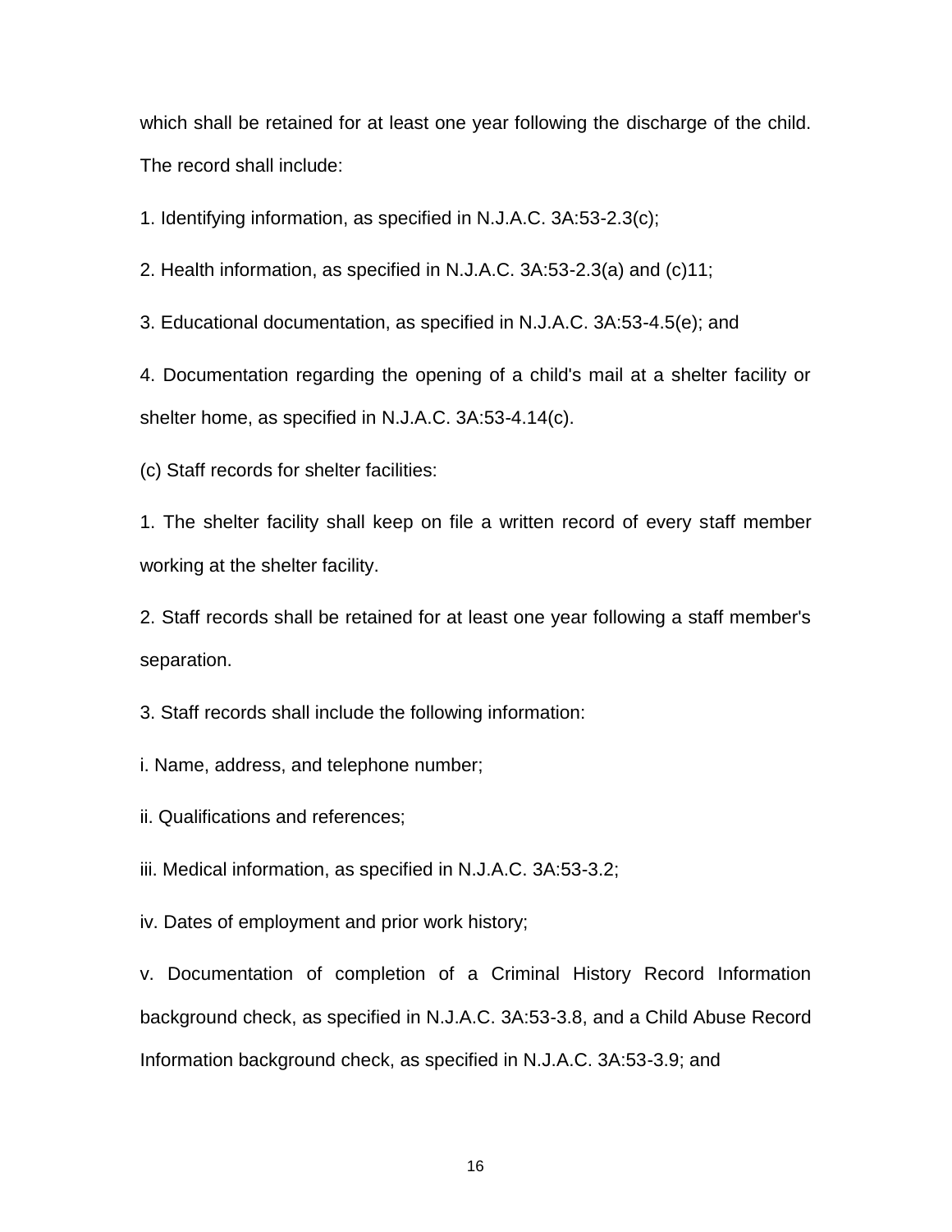which shall be retained for at least one year following the discharge of the child. The record shall include:

1. Identifying information, as specified in N.J.A.C. 3A:53-2.3(c);

2. Health information, as specified in N.J.A.C. 3A:53-2.3(a) and (c)11;

3. Educational documentation, as specified in N.J.A.C. 3A:53-4.5(e); and

4. Documentation regarding the opening of a child's mail at a shelter facility or shelter home, as specified in N.J.A.C. 3A:53-4.14(c).

(c) Staff records for shelter facilities:

1. The shelter facility shall keep on file a written record of every staff member working at the shelter facility.

2. Staff records shall be retained for at least one year following a staff member's separation.

3. Staff records shall include the following information:

i. Name, address, and telephone number;

ii. Qualifications and references;

iii. Medical information, as specified in N.J.A.C. 3A:53-3.2;

iv. Dates of employment and prior work history;

v. Documentation of completion of a Criminal History Record Information background check, as specified in N.J.A.C. 3A:53-3.8, and a Child Abuse Record Information background check, as specified in N.J.A.C. 3A:53-3.9; and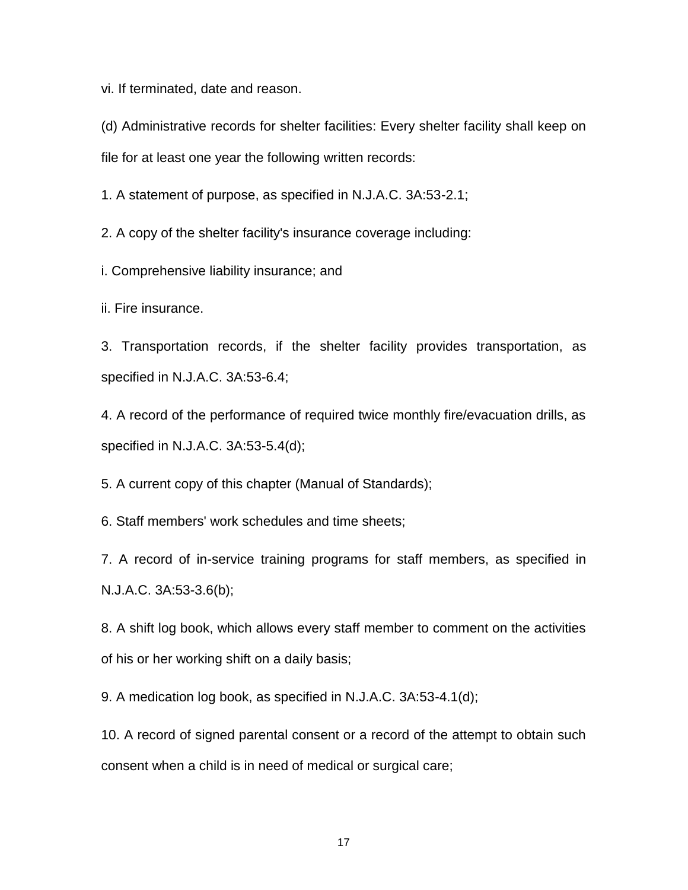vi. If terminated, date and reason.

(d) Administrative records for shelter facilities: Every shelter facility shall keep on file for at least one year the following written records:

1. A statement of purpose, as specified in N.J.A.C. 3A:53-2.1;

2. A copy of the shelter facility's insurance coverage including:

i. Comprehensive liability insurance; and

ii. Fire insurance.

3. Transportation records, if the shelter facility provides transportation, as specified in N.J.A.C. 3A:53-6.4;

4. A record of the performance of required twice monthly fire/evacuation drills, as specified in N.J.A.C. 3A:53-5.4(d);

5. A current copy of this chapter (Manual of Standards);

6. Staff members' work schedules and time sheets;

7. A record of in-service training programs for staff members, as specified in N.J.A.C. 3A:53-3.6(b);

8. A shift log book, which allows every staff member to comment on the activities of his or her working shift on a daily basis;

9. A medication log book, as specified in N.J.A.C. 3A:53-4.1(d);

10. A record of signed parental consent or a record of the attempt to obtain such consent when a child is in need of medical or surgical care;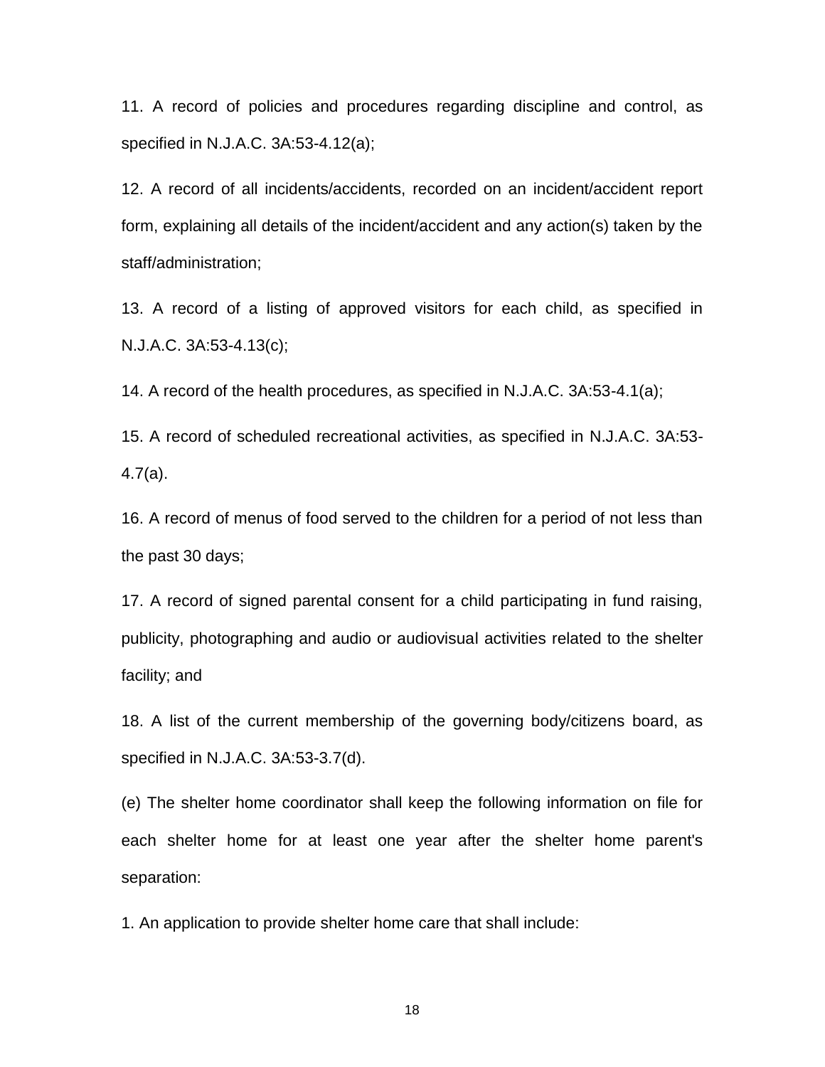11. A record of policies and procedures regarding discipline and control, as specified in N.J.A.C. 3A:53-4.12(a);

12. A record of all incidents/accidents, recorded on an incident/accident report form, explaining all details of the incident/accident and any action(s) taken by the staff/administration;

13. A record of a listing of approved visitors for each child, as specified in N.J.A.C. 3A:53-4.13(c);

14. A record of the health procedures, as specified in N.J.A.C. 3A:53-4.1(a);

15. A record of scheduled recreational activities, as specified in N.J.A.C. 3A:53-4.7(a).

16. A record of menus of food served to the children for a period of not less than the past 30 days;

17. A record of signed parental consent for a child participating in fund raising, publicity, photographing and audio or audiovisual activities related to the shelter facility; and

18. A list of the current membership of the governing body/citizens board, as specified in N.J.A.C. 3A:53-3.7(d).

(e) The shelter home coordinator shall keep the following information on file for each shelter home for at least one year after the shelter home parent's separation:

1. An application to provide shelter home care that shall include: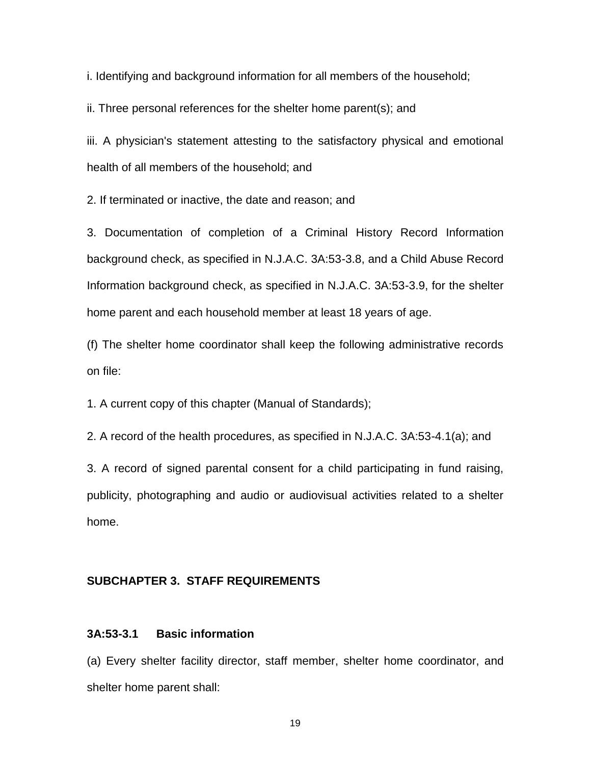i. Identifying and background information for all members of the household;

ii. Three personal references for the shelter home parent(s); and

iii. A physician's statement attesting to the satisfactory physical and emotional health of all members of the household; and

2. If terminated or inactive, the date and reason; and

3. Documentation of completion of a Criminal History Record Information background check, as specified in N.J.A.C. 3A:53-3.8, and a Child Abuse Record Information background check, as specified in N.J.A.C. 3A:53-3.9, for the shelter home parent and each household member at least 18 years of age.

(f) The shelter home coordinator shall keep the following administrative records on file:

1. A current copy of this chapter (Manual of Standards);

2. A record of the health procedures, as specified in N.J.A.C. 3A:53-4.1(a); and

3. A record of signed parental consent for a child participating in fund raising, publicity, photographing and audio or audiovisual activities related to a shelter home.

## SUBCHAPTER 3. STAFF REQUIREMENTS

### 3A:53-3.1 Basic information

(a) Every shelter facility director, staff member, shelter home coordinator, and shelter home parent shall: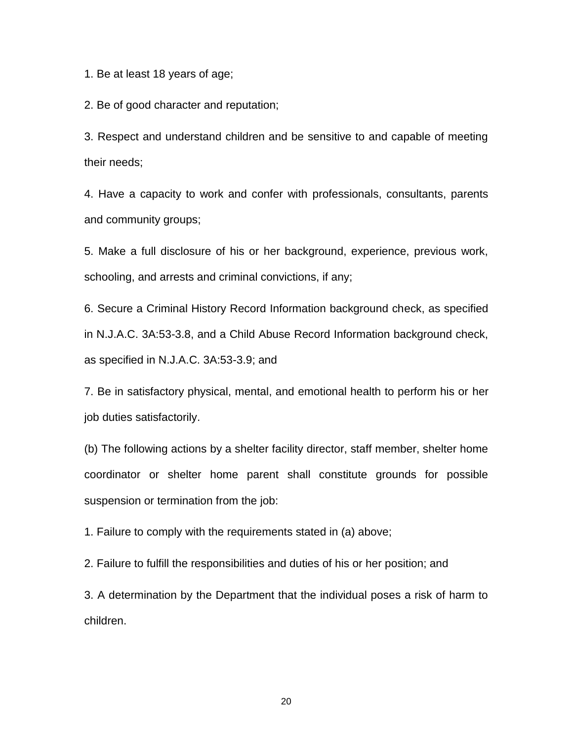1. Be at least 18 years of age;

2. Be of good character and reputation;

3. Respect and understand children and be sensitive to and capable of meeting their needs;

4. Have a capacity to work and confer with professionals, consultants, parents and community groups;

5. Make a full disclosure of his or her background, experience, previous work, schooling, and arrests and criminal convictions, if any;

6. Secure a Criminal History Record Information background check, as specified in N.J.A.C. 3A:53-3.8, and a Child Abuse Record Information background check, as specified in N.J.A.C. 3A:53-3.9; and

7. Be in satisfactory physical, mental, and emotional health to perform his or her job duties satisfactorily.

(b) The following actions by a shelter facility director, staff member, shelter home coordinator or shelter home parent shall constitute grounds for possible suspension or termination from the job:

1. Failure to comply with the requirements stated in (a) above;

2. Failure to fulfill the responsibilities and duties of his or her position; and

3. A determination by the Department that the individual poses a risk of harm to children.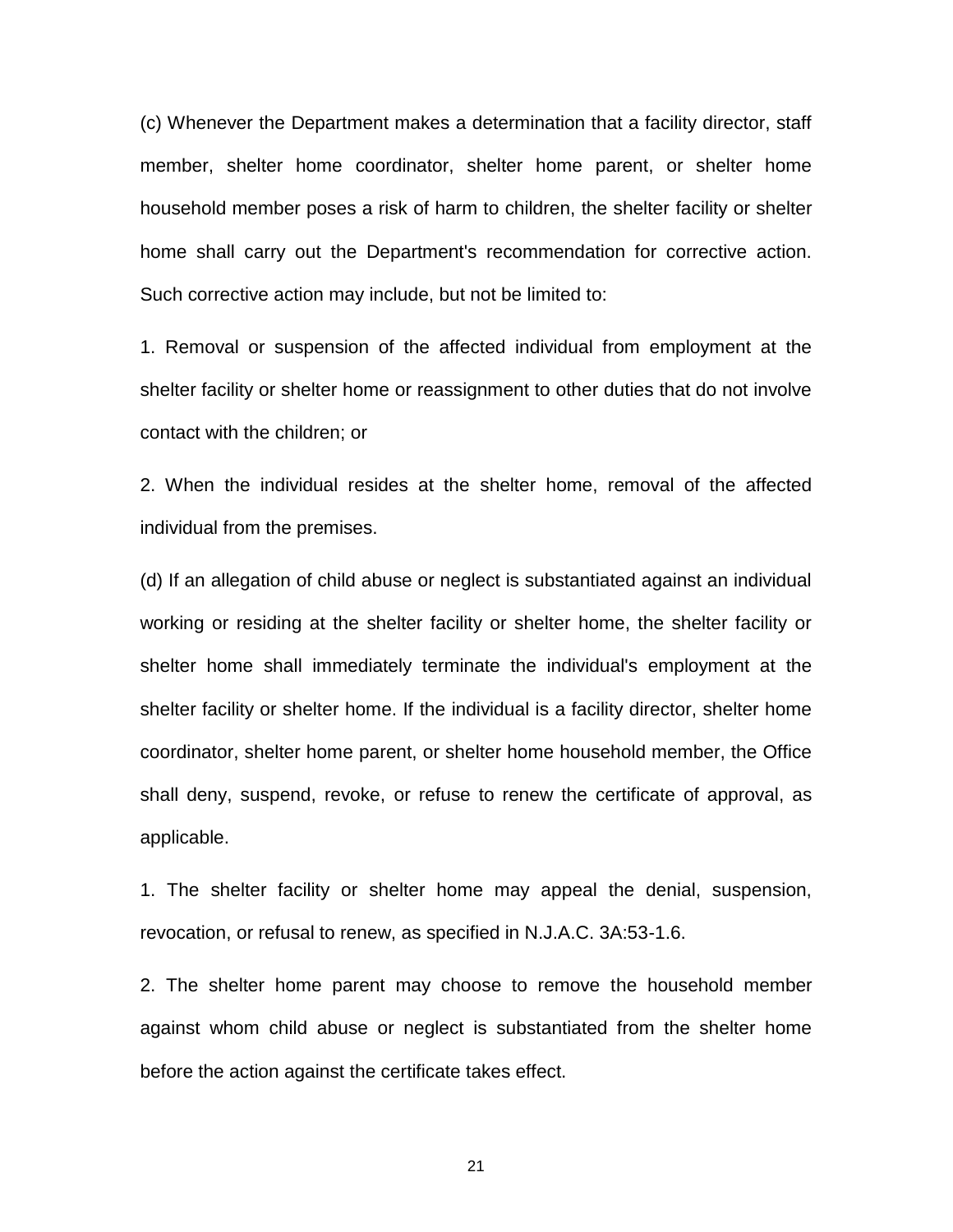(c) Whenever the Department makes a determination that a facility director, staff member, shelter home coordinator, shelter home parent, or shelter home household member poses a risk of harm to children, the shelter facility or shelter home shall carry out the Department's recommendation for corrective action. Such corrective action may include, but not be limited to:

1. Removal or suspension of the affected individual from employment at the shelter facility or shelter home or reassignment to other duties that do not involve contact with the children; or

2. When the individual resides at the shelter home, removal of the affected individual from the premises.

(d) If an allegation of child abuse or neglect is substantiated against an individual working or residing at the shelter facility or shelter home, the shelter facility or shelter home shall immediately terminate the individual's employment at the shelter facility or shelter home. If the individual is a facility director, shelter home coordinator, shelter home parent, or shelter home household member, the Office shall deny, suspend, revoke, or refuse to renew the certificate of approval, as applicable.

1. The shelter facility or shelter home may appeal the denial, suspension, revocation, or refusal to renew, as specified in N.J.A.C. 3A:53-1.6.

2. The shelter home parent may choose to remove the household member against whom child abuse or neglect is substantiated from the shelter home before the action against the certificate takes effect.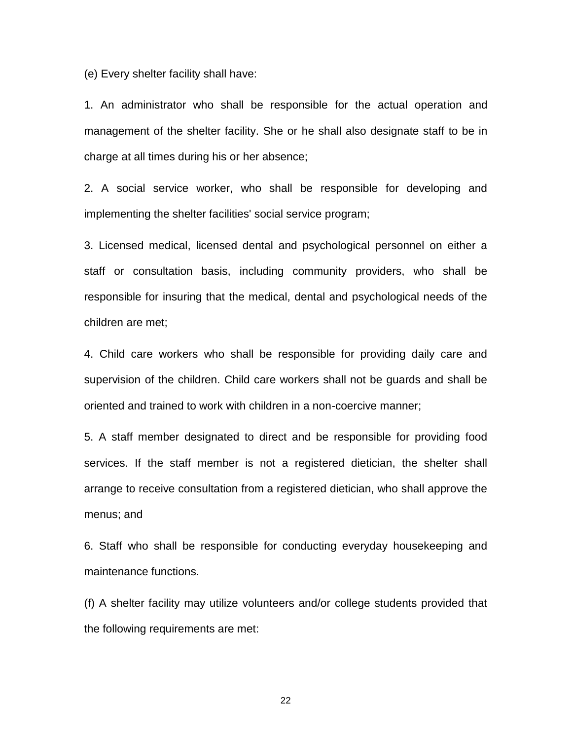(e) Every shelter facility shall have:

1. An administrator who shall be responsible for the actual operation and management of the shelter facility. She or he shall also designate staff to be in charge at all times during his or her absence;

2. A social service worker, who shall be responsible for developing and implementing the shelter facilities' social service program;

3. Licensed medical, licensed dental and psychological personnel on either a staff or consultation basis, including community providers, who shall be responsible for insuring that the medical, dental and psychological needs of the children are met;

4. Child care workers who shall be responsible for providing daily care and supervision of the children. Child care workers shall not be guards and shall be oriented and trained to work with children in a non-coercive manner;

5. A staff member designated to direct and be responsible for providing food services. If the staff member is not a registered dietician, the shelter shall arrange to receive consultation from a registered dietician, who shall approve the menus; and

6. Staff who shall be responsible for conducting everyday housekeeping and maintenance functions.

(f) A shelter facility may utilize volunteers and/or college students provided that the following requirements are met: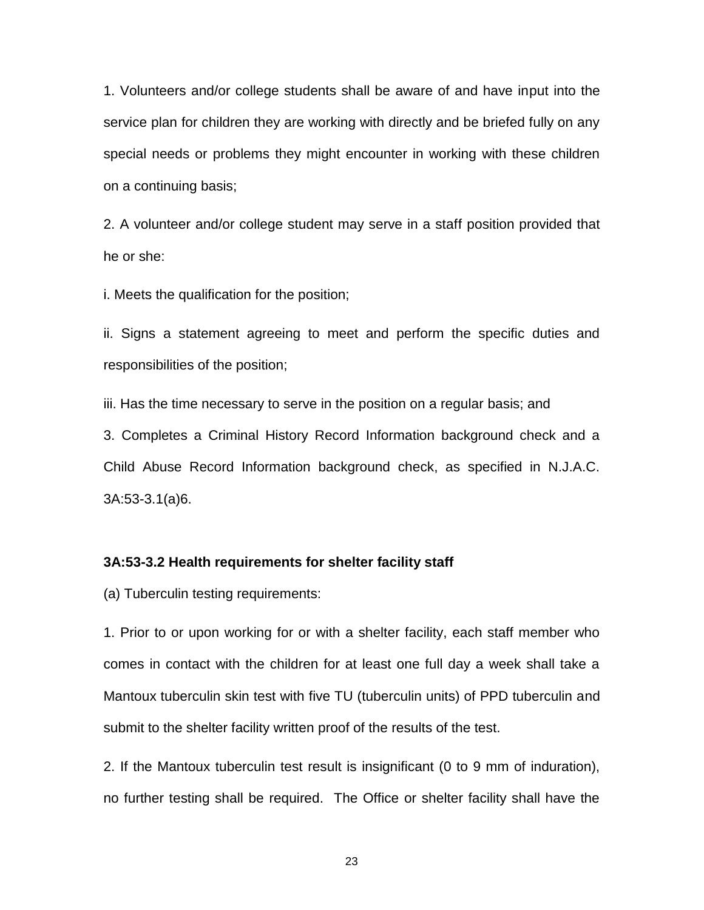1. Volunteers and/or college students shall be aware of and have input into the service plan for children they are working with directly and be briefed fully on any special needs or problems they might encounter in working with these children on a continuing basis;

2. A volunteer and/or college student may serve in a staff position provided that he or she:

i. Meets the qualification for the position;

ii. Signs a statement agreeing to meet and perform the specific duties and responsibilities of the position;

iii. Has the time necessary to serve in the position on a regular basis; and

3. Completes a Criminal History Record Information background check and a Child Abuse Record Information background check, as specified in N.J.A.C. 3A:53-3.1(a)6.

**3A:53-3.2 Health requirements for shelter facility staff**

(a) Tuberculin testing requirements:

1. Prior to or upon working for or with a shelter facility, each staff member who comes in contact with the children for at least one full day a week shall take a Mantoux tuberculin skin test with five TU (tuberculin units) of PPD tuberculin and submit to the shelter facility written proof of the results of the test.

2. If the Mantoux tuberculin test result is insignificant (0 to 9 mm of induration), no further testing shall be required. The Office or shelter facility shall have the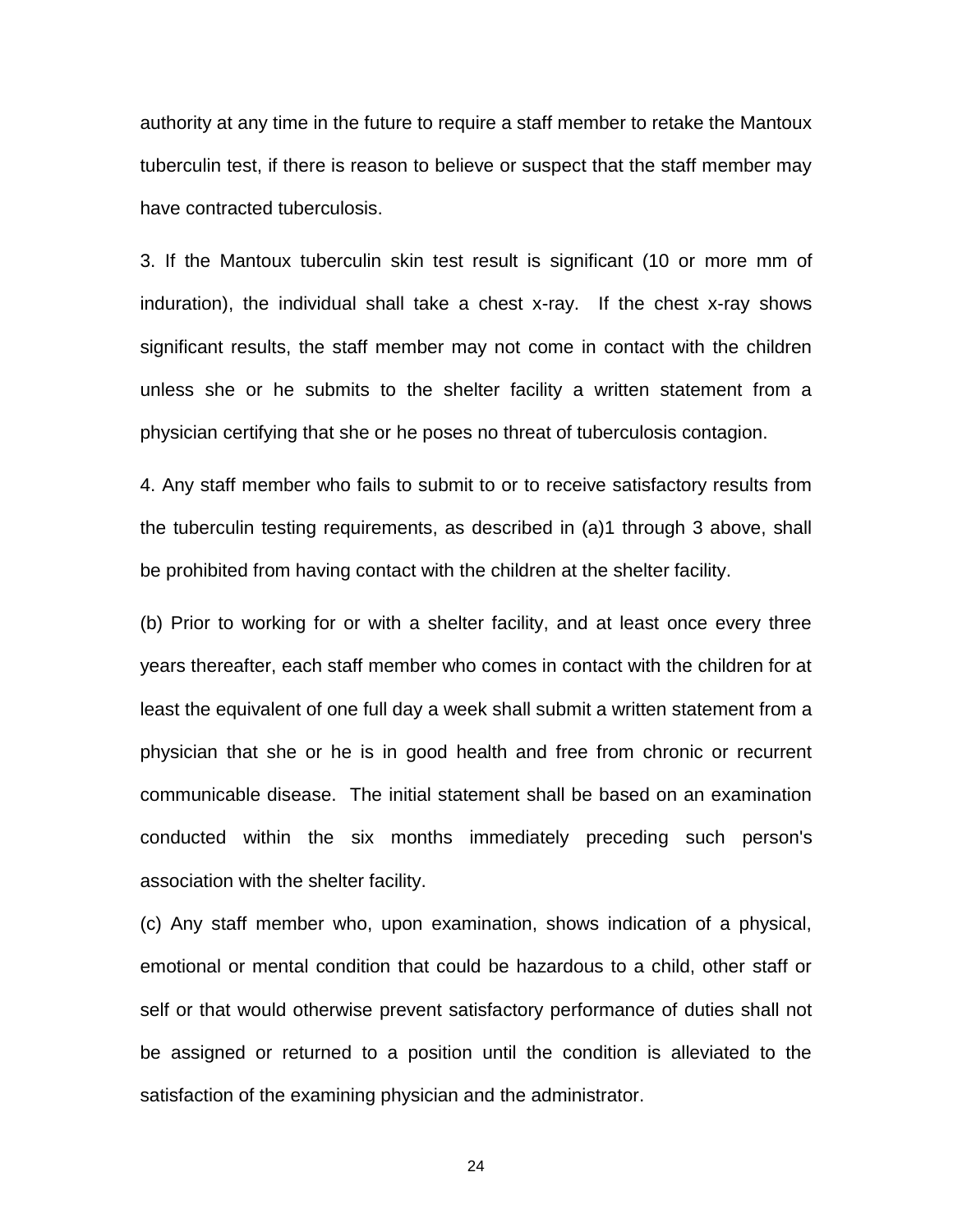authority at any time in the future to require a staff member to retake the Mantoux tuberculin test, if there is reason to believe or suspect that the staff member may have contracted tuberculosis.

3. If the Mantoux tuberculin skin test result is significant (10 or more mm of induration), the individual shall take a chest x-ray. If the chest x-ray shows significant results, the staff member may not come in contact with the children unless she or he submits to the shelter facility a written statement from a physician certifying that she or he poses no threat of tuberculosis contagion.

4. Any staff member who fails to submit to or to receive satisfactory results from the tuberculin testing requirements, as described in (a)1 through 3 above, shall be prohibited from having contact with the children at the shelter facility.

(b) Prior to working for or with a shelter facility, and at least once every three years thereafter, each staff member who comes in contact with the children for at least the equivalent of one full day a week shall submit a written statement from a physician that she or he is in good health and free from chronic or recurrent communicable disease. The initial statement shall be based on an examination conducted within the six months immediately preceding such person's association with the shelter facility.

(c) Any staff member who, upon examination, shows indication of a physical, emotional or mental condition that could be hazardous to a child, other staff or self or that would otherwise prevent satisfactory performance of duties shall not be assigned or returned to a position until the condition is alleviated to the satisfaction of the examining physician and the administrator.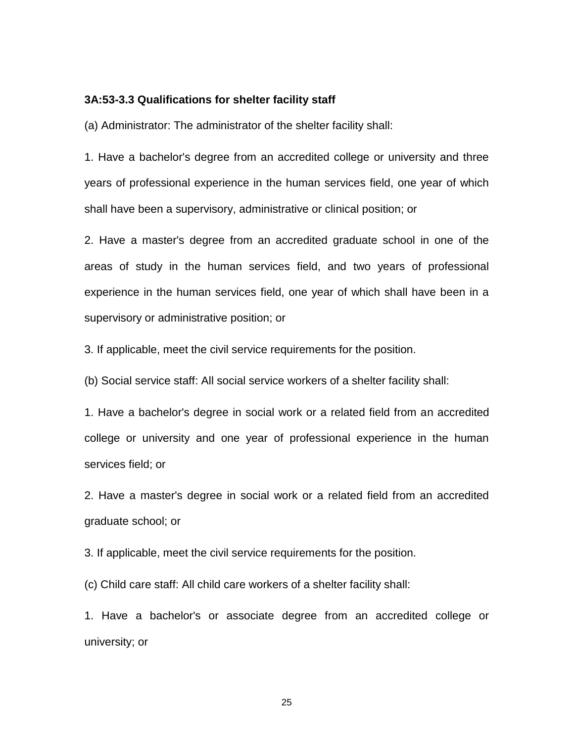**3A:53-3.3 Qualifications for shelter facility staff**

(a) Administrator: The administrator of the shelter facility shall:

1. Have a bachelor's degree from an accredited college or university and three years of professional experience in the human services field, one year of which shall have been a supervisory, administrative or clinical position; or

2. Have a master's degree from an accredited graduate school in one of the areas of study in the human services field, and two years of professional experience in the human services field, one year of which shall have been in a supervisory or administrative position; or

3. If applicable, meet the civil service requirements for the position.

(b) Social service staff: All social service workers of a shelter facility shall:

1. Have a bachelor's degree in social work or a related field from an accredited college or university and one year of professional experience in the human services field; or

2. Have a master's degree in social work or a related field from an accredited graduate school; or

3. If applicable, meet the civil service requirements for the position.

(c) Child care staff: All child care workers of a shelter facility shall:

1. Have a bachelor's or associate degree from an accredited college or university; or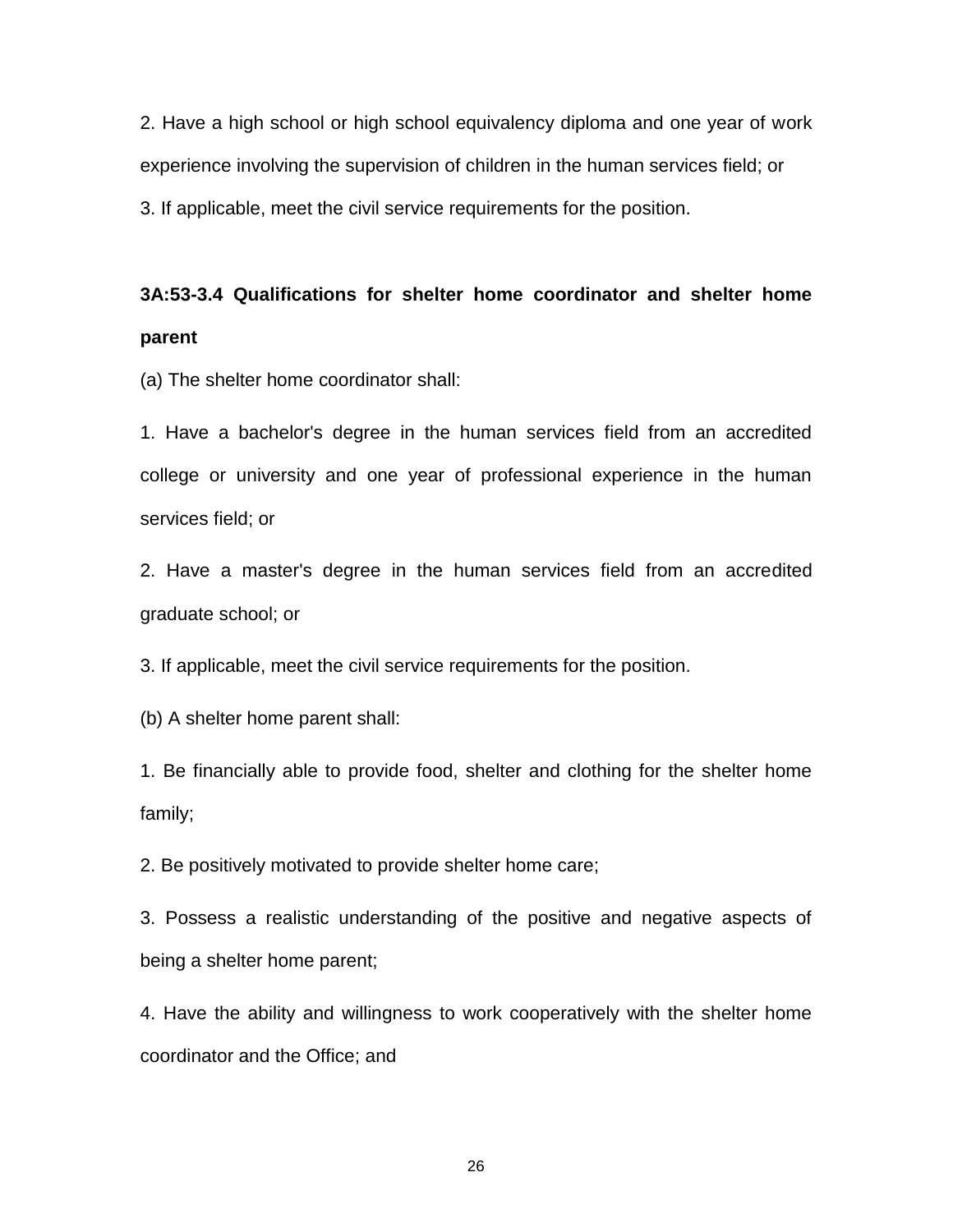2. Have a high school or high school equivalency diploma and one year of work experience involving the supervision of children in the human services field; or

3. If applicable, meet the civil service requirements for the position.

**3A:53-3.4 Qualifications for shelter home coordinator and shelter home parent**

(a) The shelter home coordinator shall:

1. Have a bachelor's degree in the human services field from an accredited college or university and one year of professional experience in the human services field; or

2. Have a master's degree in the human services field from an accredited graduate school; or

3. If applicable, meet the civil service requirements for the position.

(b) A shelter home parent shall:

1. Be financially able to provide food, shelter and clothing for the shelter home family;

2. Be positively motivated to provide shelter home care;

3. Possess a realistic understanding of the positive and negative aspects of being a shelter home parent;

4. Have the ability and willingness to work cooperatively with the shelter home coordinator and the Office; and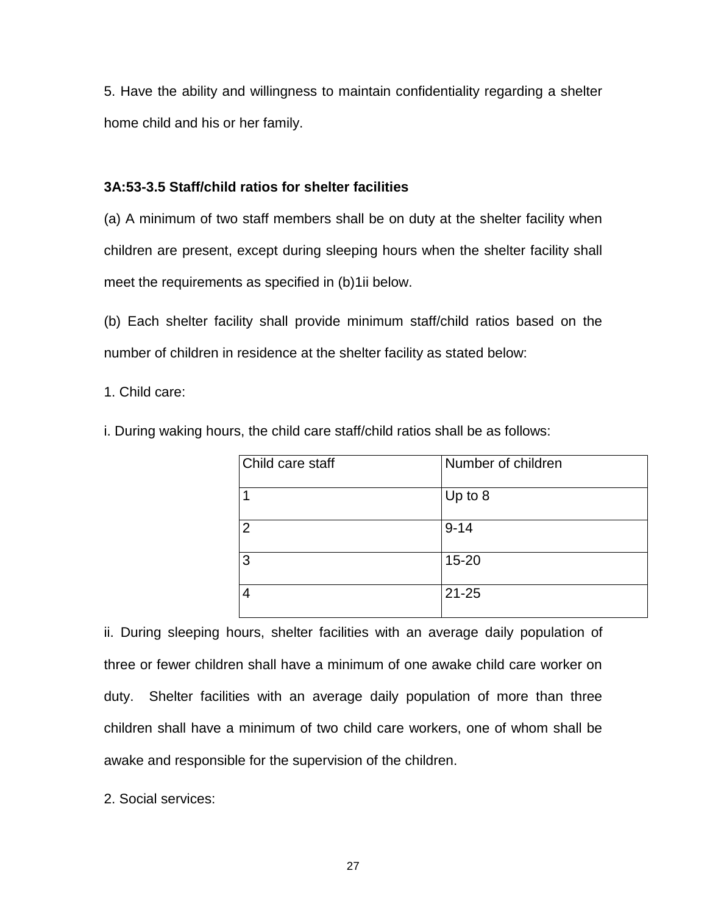5. Have the ability and willingness to maintain confidentiality regarding a shelter home child and his or her family.

**3A:53-3.5 Staff/child ratios for shelter facilities**

(a) A minimum of two staff members shall be on duty at the shelter facility when children are present, except during sleeping hours when the shelter facility shall meet the requirements as specified in (b)1ii below.

(b) Each shelter facility shall provide minimum staff/child ratios based on the number of children in residence at the shelter facility as stated below:

1. Child care:

i. During waking hours, the child care staff/child ratios shall be as follows:

| Child care staff | Number of children |
| --- | --- |
| 1 | Up to 8 |
| 2 | 9-14 |
| 3 | 15-20 |
| 4 | 21-25 |

ii. During sleeping hours, shelter facilities with an average daily population of three or fewer children shall have a minimum of one awake child care worker on duty. Shelter facilities with an average daily population of more than three children shall have a minimum of two child care workers, one of whom shall be awake and responsible for the supervision of the children.

2. Social services: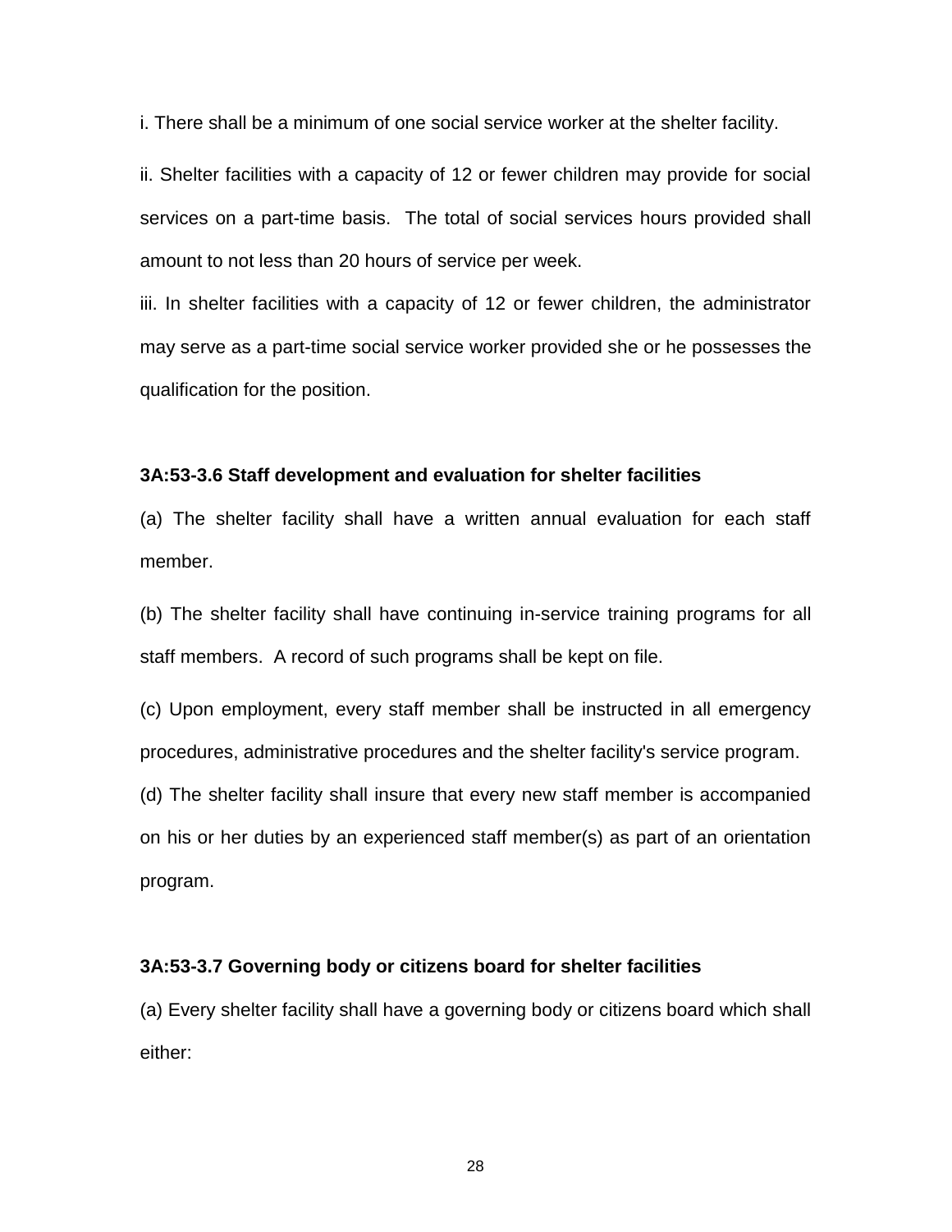i. There shall be a minimum of one social service worker at the shelter facility.

ii. Shelter facilities with a capacity of 12 or fewer children may provide for social services on a part-time basis. The total of social services hours provided shall amount to not less than 20 hours of service per week.

iii. In shelter facilities with a capacity of 12 or fewer children, the administrator may serve as a part-time social service worker provided she or he possesses the qualification for the position.

**3A:53-3.6 Staff development and evaluation for shelter facilities**

(a) The shelter facility shall have a written annual evaluation for each staff member.

(b) The shelter facility shall have continuing in-service training programs for all staff members. A record of such programs shall be kept on file.

(c) Upon employment, every staff member shall be instructed in all emergency procedures, administrative procedures and the shelter facility's service program.

(d) The shelter facility shall insure that every new staff member is accompanied on his or her duties by an experienced staff member(s) as part of an orientation program.

**3A:53-3.7 Governing body or citizens board for shelter facilities**

(a) Every shelter facility shall have a governing body or citizens board which shall either: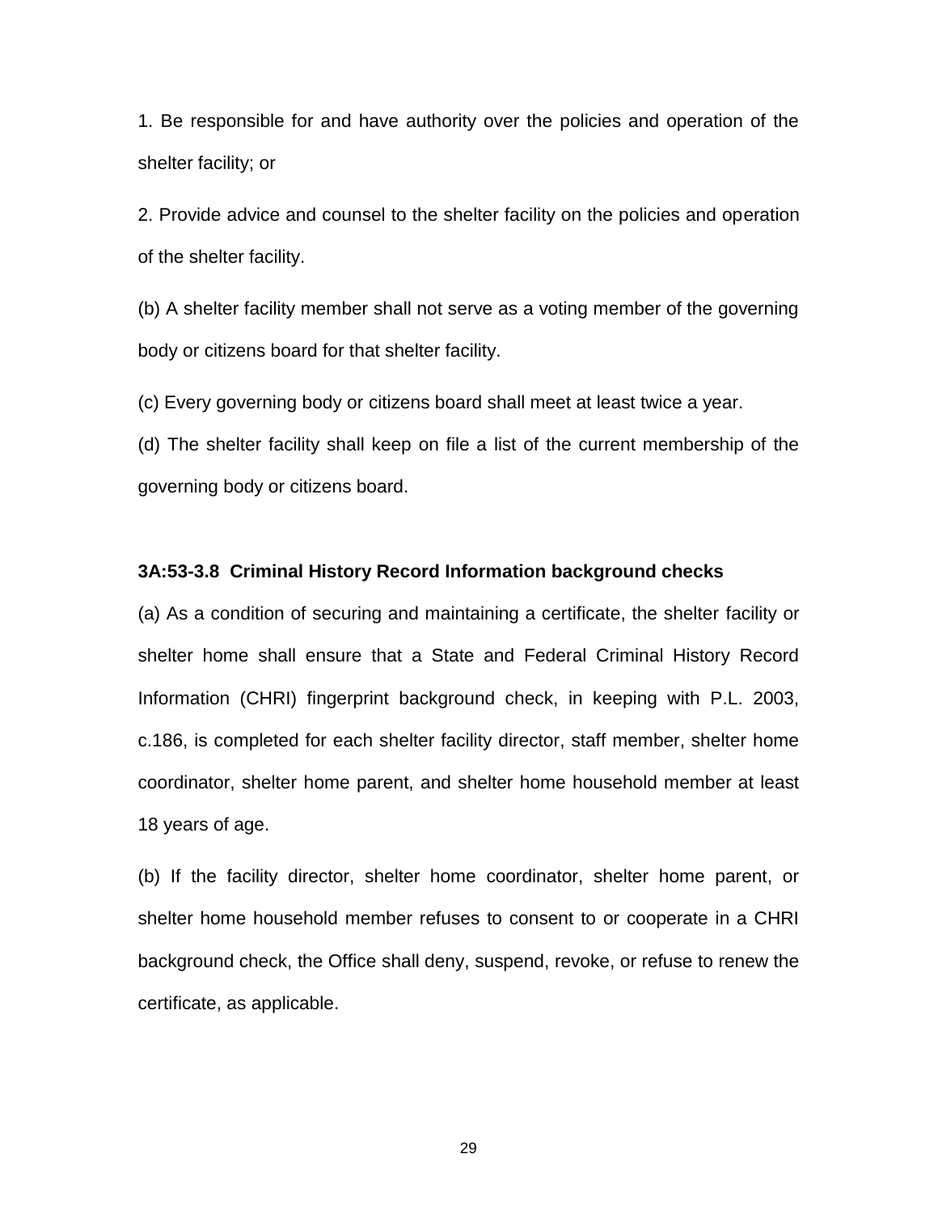1. Be responsible for and have authority over the policies and operation of the shelter facility; or

2. Provide advice and counsel to the shelter facility on the policies and operation of the shelter facility.

(b) A shelter facility member shall not serve as a voting member of the governing body or citizens board for that shelter facility.

(c) Every governing body or citizens board shall meet at least twice a year.

(d) The shelter facility shall keep on file a list of the current membership of the governing body or citizens board.

**3A:53-3.8 Criminal History Record Information background checks**

(a) As a condition of securing and maintaining a certificate, the shelter facility or shelter home shall ensure that a State and Federal Criminal History Record Information (CHRI) fingerprint background check, in keeping with P.L. 2003, c.186, is completed for each shelter facility director, staff member, shelter home coordinator, shelter home parent, and shelter home household member at least 18 years of age.

(b) If the facility director, shelter home coordinator, shelter home parent, or shelter home household member refuses to consent to or cooperate in a CHRI background check, the Office shall deny, suspend, revoke, or refuse to renew the certificate, as applicable.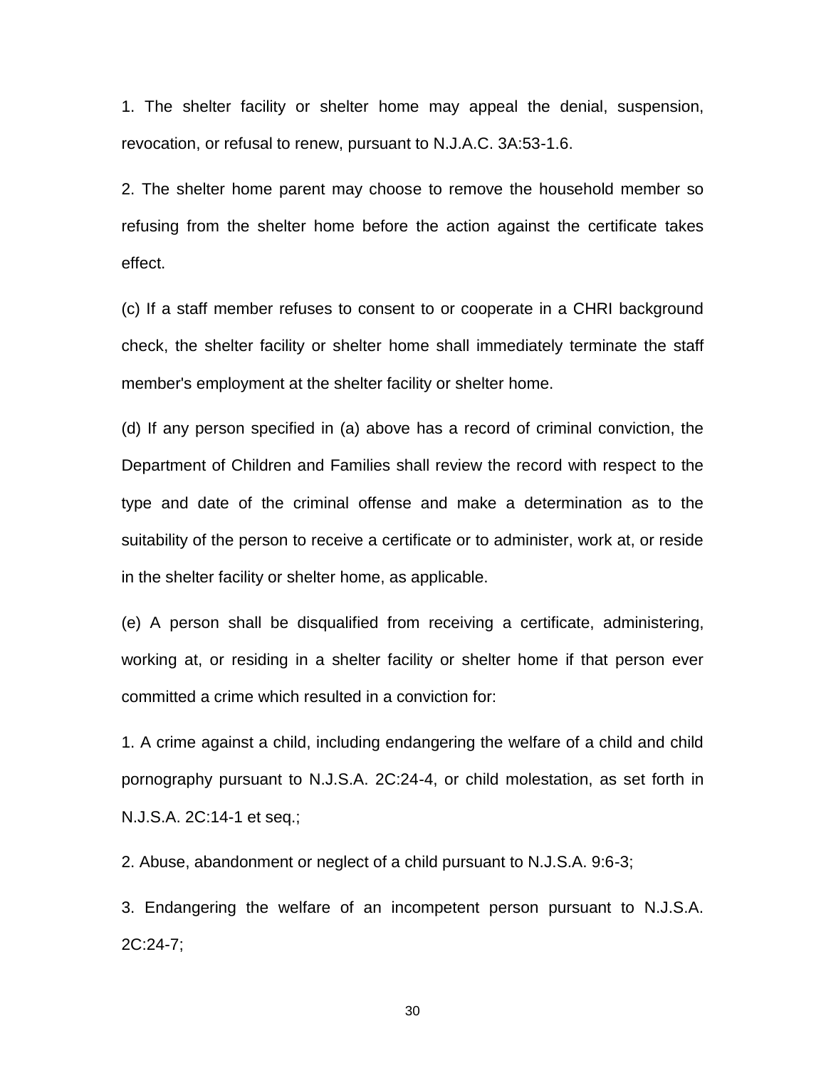1. The shelter facility or shelter home may appeal the denial, suspension, revocation, or refusal to renew, pursuant to N.J.A.C. 3A:53-1.6.

2. The shelter home parent may choose to remove the household member so refusing from the shelter home before the action against the certificate takes effect.

(c) If a staff member refuses to consent to or cooperate in a CHRI background check, the shelter facility or shelter home shall immediately terminate the staff member's employment at the shelter facility or shelter home.

(d) If any person specified in (a) above has a record of criminal conviction, the Department of Children and Families shall review the record with respect to the type and date of the criminal offense and make a determination as to the suitability of the person to receive a certificate or to administer, work at, or reside in the shelter facility or shelter home, as applicable.

(e) A person shall be disqualified from receiving a certificate, administering, working at, or residing in a shelter facility or shelter home if that person ever committed a crime which resulted in a conviction for:

1. A crime against a child, including endangering the welfare of a child and child pornography pursuant to N.J.S.A. 2C:24-4, or child molestation, as set forth in N.J.S.A. 2C:14-1 et seq.;

2. Abuse, abandonment or neglect of a child pursuant to N.J.S.A. 9:6-3;

3. Endangering the welfare of an incompetent person pursuant to N.J.S.A. 2C:24-7;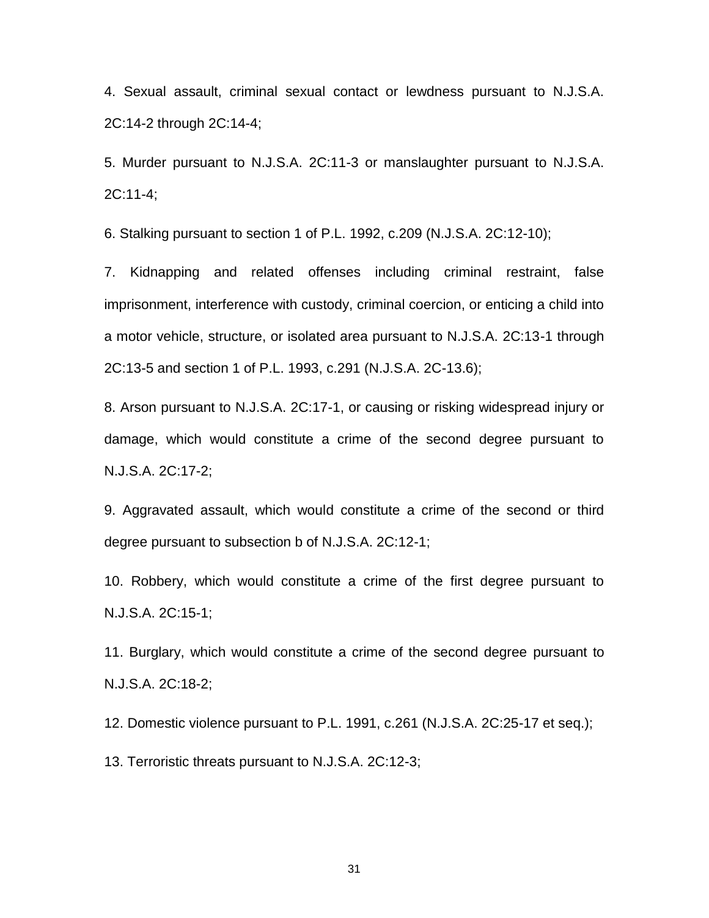4. Sexual assault, criminal sexual contact or lewdness pursuant to N.J.S.A. 2C:14-2 through 2C:14-4;

5. Murder pursuant to N.J.S.A. 2C:11-3 or manslaughter pursuant to N.J.S.A. 2C:11-4;

6. Stalking pursuant to section 1 of P.L. 1992, c.209 (N.J.S.A. 2C:12-10);

7. Kidnapping and related offenses including criminal restraint, false imprisonment, interference with custody, criminal coercion, or enticing a child into a motor vehicle, structure, or isolated area pursuant to N.J.S.A. 2C:13-1 through 2C:13-5 and section 1 of P.L. 1993, c.291 (N.J.S.A. 2C-13.6);

8. Arson pursuant to N.J.S.A. 2C:17-1, or causing or risking widespread injury or damage, which would constitute a crime of the second degree pursuant to N.J.S.A. 2C:17-2;

9. Aggravated assault, which would constitute a crime of the second or third degree pursuant to subsection b of N.J.S.A. 2C:12-1;

10. Robbery, which would constitute a crime of the first degree pursuant to N.J.S.A. 2C:15-1;

11. Burglary, which would constitute a crime of the second degree pursuant to N.J.S.A. 2C:18-2;

12. Domestic violence pursuant to P.L. 1991, c.261 (N.J.S.A. 2C:25-17 et seq.);

13. Terroristic threats pursuant to N.J.S.A. 2C:12-3;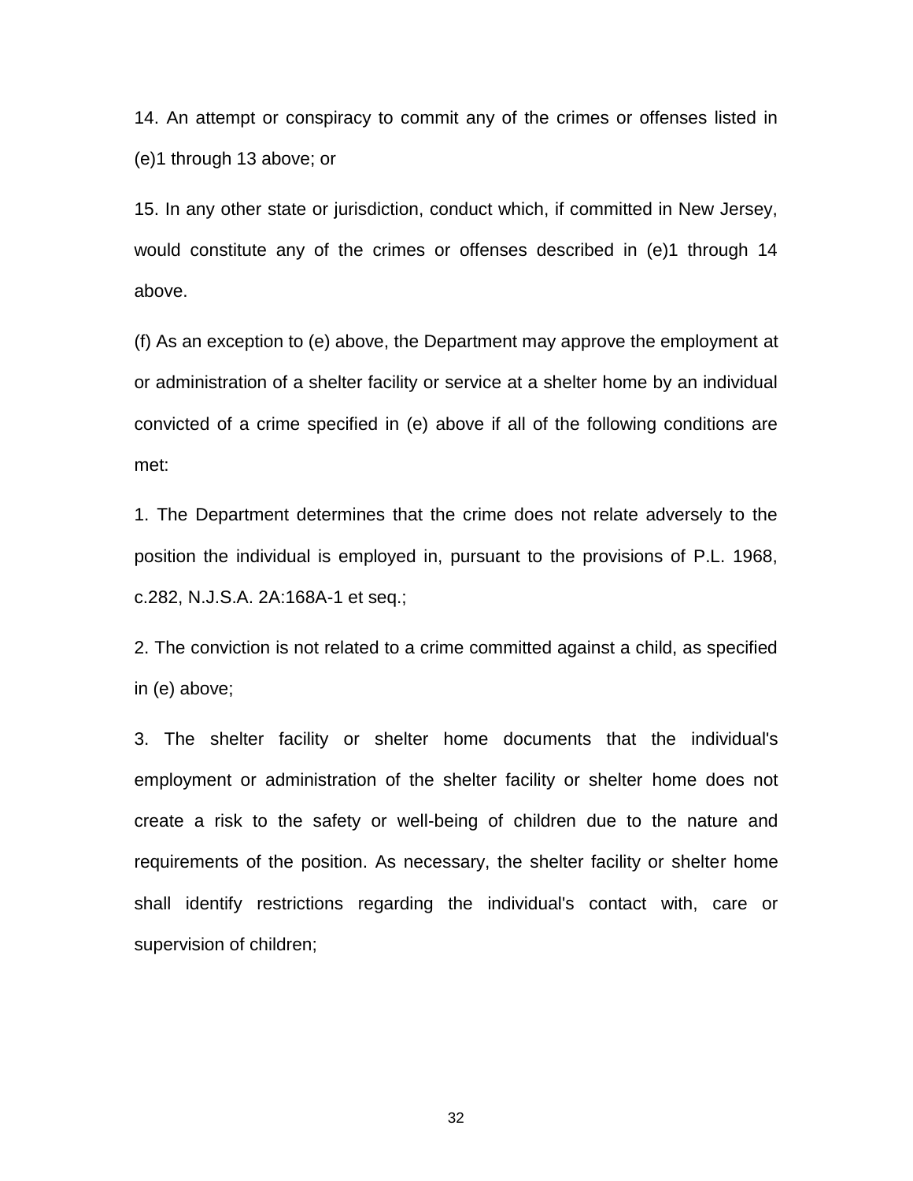14. An attempt or conspiracy to commit any of the crimes or offenses listed in (e)1 through 13 above; or

15. In any other state or jurisdiction, conduct which, if committed in New Jersey, would constitute any of the crimes or offenses described in (e)1 through 14 above.

(f) As an exception to (e) above, the Department may approve the employment at or administration of a shelter facility or service at a shelter home by an individual convicted of a crime specified in (e) above if all of the following conditions are met:

1. The Department determines that the crime does not relate adversely to the position the individual is employed in, pursuant to the provisions of P.L. 1968, c.282, N.J.S.A. 2A:168A-1 et seq.;

2. The conviction is not related to a crime committed against a child, as specified in (e) above;

3. The shelter facility or shelter home documents that the individual's employment or administration of the shelter facility or shelter home does not create a risk to the safety or well-being of children due to the nature and requirements of the position. As necessary, the shelter facility or shelter home shall identify restrictions regarding the individual's contact with, care or supervision of children;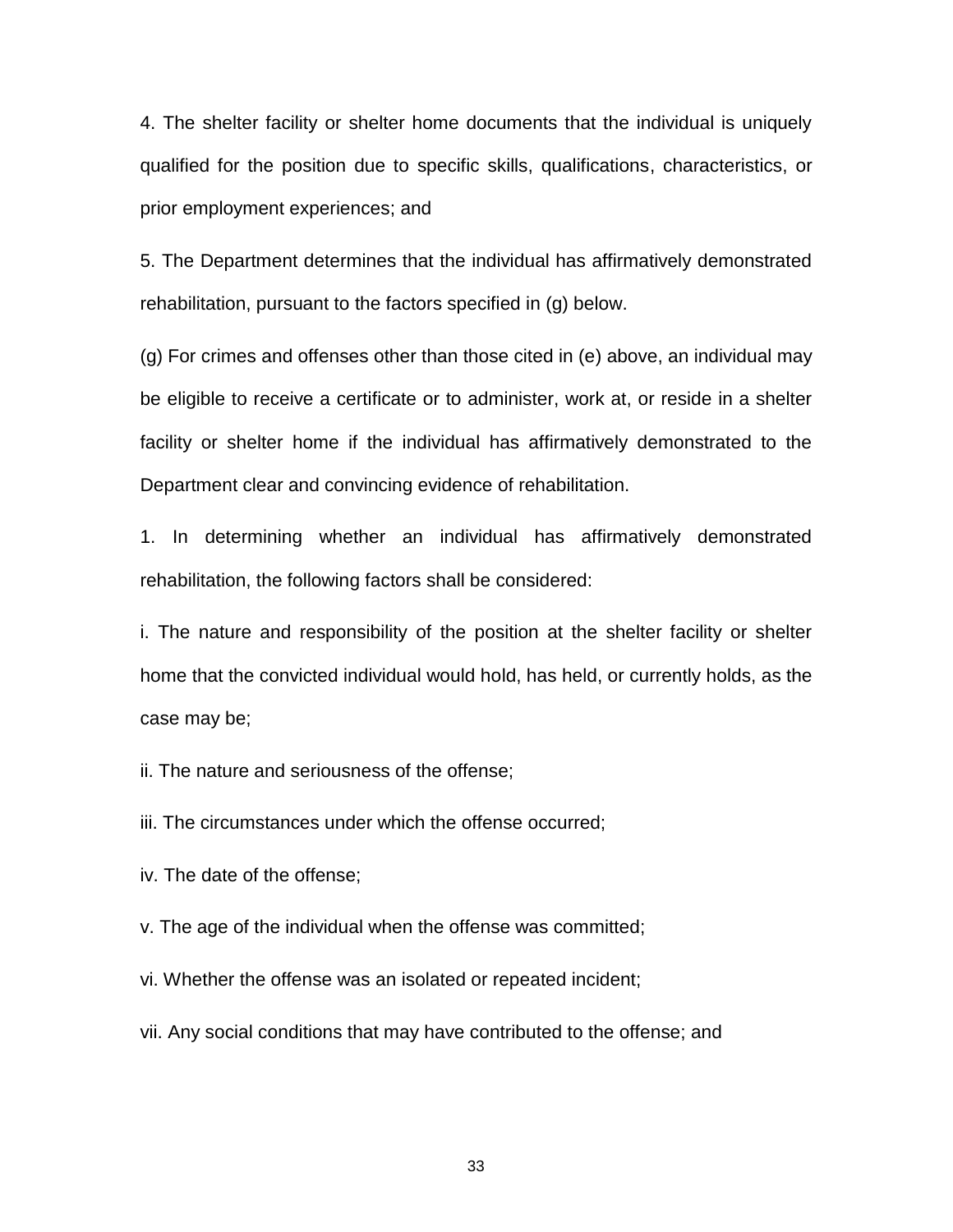4. The shelter facility or shelter home documents that the individual is uniquely qualified for the position due to specific skills, qualifications, characteristics, or prior employment experiences; and

5. The Department determines that the individual has affirmatively demonstrated rehabilitation, pursuant to the factors specified in (g) below.

(g) For crimes and offenses other than those cited in (e) above, an individual may be eligible to receive a certificate or to administer, work at, or reside in a shelter facility or shelter home if the individual has affirmatively demonstrated to the Department clear and convincing evidence of rehabilitation.

1. In determining whether an individual has affirmatively demonstrated rehabilitation, the following factors shall be considered:

i. The nature and responsibility of the position at the shelter facility or shelter home that the convicted individual would hold, has held, or currently holds, as the case may be;

ii. The nature and seriousness of the offense;

iii. The circumstances under which the offense occurred;

iv. The date of the offense;

v. The age of the individual when the offense was committed;

vi. Whether the offense was an isolated or repeated incident;

vii. Any social conditions that may have contributed to the offense; and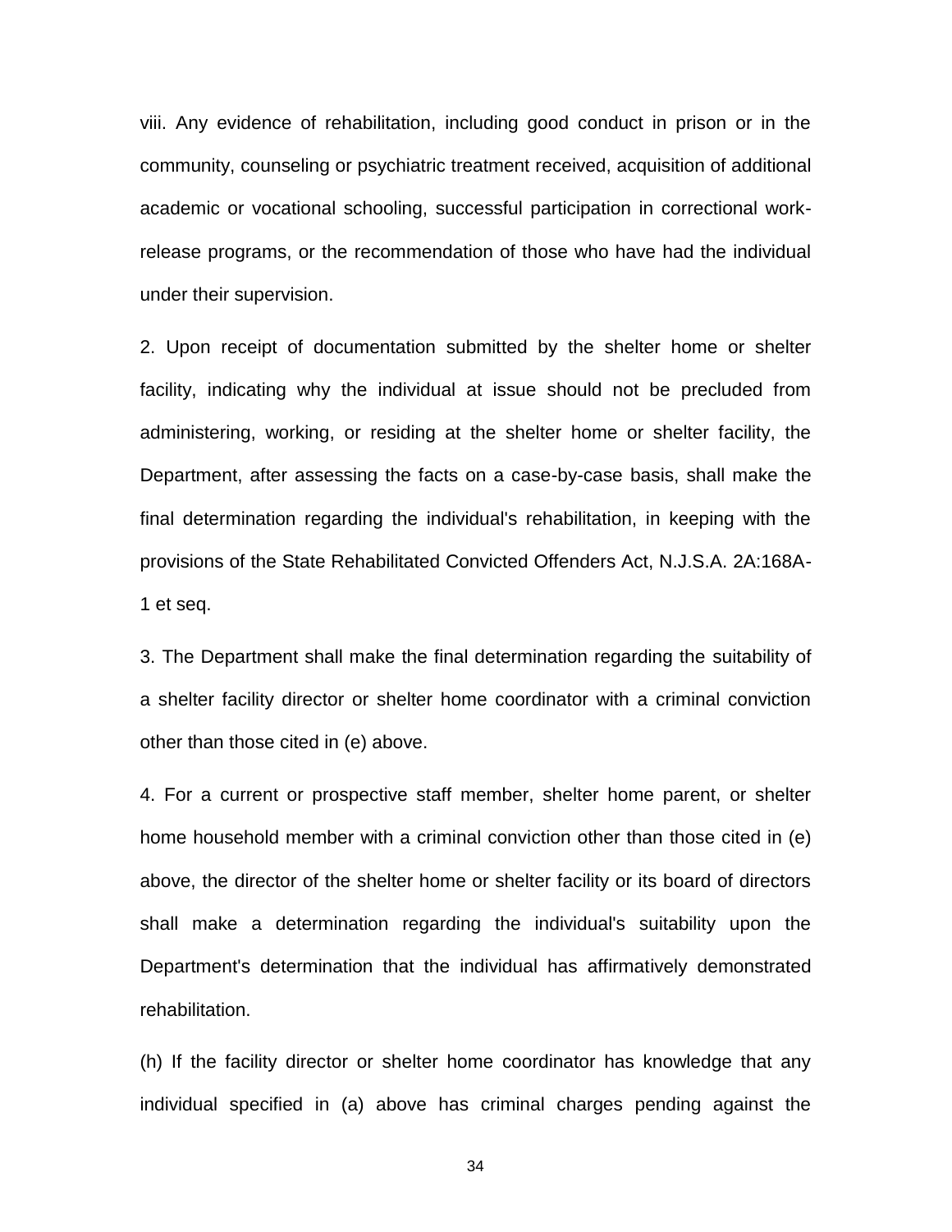viii. Any evidence of rehabilitation, including good conduct in prison or in the community, counseling or psychiatric treatment received, acquisition of additional academic or vocational schooling, successful participation in correctional work-release programs, or the recommendation of those who have had the individual under their supervision.

2. Upon receipt of documentation submitted by the shelter home or shelter facility, indicating why the individual at issue should not be precluded from administering, working, or residing at the shelter home or shelter facility, the Department, after assessing the facts on a case-by-case basis, shall make the final determination regarding the individual's rehabilitation, in keeping with the provisions of the State Rehabilitated Convicted Offenders Act, N.J.S.A. 2A:168A-1 et seq.

3. The Department shall make the final determination regarding the suitability of a shelter facility director or shelter home coordinator with a criminal conviction other than those cited in (e) above.

4. For a current or prospective staff member, shelter home parent, or shelter home household member with a criminal conviction other than those cited in (e) above, the director of the shelter home or shelter facility or its board of directors shall make a determination regarding the individual's suitability upon the Department's determination that the individual has affirmatively demonstrated rehabilitation.

(h) If the facility director or shelter home coordinator has knowledge that any individual specified in (a) above has criminal charges pending against the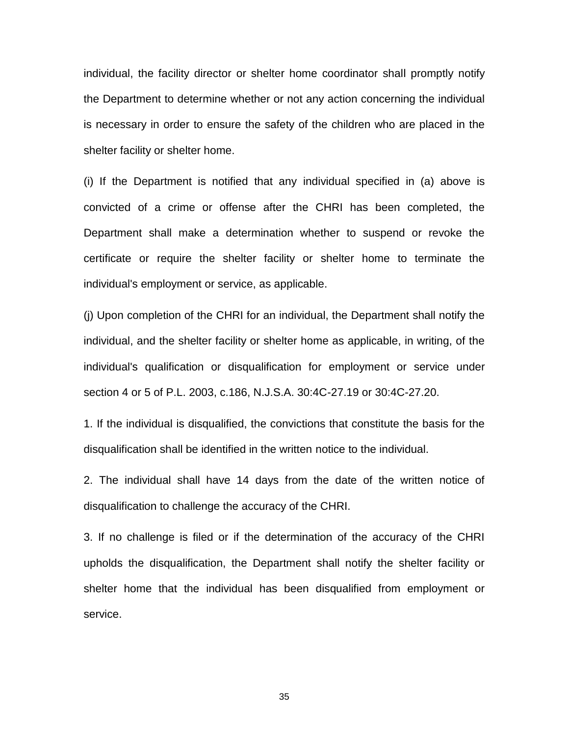individual, the facility director or shelter home coordinator shall promptly notify the Department to determine whether or not any action concerning the individual is necessary in order to ensure the safety of the children who are placed in the shelter facility or shelter home.

(i) If the Department is notified that any individual specified in (a) above is convicted of a crime or offense after the CHRI has been completed, the Department shall make a determination whether to suspend or revoke the certificate or require the shelter facility or shelter home to terminate the individual's employment or service, as applicable.

(j) Upon completion of the CHRI for an individual, the Department shall notify the individual, and the shelter facility or shelter home as applicable, in writing, of the individual's qualification or disqualification for employment or service under section 4 or 5 of P.L. 2003, c.186, N.J.S.A. 30:4C-27.19 or 30:4C-27.20.

1. If the individual is disqualified, the convictions that constitute the basis for the disqualification shall be identified in the written notice to the individual.

2. The individual shall have 14 days from the date of the written notice of disqualification to challenge the accuracy of the CHRI.

3. If no challenge is filed or if the determination of the accuracy of the CHRI upholds the disqualification, the Department shall notify the shelter facility or shelter home that the individual has been disqualified from employment or service.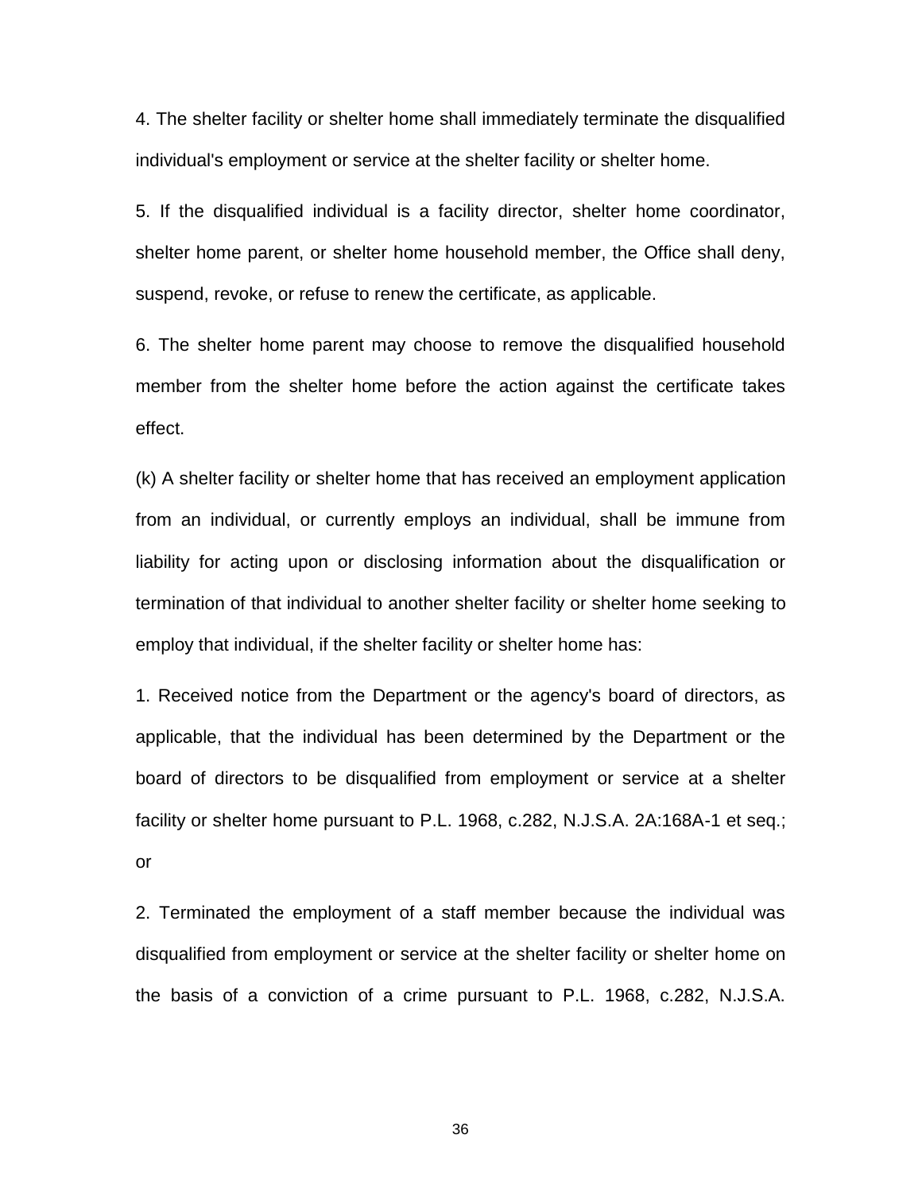4. The shelter facility or shelter home shall immediately terminate the disqualified individual's employment or service at the shelter facility or shelter home.

5. If the disqualified individual is a facility director, shelter home coordinator, shelter home parent, or shelter home household member, the Office shall deny, suspend, revoke, or refuse to renew the certificate, as applicable.

6. The shelter home parent may choose to remove the disqualified household member from the shelter home before the action against the certificate takes effect.

(k) A shelter facility or shelter home that has received an employment application from an individual, or currently employs an individual, shall be immune from liability for acting upon or disclosing information about the disqualification or termination of that individual to another shelter facility or shelter home seeking to employ that individual, if the shelter facility or shelter home has:

1. Received notice from the Department or the agency's board of directors, as applicable, that the individual has been determined by the Department or the board of directors to be disqualified from employment or service at a shelter facility or shelter home pursuant to P.L. 1968, c.282, N.J.S.A. 2A:168A-1 et seq.; or

2. Terminated the employment of a staff member because the individual was disqualified from employment or service at the shelter facility or shelter home on the basis of a conviction of a crime pursuant to P.L. 1968, c.282, N.J.S.A.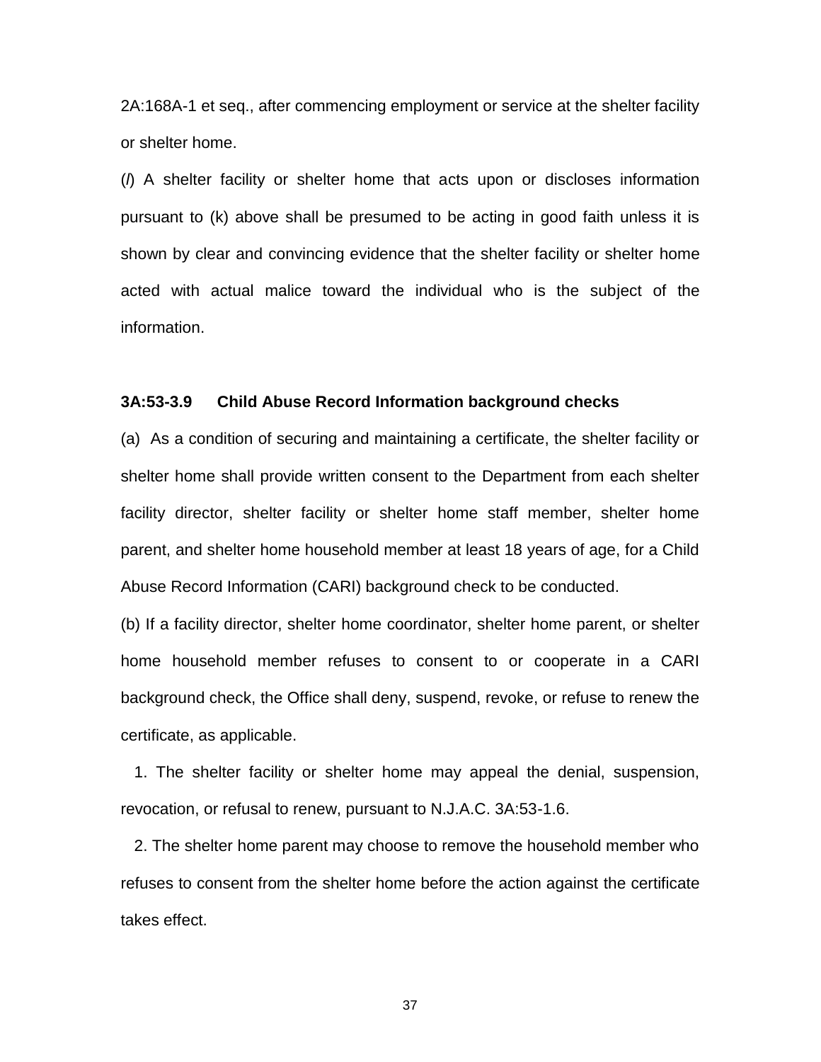2A:168A-1 et seq., after commencing employment or service at the shelter facility or shelter home.

(*l*) A shelter facility or shelter home that acts upon or discloses information pursuant to (k) above shall be presumed to be acting in good faith unless it is shown by clear and convincing evidence that the shelter facility or shelter home acted with actual malice toward the individual who is the subject of the information.

**3A:53-3.9 Child Abuse Record Information background checks**

(a) As a condition of securing and maintaining a certificate, the shelter facility or shelter home shall provide written consent to the Department from each shelter facility director, shelter facility or shelter home staff member, shelter home parent, and shelter home household member at least 18 years of age, for a Child Abuse Record Information (CARI) background check to be conducted.

(b) If a facility director, shelter home coordinator, shelter home parent, or shelter home household member refuses to consent to or cooperate in a CARI background check, the Office shall deny, suspend, revoke, or refuse to renew the certificate, as applicable.

1. The shelter facility or shelter home may appeal the denial, suspension, revocation, or refusal to renew, pursuant to N.J.A.C. 3A:53-1.6.

2. The shelter home parent may choose to remove the household member who refuses to consent from the shelter home before the action against the certificate takes effect.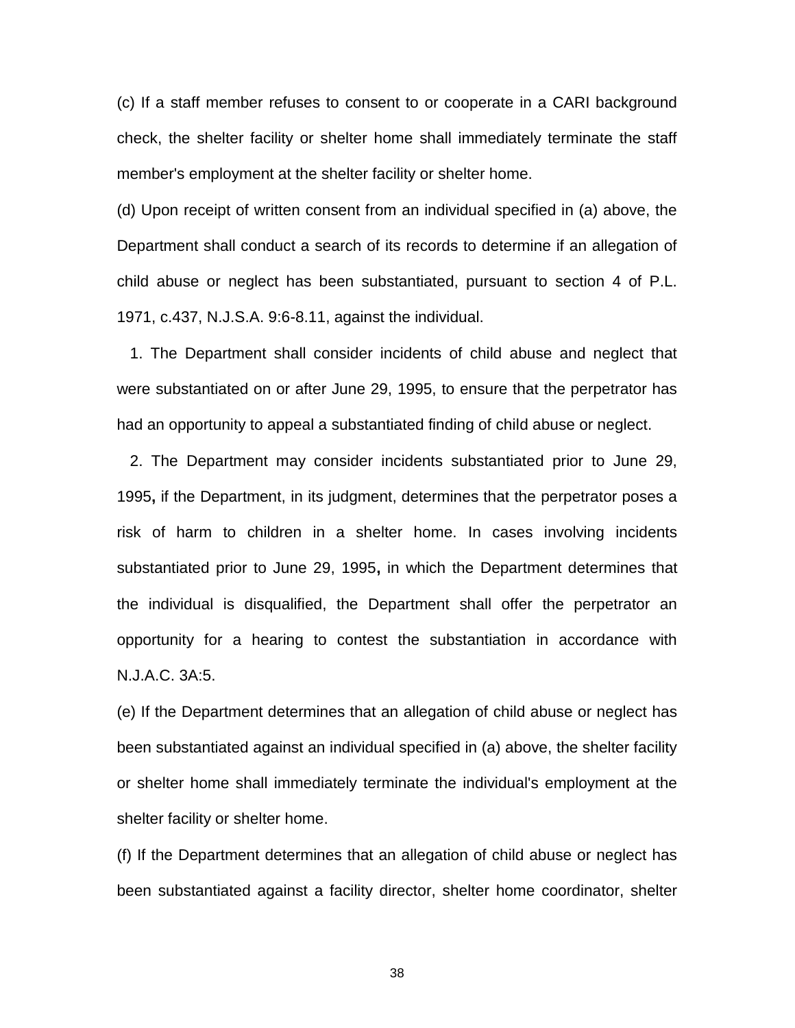(c) If a staff member refuses to consent to or cooperate in a CARI background check, the shelter facility or shelter home shall immediately terminate the staff member's employment at the shelter facility or shelter home.

(d) Upon receipt of written consent from an individual specified in (a) above, the Department shall conduct a search of its records to determine if an allegation of child abuse or neglect has been substantiated, pursuant to section 4 of P.L. 1971, c.437, N.J.S.A. 9:6-8.11, against the individual.

1. The Department shall consider incidents of child abuse and neglect that were substantiated on or after June 29, 1995, to ensure that the perpetrator has had an opportunity to appeal a substantiated finding of child abuse or neglect.

2. The Department may consider incidents substantiated prior to June 29, 1995**,** if the Department, in its judgment, determines that the perpetrator poses a risk of harm to children in a shelter home. In cases involving incidents substantiated prior to June 29, 1995**,** in which the Department determines that the individual is disqualified, the Department shall offer the perpetrator an opportunity for a hearing to contest the substantiation in accordance with N.J.A.C. 3A:5.

(e) If the Department determines that an allegation of child abuse or neglect has been substantiated against an individual specified in (a) above, the shelter facility or shelter home shall immediately terminate the individual's employment at the shelter facility or shelter home.

(f) If the Department determines that an allegation of child abuse or neglect has been substantiated against a facility director, shelter home coordinator, shelter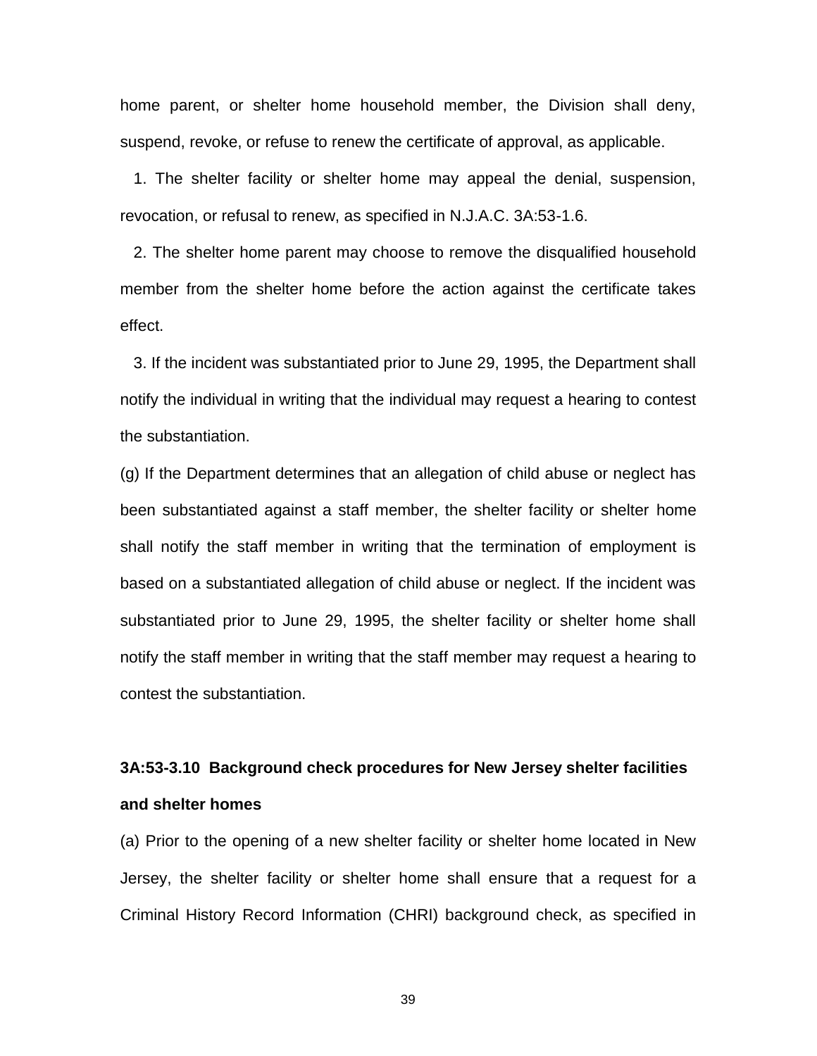home parent, or shelter home household member, the Division shall deny, suspend, revoke, or refuse to renew the certificate of approval, as applicable.

1. The shelter facility or shelter home may appeal the denial, suspension, revocation, or refusal to renew, as specified in N.J.A.C. 3A:53-1.6.

2. The shelter home parent may choose to remove the disqualified household member from the shelter home before the action against the certificate takes effect.

3. If the incident was substantiated prior to June 29, 1995, the Department shall notify the individual in writing that the individual may request a hearing to contest the substantiation.

(g) If the Department determines that an allegation of child abuse or neglect has been substantiated against a staff member, the shelter facility or shelter home shall notify the staff member in writing that the termination of employment is based on a substantiated allegation of child abuse or neglect. If the incident was substantiated prior to June 29, 1995, the shelter facility or shelter home shall notify the staff member in writing that the staff member may request a hearing to contest the substantiation.

**3A:53-3.10 Background check procedures for New Jersey shelter facilities and shelter homes**

(a) Prior to the opening of a new shelter facility or shelter home located in New Jersey, the shelter facility or shelter home shall ensure that a request for a Criminal History Record Information (CHRI) background check, as specified in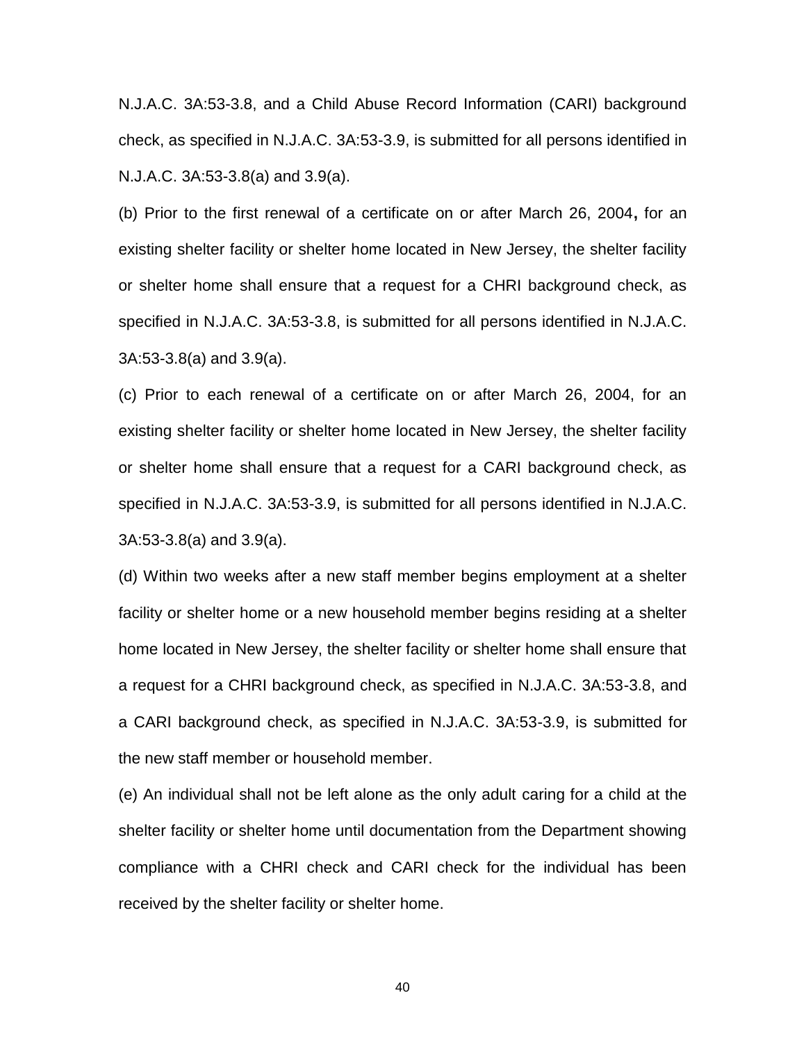N.J.A.C. 3A:53-3.8, and a Child Abuse Record Information (CARI) background check, as specified in N.J.A.C. 3A:53-3.9, is submitted for all persons identified in N.J.A.C. 3A:53-3.8(a) and 3.9(a).

(b) Prior to the first renewal of a certificate on or after March 26, 2004**,** for an existing shelter facility or shelter home located in New Jersey, the shelter facility or shelter home shall ensure that a request for a CHRI background check, as specified in N.J.A.C. 3A:53-3.8, is submitted for all persons identified in N.J.A.C. 3A:53-3.8(a) and 3.9(a).

(c) Prior to each renewal of a certificate on or after March 26, 2004, for an existing shelter facility or shelter home located in New Jersey, the shelter facility or shelter home shall ensure that a request for a CARI background check, as specified in N.J.A.C. 3A:53-3.9, is submitted for all persons identified in N.J.A.C. 3A:53-3.8(a) and 3.9(a).

(d) Within two weeks after a new staff member begins employment at a shelter facility or shelter home or a new household member begins residing at a shelter home located in New Jersey, the shelter facility or shelter home shall ensure that a request for a CHRI background check, as specified in N.J.A.C. 3A:53-3.8, and a CARI background check, as specified in N.J.A.C. 3A:53-3.9, is submitted for the new staff member or household member.

(e) An individual shall not be left alone as the only adult caring for a child at the shelter facility or shelter home until documentation from the Department showing compliance with a CHRI check and CARI check for the individual has been received by the shelter facility or shelter home.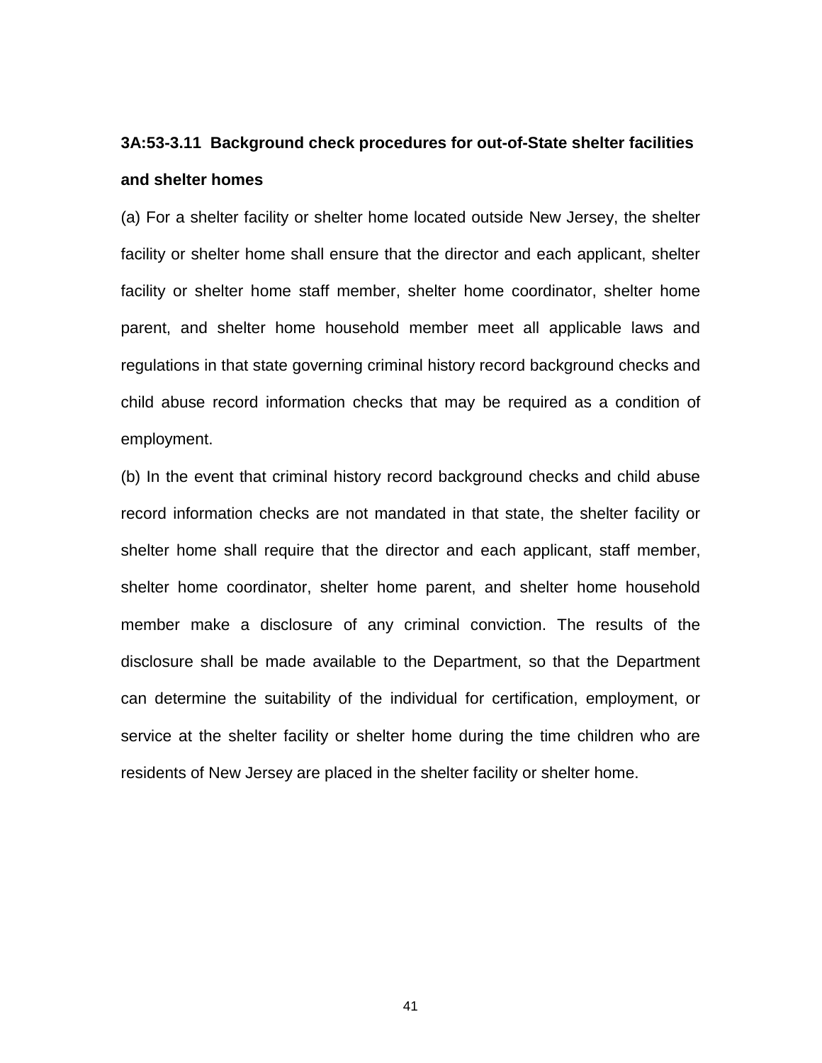**3A:53-3.11 Background check procedures for out-of-State shelter facilities and shelter homes**

(a) For a shelter facility or shelter home located outside New Jersey, the shelter facility or shelter home shall ensure that the director and each applicant, shelter facility or shelter home staff member, shelter home coordinator, shelter home parent, and shelter home household member meet all applicable laws and regulations in that state governing criminal history record background checks and child abuse record information checks that may be required as a condition of employment.

(b) In the event that criminal history record background checks and child abuse record information checks are not mandated in that state, the shelter facility or shelter home shall require that the director and each applicant, staff member, shelter home coordinator, shelter home parent, and shelter home household member make a disclosure of any criminal conviction. The results of the disclosure shall be made available to the Department, so that the Department can determine the suitability of the individual for certification, employment, or service at the shelter facility or shelter home during the time children who are residents of New Jersey are placed in the shelter facility or shelter home.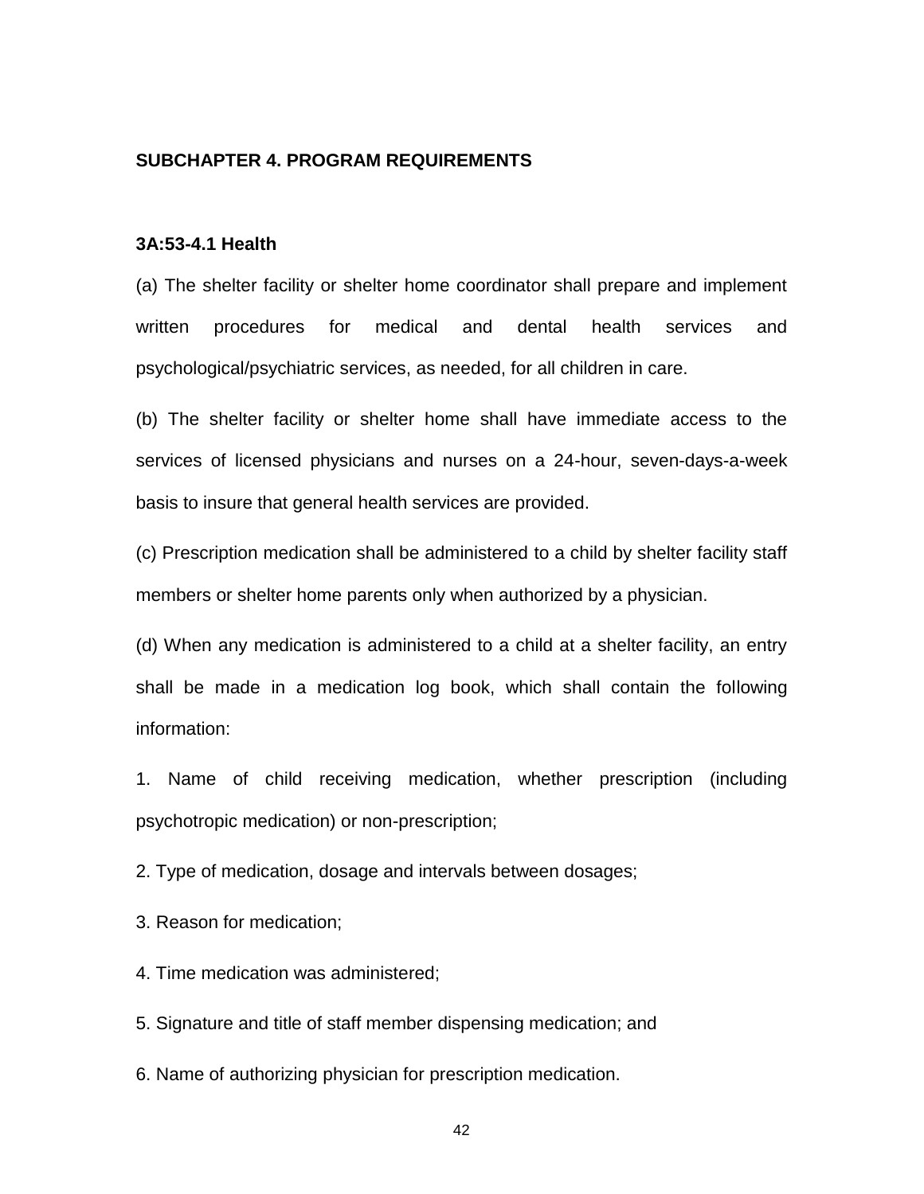## SUBCHAPTER 4. PROGRAM REQUIREMENTS

### 3A:53-4.1 Health

(a) The shelter facility or shelter home coordinator shall prepare and implement written procedures for medical and dental health services and psychological/psychiatric services, as needed, for all children in care.

(b) The shelter facility or shelter home shall have immediate access to the services of licensed physicians and nurses on a 24-hour, seven-days-a-week basis to insure that general health services are provided.

(c) Prescription medication shall be administered to a child by shelter facility staff members or shelter home parents only when authorized by a physician.

(d) When any medication is administered to a child at a shelter facility, an entry shall be made in a medication log book, which shall contain the following information:

1. Name of child receiving medication, whether prescription (including psychotropic medication) or non-prescription;

2. Type of medication, dosage and intervals between dosages;

3. Reason for medication;

4. Time medication was administered;

5. Signature and title of staff member dispensing medication; and

6. Name of authorizing physician for prescription medication.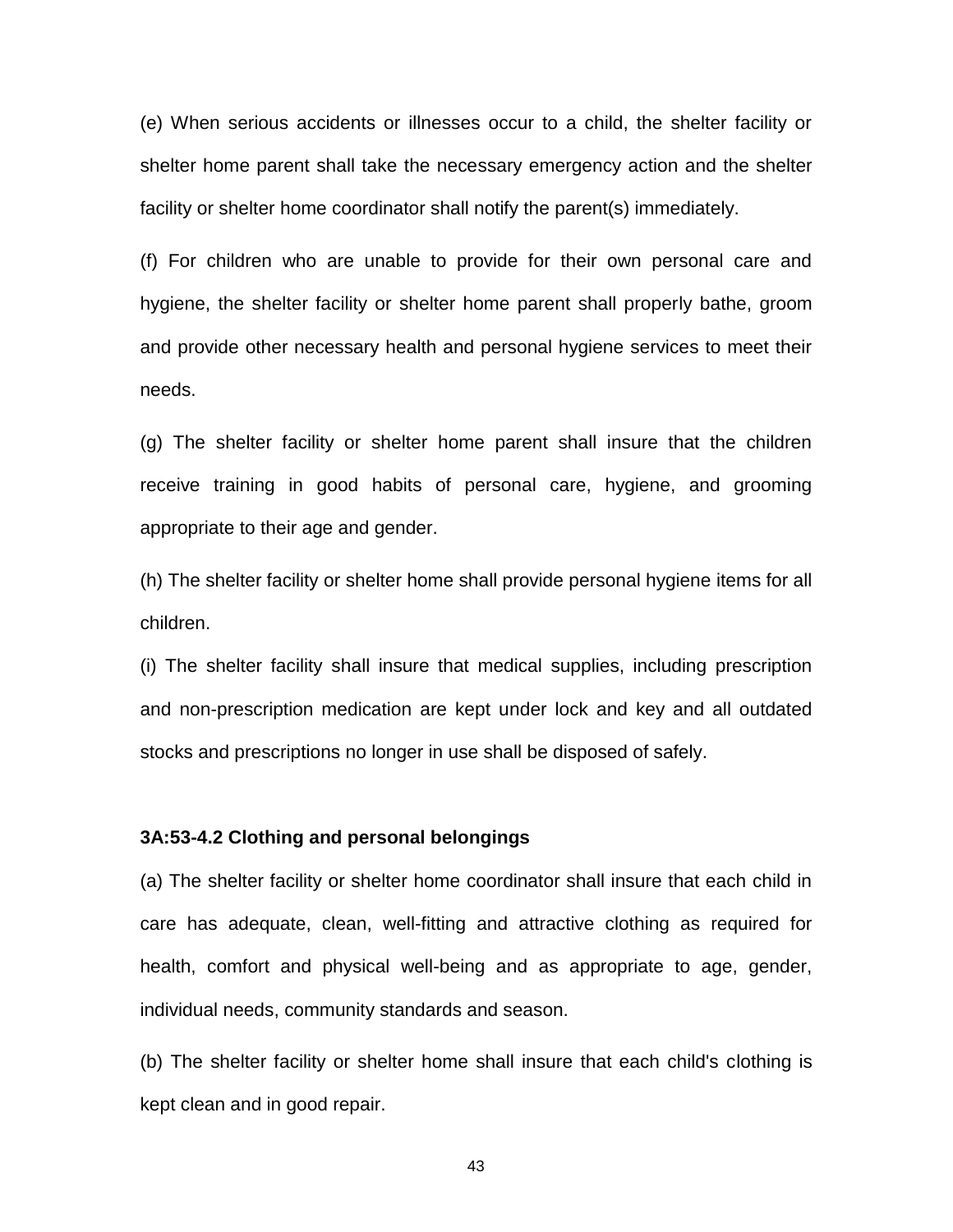(e) When serious accidents or illnesses occur to a child, the shelter facility or shelter home parent shall take the necessary emergency action and the shelter facility or shelter home coordinator shall notify the parent(s) immediately.

(f) For children who are unable to provide for their own personal care and hygiene, the shelter facility or shelter home parent shall properly bathe, groom and provide other necessary health and personal hygiene services to meet their needs.

(g) The shelter facility or shelter home parent shall insure that the children receive training in good habits of personal care, hygiene, and grooming appropriate to their age and gender.

(h) The shelter facility or shelter home shall provide personal hygiene items for all children.

(i) The shelter facility shall insure that medical supplies, including prescription and non-prescription medication are kept under lock and key and all outdated stocks and prescriptions no longer in use shall be disposed of safely.

**3A:53-4.2 Clothing and personal belongings**

(a) The shelter facility or shelter home coordinator shall insure that each child in care has adequate, clean, well-fitting and attractive clothing as required for health, comfort and physical well-being and as appropriate to age, gender, individual needs, community standards and season.

(b) The shelter facility or shelter home shall insure that each child's clothing is kept clean and in good repair.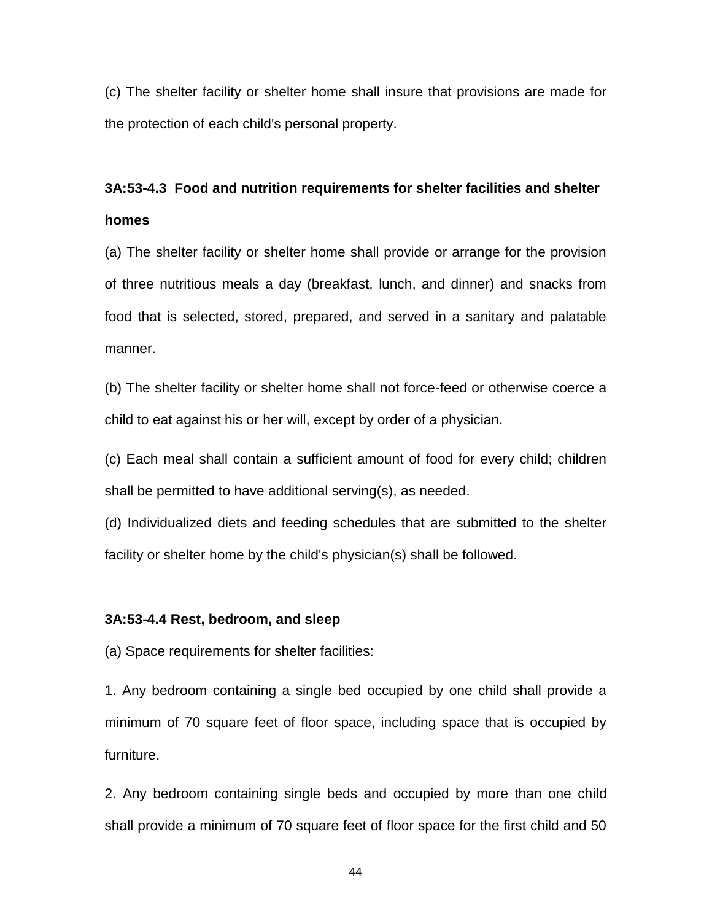(c) The shelter facility or shelter home shall insure that provisions are made for the protection of each child's personal property.

**3A:53-4.3 Food and nutrition requirements for shelter facilities and shelter homes**

(a) The shelter facility or shelter home shall provide or arrange for the provision of three nutritious meals a day (breakfast, lunch, and dinner) and snacks from food that is selected, stored, prepared, and served in a sanitary and palatable manner.

(b) The shelter facility or shelter home shall not force-feed or otherwise coerce a child to eat against his or her will, except by order of a physician.

(c) Each meal shall contain a sufficient amount of food for every child; children shall be permitted to have additional serving(s), as needed.

(d) Individualized diets and feeding schedules that are submitted to the shelter facility or shelter home by the child's physician(s) shall be followed.

**3A:53-4.4 Rest, bedroom, and sleep**

(a) Space requirements for shelter facilities:

1. Any bedroom containing a single bed occupied by one child shall provide a minimum of 70 square feet of floor space, including space that is occupied by furniture.

2. Any bedroom containing single beds and occupied by more than one child shall provide a minimum of 70 square feet of floor space for the first child and 50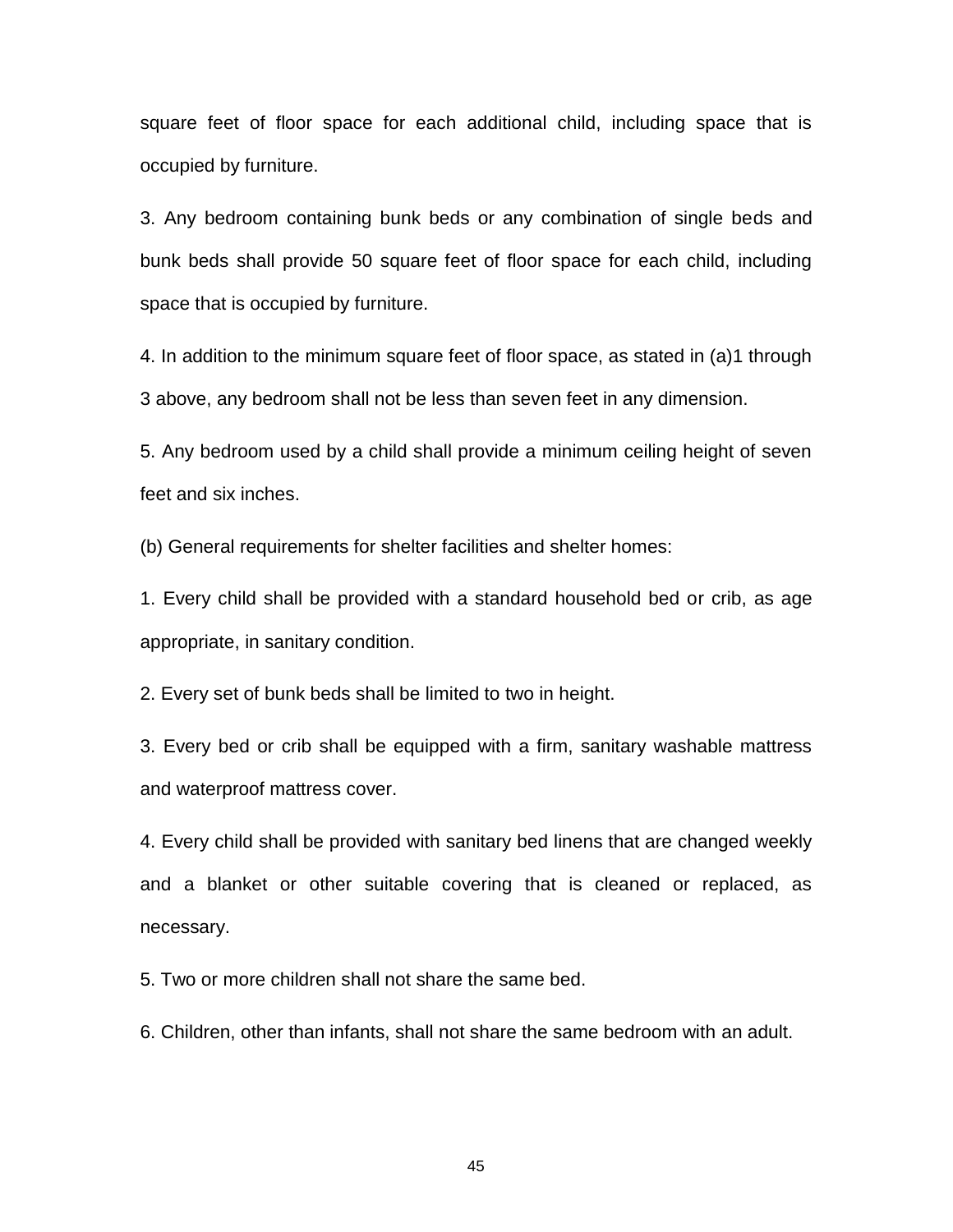square feet of floor space for each additional child, including space that is occupied by furniture.

3. Any bedroom containing bunk beds or any combination of single beds and bunk beds shall provide 50 square feet of floor space for each child, including space that is occupied by furniture.

4. In addition to the minimum square feet of floor space, as stated in (a)1 through 3 above, any bedroom shall not be less than seven feet in any dimension.

5. Any bedroom used by a child shall provide a minimum ceiling height of seven feet and six inches.

(b) General requirements for shelter facilities and shelter homes:

1. Every child shall be provided with a standard household bed or crib, as age appropriate, in sanitary condition.

2. Every set of bunk beds shall be limited to two in height.

3. Every bed or crib shall be equipped with a firm, sanitary washable mattress and waterproof mattress cover.

4. Every child shall be provided with sanitary bed linens that are changed weekly and a blanket or other suitable covering that is cleaned or replaced, as necessary.

5. Two or more children shall not share the same bed.

6. Children, other than infants, shall not share the same bedroom with an adult.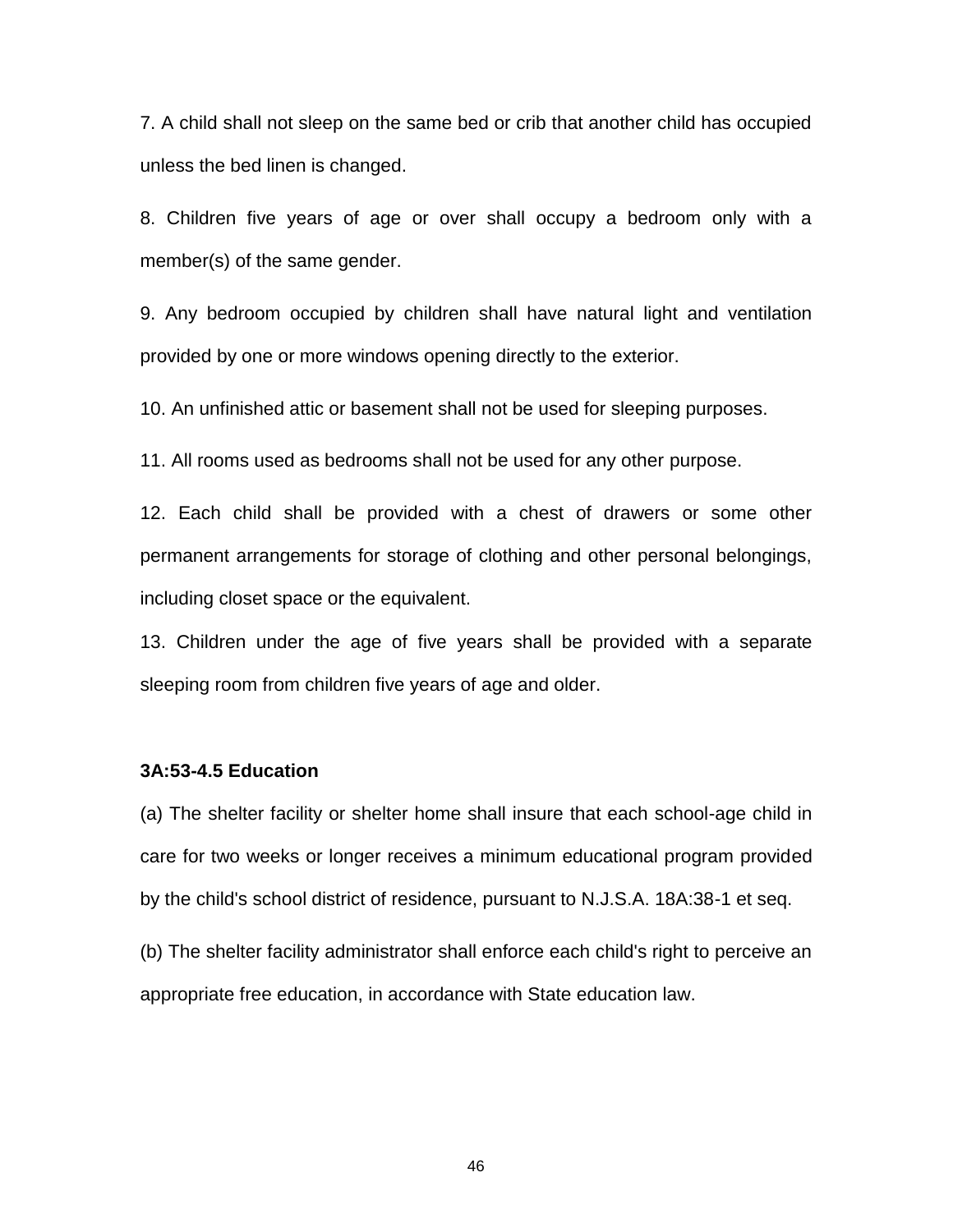7. A child shall not sleep on the same bed or crib that another child has occupied unless the bed linen is changed.

8. Children five years of age or over shall occupy a bedroom only with a member(s) of the same gender.

9. Any bedroom occupied by children shall have natural light and ventilation provided by one or more windows opening directly to the exterior.

10. An unfinished attic or basement shall not be used for sleeping purposes.

11. All rooms used as bedrooms shall not be used for any other purpose.

12. Each child shall be provided with a chest of drawers or some other permanent arrangements for storage of clothing and other personal belongings, including closet space or the equivalent.

13. Children under the age of five years shall be provided with a separate sleeping room from children five years of age and older.

**3A:53-4.5 Education**

(a) The shelter facility or shelter home shall insure that each school-age child in care for two weeks or longer receives a minimum educational program provided by the child's school district of residence, pursuant to N.J.S.A. 18A:38-1 et seq.

(b) The shelter facility administrator shall enforce each child's right to perceive an appropriate free education, in accordance with State education law.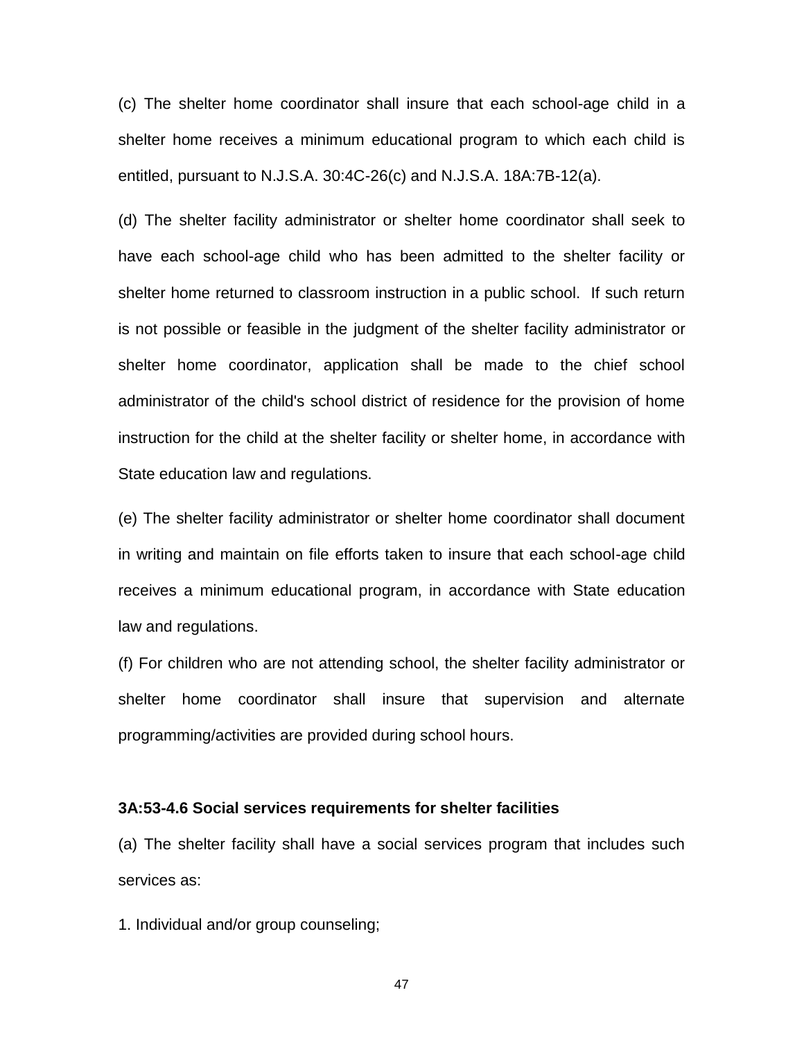(c) The shelter home coordinator shall insure that each school-age child in a shelter home receives a minimum educational program to which each child is entitled, pursuant to N.J.S.A. 30:4C-26(c) and N.J.S.A. 18A:7B-12(a).

(d) The shelter facility administrator or shelter home coordinator shall seek to have each school-age child who has been admitted to the shelter facility or shelter home returned to classroom instruction in a public school. If such return is not possible or feasible in the judgment of the shelter facility administrator or shelter home coordinator, application shall be made to the chief school administrator of the child's school district of residence for the provision of home instruction for the child at the shelter facility or shelter home, in accordance with State education law and regulations.

(e) The shelter facility administrator or shelter home coordinator shall document in writing and maintain on file efforts taken to insure that each school-age child receives a minimum educational program, in accordance with State education law and regulations.

(f) For children who are not attending school, the shelter facility administrator or shelter home coordinator shall insure that supervision and alternate programming/activities are provided during school hours.

**3A:53-4.6 Social services requirements for shelter facilities**

(a) The shelter facility shall have a social services program that includes such services as:

1. Individual and/or group counseling;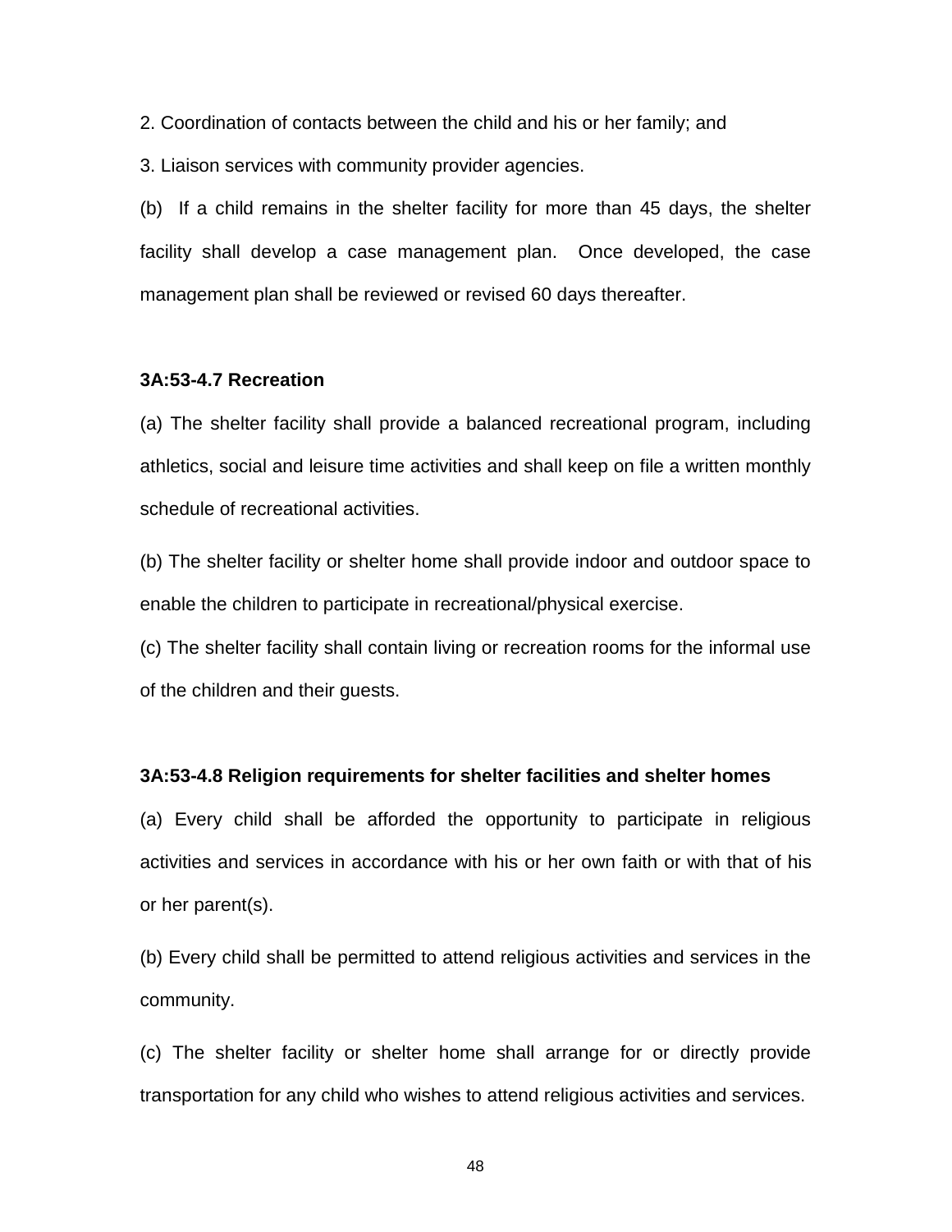2. Coordination of contacts between the child and his or her family; and

3. Liaison services with community provider agencies.

(b) If a child remains in the shelter facility for more than 45 days, the shelter facility shall develop a case management plan. Once developed, the case management plan shall be reviewed or revised 60 days thereafter.

**3A:53-4.7 Recreation**

(a) The shelter facility shall provide a balanced recreational program, including athletics, social and leisure time activities and shall keep on file a written monthly schedule of recreational activities.

(b) The shelter facility or shelter home shall provide indoor and outdoor space to enable the children to participate in recreational/physical exercise.

(c) The shelter facility shall contain living or recreation rooms for the informal use of the children and their guests.

**3A:53-4.8 Religion requirements for shelter facilities and shelter homes**

(a) Every child shall be afforded the opportunity to participate in religious activities and services in accordance with his or her own faith or with that of his or her parent(s).

(b) Every child shall be permitted to attend religious activities and services in the community.

(c) The shelter facility or shelter home shall arrange for or directly provide transportation for any child who wishes to attend religious activities and services.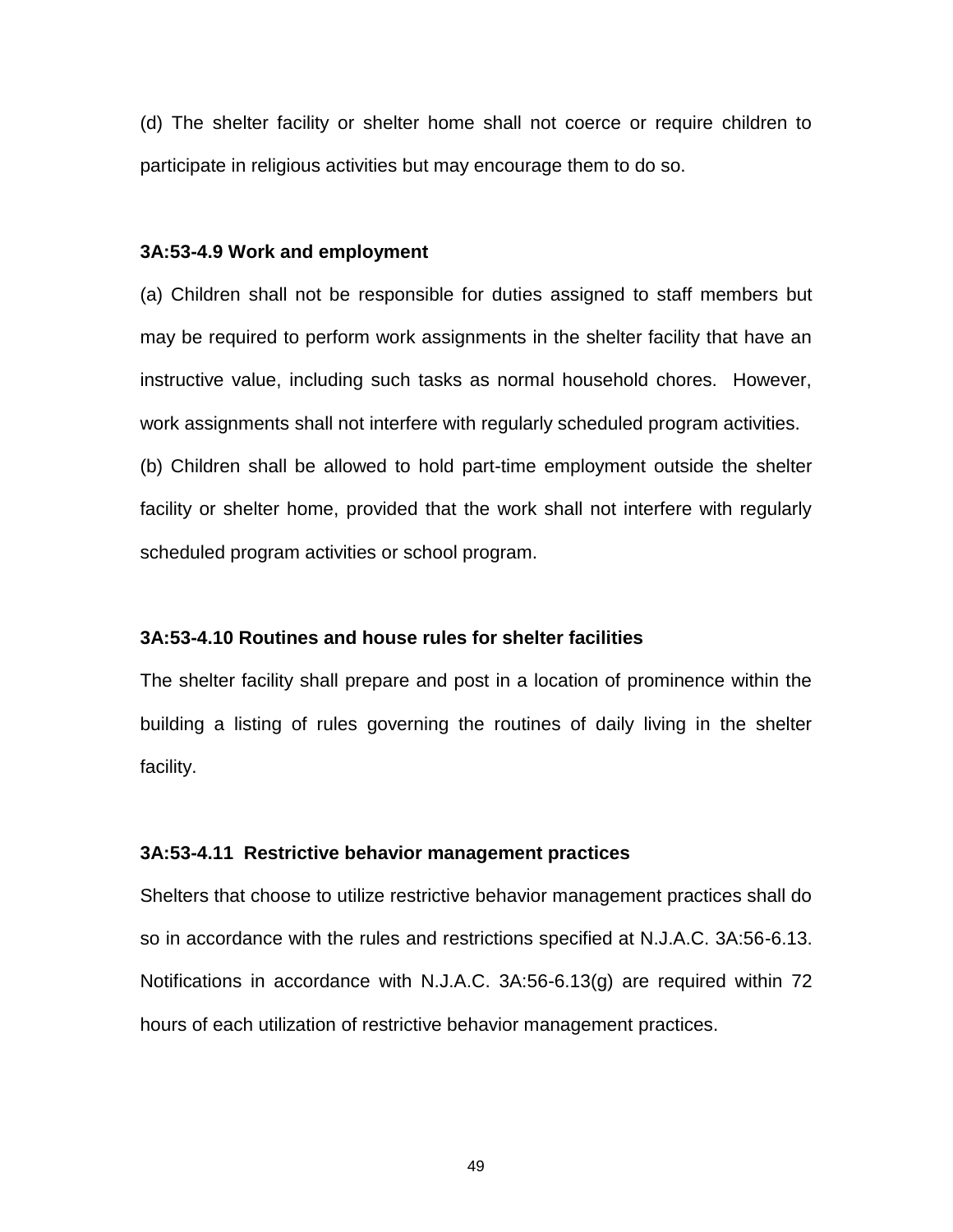(d) The shelter facility or shelter home shall not coerce or require children to participate in religious activities but may encourage them to do so.

**3A:53-4.9 Work and employment**

(a) Children shall not be responsible for duties assigned to staff members but may be required to perform work assignments in the shelter facility that have an instructive value, including such tasks as normal household chores. However, work assignments shall not interfere with regularly scheduled program activities.

(b) Children shall be allowed to hold part-time employment outside the shelter facility or shelter home, provided that the work shall not interfere with regularly scheduled program activities or school program.

**3A:53-4.10 Routines and house rules for shelter facilities**

The shelter facility shall prepare and post in a location of prominence within the building a listing of rules governing the routines of daily living in the shelter facility.

**3A:53-4.11 Restrictive behavior management practices**

Shelters that choose to utilize restrictive behavior management practices shall do so in accordance with the rules and restrictions specified at N.J.A.C. 3A:56-6.13. Notifications in accordance with N.J.A.C. 3A:56-6.13(g) are required within 72 hours of each utilization of restrictive behavior management practices.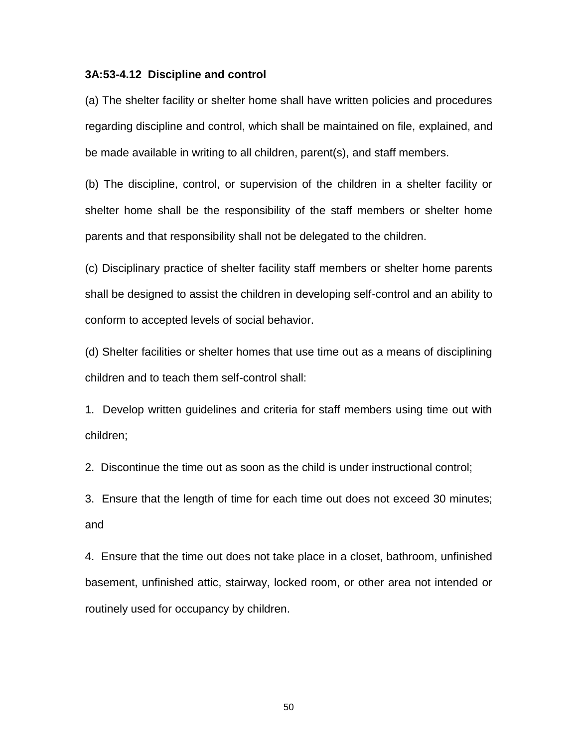**3A:53-4.12 Discipline and control**

(a) The shelter facility or shelter home shall have written policies and procedures regarding discipline and control, which shall be maintained on file, explained, and be made available in writing to all children, parent(s), and staff members.

(b) The discipline, control, or supervision of the children in a shelter facility or shelter home shall be the responsibility of the staff members or shelter home parents and that responsibility shall not be delegated to the children.

(c) Disciplinary practice of shelter facility staff members or shelter home parents shall be designed to assist the children in developing self-control and an ability to conform to accepted levels of social behavior.

(d) Shelter facilities or shelter homes that use time out as a means of disciplining children and to teach them self-control shall:

1. Develop written guidelines and criteria for staff members using time out with children;

2. Discontinue the time out as soon as the child is under instructional control;

3. Ensure that the length of time for each time out does not exceed 30 minutes; and

4. Ensure that the time out does not take place in a closet, bathroom, unfinished basement, unfinished attic, stairway, locked room, or other area not intended or routinely used for occupancy by children.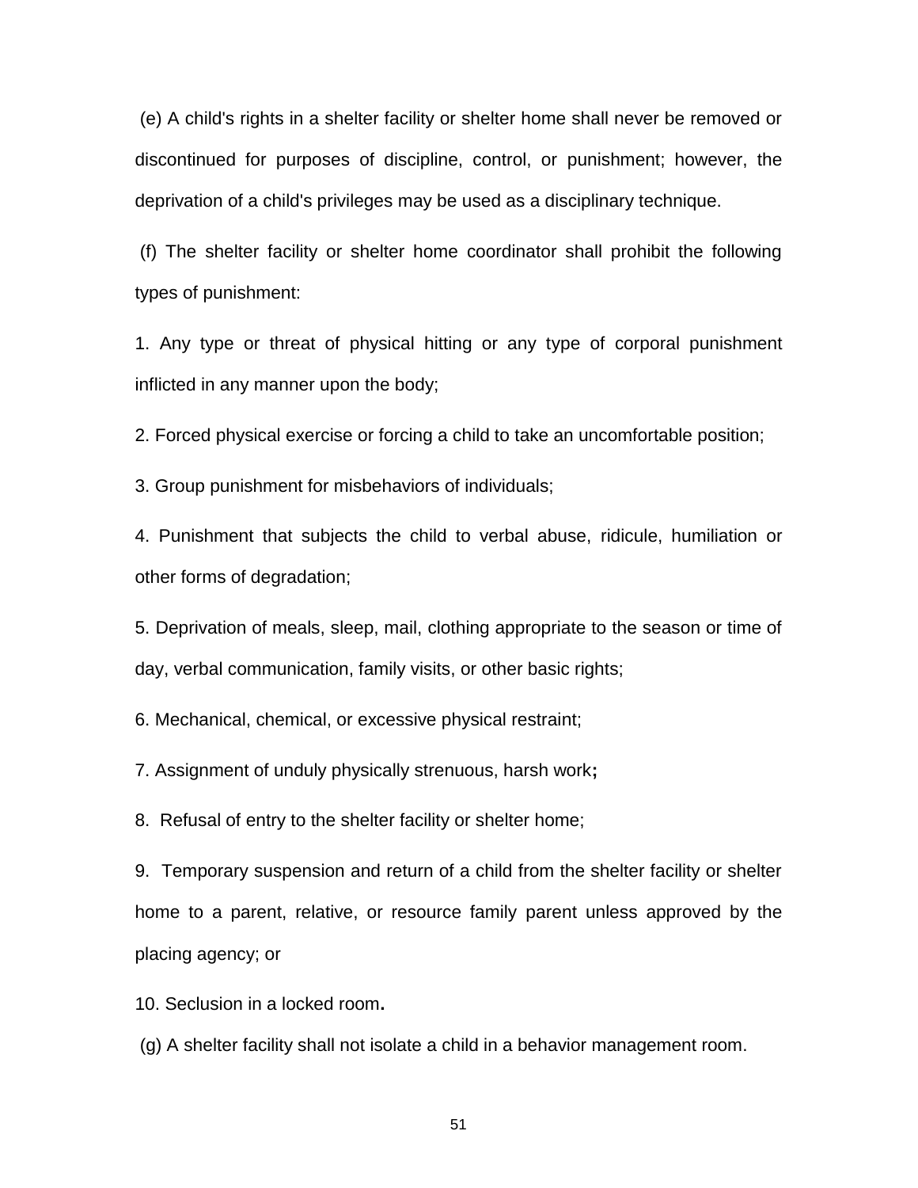(e) A child's rights in a shelter facility or shelter home shall never be removed or discontinued for purposes of discipline, control, or punishment; however, the deprivation of a child's privileges may be used as a disciplinary technique.

(f) The shelter facility or shelter home coordinator shall prohibit the following types of punishment:

1. Any type or threat of physical hitting or any type of corporal punishment inflicted in any manner upon the body;

2. Forced physical exercise or forcing a child to take an uncomfortable position;

3. Group punishment for misbehaviors of individuals;

4. Punishment that subjects the child to verbal abuse, ridicule, humiliation or other forms of degradation;

5. Deprivation of meals, sleep, mail, clothing appropriate to the season or time of day, verbal communication, family visits, or other basic rights;

6. Mechanical, chemical, or excessive physical restraint;

7. Assignment of unduly physically strenuous, harsh work;

8. Refusal of entry to the shelter facility or shelter home;

9. Temporary suspension and return of a child from the shelter facility or shelter home to a parent, relative, or resource family parent unless approved by the placing agency; or

10. Seclusion in a locked room.

(g) A shelter facility shall not isolate a child in a behavior management room.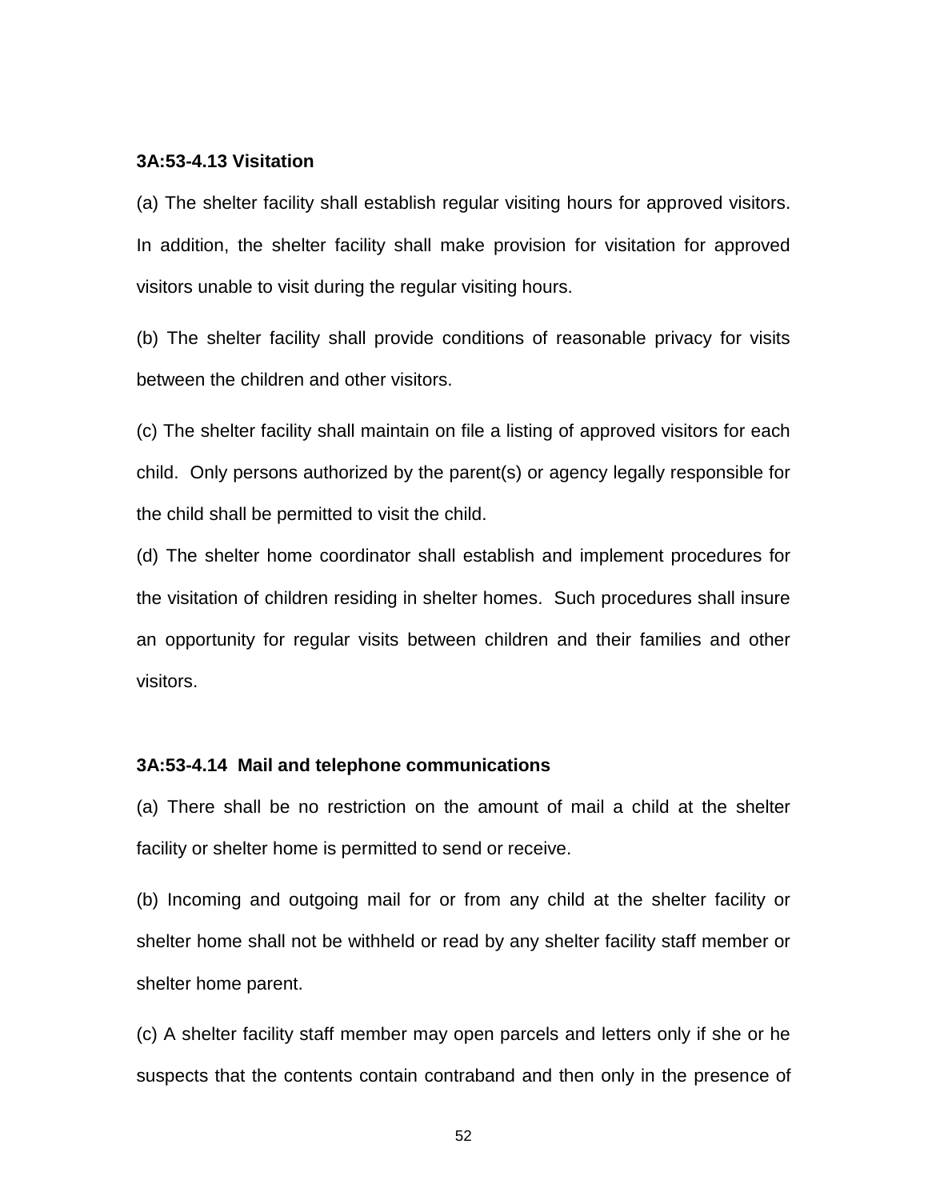**3A:53-4.13 Visitation**

(a) The shelter facility shall establish regular visiting hours for approved visitors. In addition, the shelter facility shall make provision for visitation for approved visitors unable to visit during the regular visiting hours.

(b) The shelter facility shall provide conditions of reasonable privacy for visits between the children and other visitors.

(c) The shelter facility shall maintain on file a listing of approved visitors for each child. Only persons authorized by the parent(s) or agency legally responsible for the child shall be permitted to visit the child.

(d) The shelter home coordinator shall establish and implement procedures for the visitation of children residing in shelter homes. Such procedures shall insure an opportunity for regular visits between children and their families and other visitors.

**3A:53-4.14 Mail and telephone communications**

(a) There shall be no restriction on the amount of mail a child at the shelter facility or shelter home is permitted to send or receive.

(b) Incoming and outgoing mail for or from any child at the shelter facility or shelter home shall not be withheld or read by any shelter facility staff member or shelter home parent.

(c) A shelter facility staff member may open parcels and letters only if she or he suspects that the contents contain contraband and then only in the presence of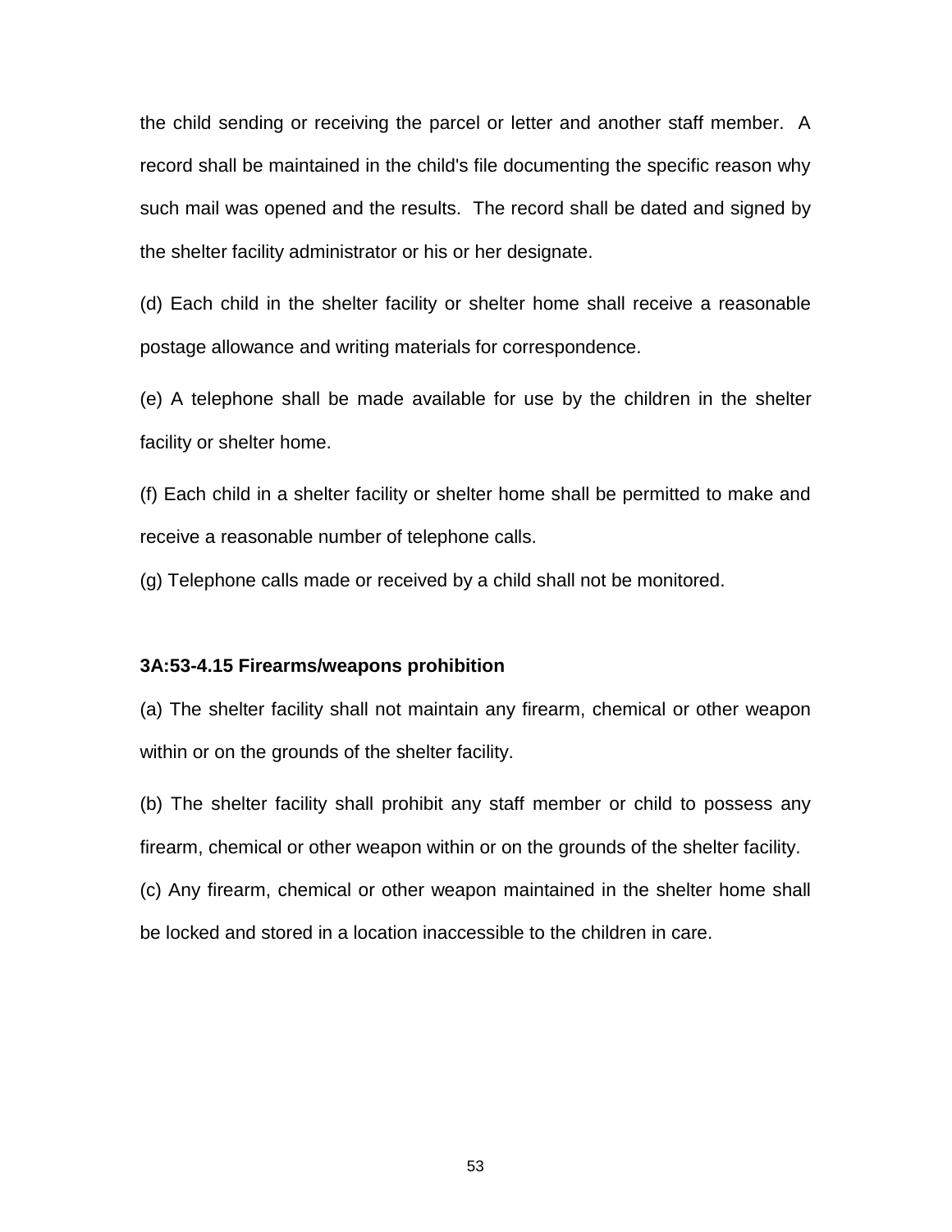the child sending or receiving the parcel or letter and another staff member. A record shall be maintained in the child's file documenting the specific reason why such mail was opened and the results. The record shall be dated and signed by the shelter facility administrator or his or her designate.

(d) Each child in the shelter facility or shelter home shall receive a reasonable postage allowance and writing materials for correspondence.

(e) A telephone shall be made available for use by the children in the shelter facility or shelter home.

(f) Each child in a shelter facility or shelter home shall be permitted to make and receive a reasonable number of telephone calls.

(g) Telephone calls made or received by a child shall not be monitored.

**3A:53-4.15 Firearms/weapons prohibition**

(a) The shelter facility shall not maintain any firearm, chemical or other weapon within or on the grounds of the shelter facility.

(b) The shelter facility shall prohibit any staff member or child to possess any firearm, chemical or other weapon within or on the grounds of the shelter facility.

(c) Any firearm, chemical or other weapon maintained in the shelter home shall be locked and stored in a location inaccessible to the children in care.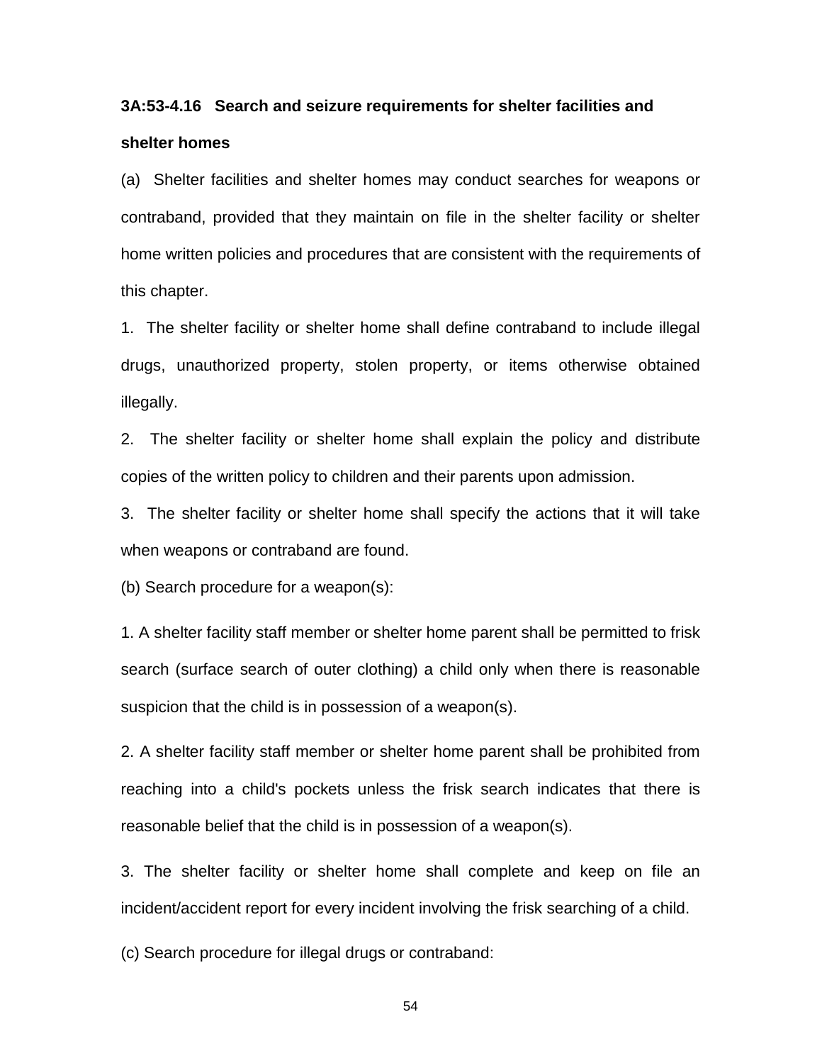**3A:53-4.16 Search and seizure requirements for shelter facilities and shelter homes**

(a) Shelter facilities and shelter homes may conduct searches for weapons or contraband, provided that they maintain on file in the shelter facility or shelter home written policies and procedures that are consistent with the requirements of this chapter.

1. The shelter facility or shelter home shall define contraband to include illegal drugs, unauthorized property, stolen property, or items otherwise obtained illegally.

2. The shelter facility or shelter home shall explain the policy and distribute copies of the written policy to children and their parents upon admission.

3. The shelter facility or shelter home shall specify the actions that it will take when weapons or contraband are found.

(b) Search procedure for a weapon(s):

1. A shelter facility staff member or shelter home parent shall be permitted to frisk search (surface search of outer clothing) a child only when there is reasonable suspicion that the child is in possession of a weapon(s).

2. A shelter facility staff member or shelter home parent shall be prohibited from reaching into a child's pockets unless the frisk search indicates that there is reasonable belief that the child is in possession of a weapon(s).

3. The shelter facility or shelter home shall complete and keep on file an incident/accident report for every incident involving the frisk searching of a child.

(c) Search procedure for illegal drugs or contraband: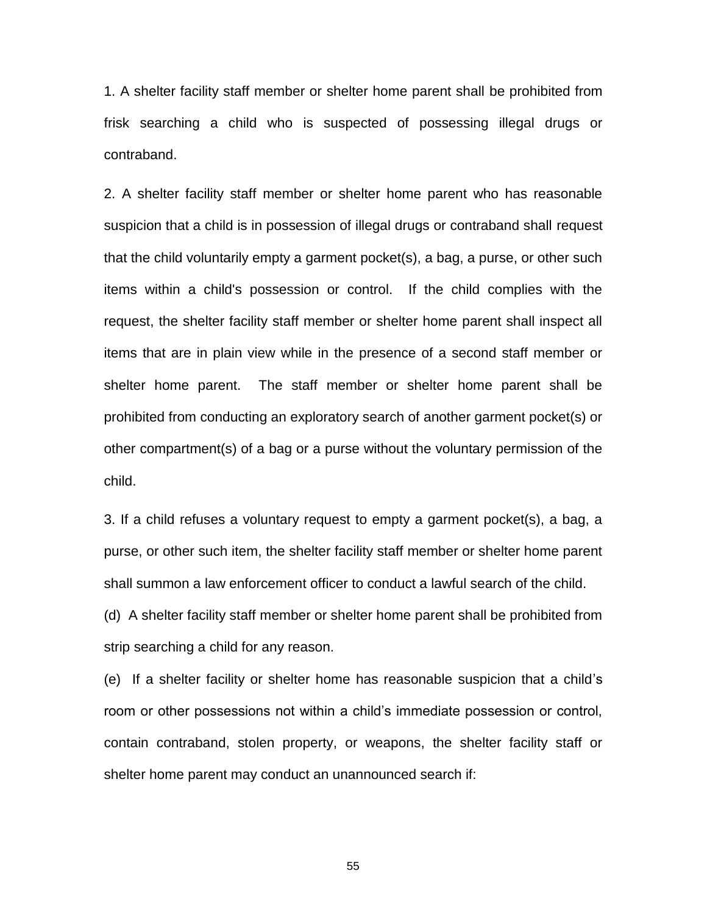1. A shelter facility staff member or shelter home parent shall be prohibited from frisk searching a child who is suspected of possessing illegal drugs or contraband.

2. A shelter facility staff member or shelter home parent who has reasonable suspicion that a child is in possession of illegal drugs or contraband shall request that the child voluntarily empty a garment pocket(s), a bag, a purse, or other such items within a child's possession or control. If the child complies with the request, the shelter facility staff member or shelter home parent shall inspect all items that are in plain view while in the presence of a second staff member or shelter home parent. The staff member or shelter home parent shall be prohibited from conducting an exploratory search of another garment pocket(s) or other compartment(s) of a bag or a purse without the voluntary permission of the child.

3. If a child refuses a voluntary request to empty a garment pocket(s), a bag, a purse, or other such item, the shelter facility staff member or shelter home parent shall summon a law enforcement officer to conduct a lawful search of the child.

(d) A shelter facility staff member or shelter home parent shall be prohibited from strip searching a child for any reason.

(e) If a shelter facility or shelter home has reasonable suspicion that a child's room or other possessions not within a child's immediate possession or control, contain contraband, stolen property, or weapons, the shelter facility staff or shelter home parent may conduct an unannounced search if: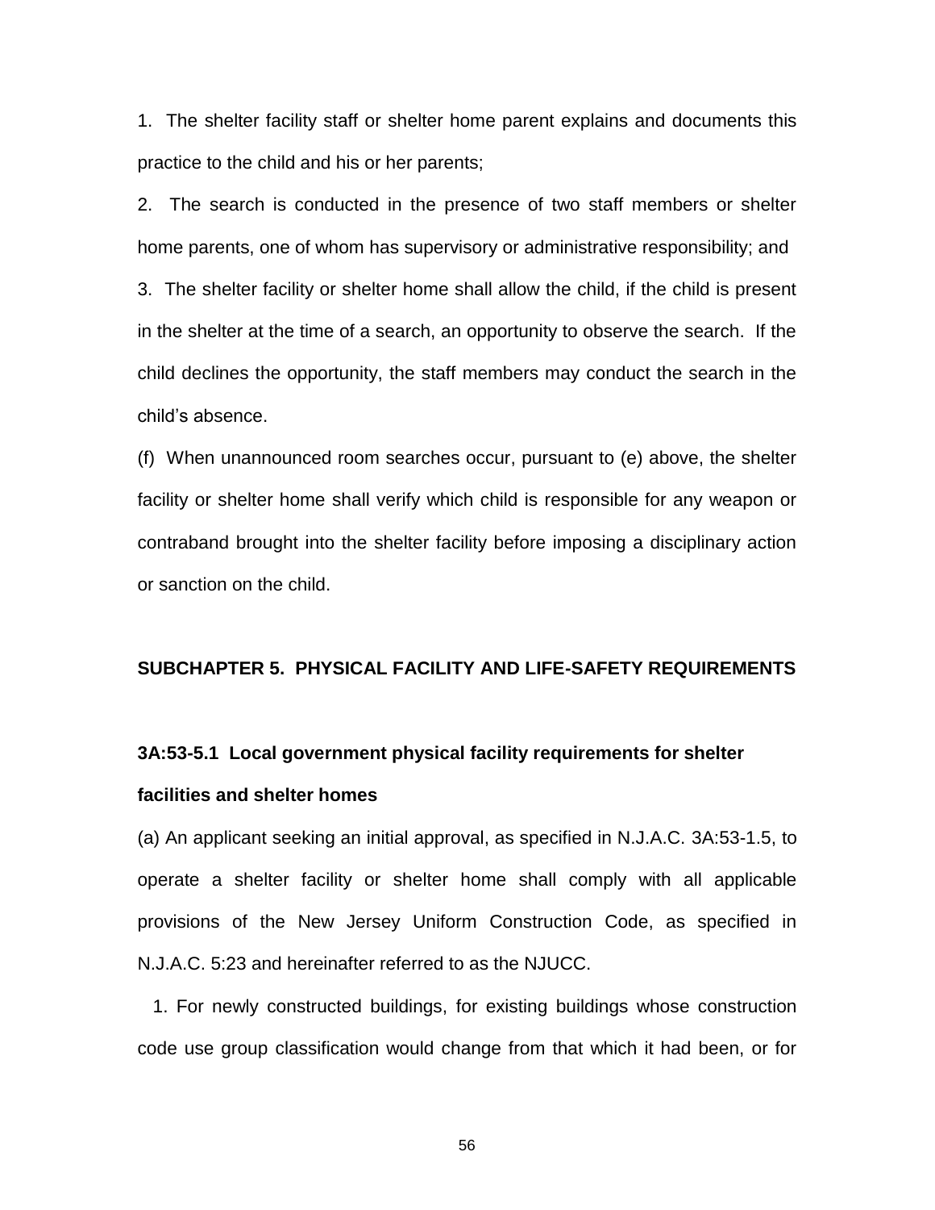1. The shelter facility staff or shelter home parent explains and documents this practice to the child and his or her parents;

2. The search is conducted in the presence of two staff members or shelter home parents, one of whom has supervisory or administrative responsibility; and

3. The shelter facility or shelter home shall allow the child, if the child is present in the shelter at the time of a search, an opportunity to observe the search. If the child declines the opportunity, the staff members may conduct the search in the child's absence.

(f) When unannounced room searches occur, pursuant to (e) above, the shelter facility or shelter home shall verify which child is responsible for any weapon or contraband brought into the shelter facility before imposing a disciplinary action or sanction on the child.

## SUBCHAPTER 5. PHYSICAL FACILITY AND LIFE-SAFETY REQUIREMENTS

### 3A:53-5.1 Local government physical facility requirements for shelter facilities and shelter homes

(a) An applicant seeking an initial approval, as specified in N.J.A.C. 3A:53-1.5, to operate a shelter facility or shelter home shall comply with all applicable provisions of the New Jersey Uniform Construction Code, as specified in N.J.A.C. 5:23 and hereinafter referred to as the NJUCC.

1. For newly constructed buildings, for existing buildings whose construction code use group classification would change from that which it had been, or for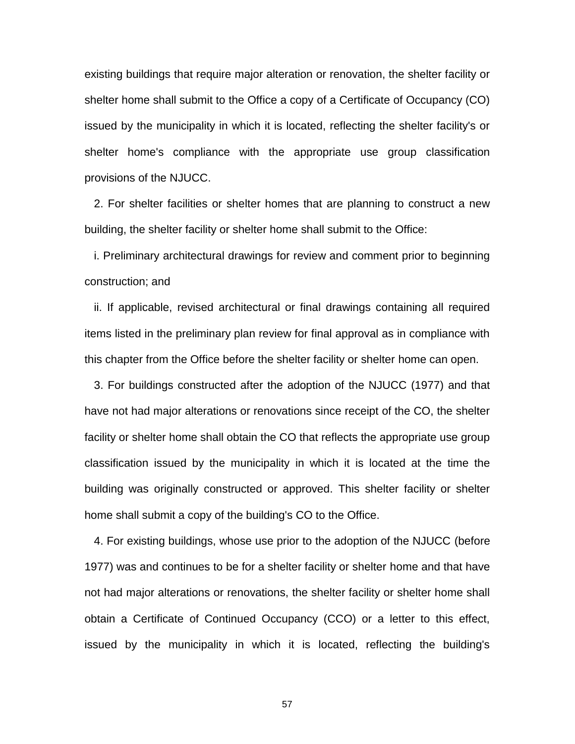existing buildings that require major alteration or renovation, the shelter facility or shelter home shall submit to the Office a copy of a Certificate of Occupancy (CO) issued by the municipality in which it is located, reflecting the shelter facility's or shelter home's compliance with the appropriate use group classification provisions of the NJUCC.

2. For shelter facilities or shelter homes that are planning to construct a new building, the shelter facility or shelter home shall submit to the Office:

i. Preliminary architectural drawings for review and comment prior to beginning construction; and

ii. If applicable, revised architectural or final drawings containing all required items listed in the preliminary plan review for final approval as in compliance with this chapter from the Office before the shelter facility or shelter home can open.

3. For buildings constructed after the adoption of the NJUCC (1977) and that have not had major alterations or renovations since receipt of the CO, the shelter facility or shelter home shall obtain the CO that reflects the appropriate use group classification issued by the municipality in which it is located at the time the building was originally constructed or approved. This shelter facility or shelter home shall submit a copy of the building's CO to the Office.

4. For existing buildings, whose use prior to the adoption of the NJUCC (before 1977) was and continues to be for a shelter facility or shelter home and that have not had major alterations or renovations, the shelter facility or shelter home shall obtain a Certificate of Continued Occupancy (CCO) or a letter to this effect, issued by the municipality in which it is located, reflecting the building's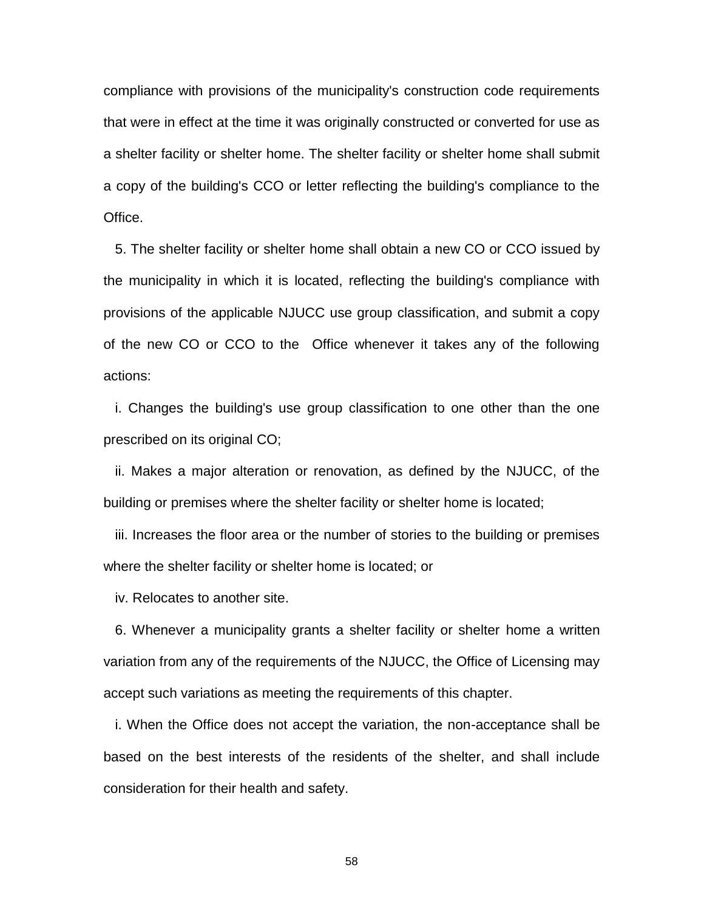compliance with provisions of the municipality's construction code requirements that were in effect at the time it was originally constructed or converted for use as a shelter facility or shelter home. The shelter facility or shelter home shall submit a copy of the building's CCO or letter reflecting the building's compliance to the Office.

5. The shelter facility or shelter home shall obtain a new CO or CCO issued by the municipality in which it is located, reflecting the building's compliance with provisions of the applicable NJUCC use group classification, and submit a copy of the new CO or CCO to the Office whenever it takes any of the following actions:

i. Changes the building's use group classification to one other than the one prescribed on its original CO;

ii. Makes a major alteration or renovation, as defined by the NJUCC, of the building or premises where the shelter facility or shelter home is located;

iii. Increases the floor area or the number of stories to the building or premises where the shelter facility or shelter home is located; or

iv. Relocates to another site.

6. Whenever a municipality grants a shelter facility or shelter home a written variation from any of the requirements of the NJUCC, the Office of Licensing may accept such variations as meeting the requirements of this chapter.

i. When the Office does not accept the variation, the non-acceptance shall be based on the best interests of the residents of the shelter, and shall include consideration for their health and safety.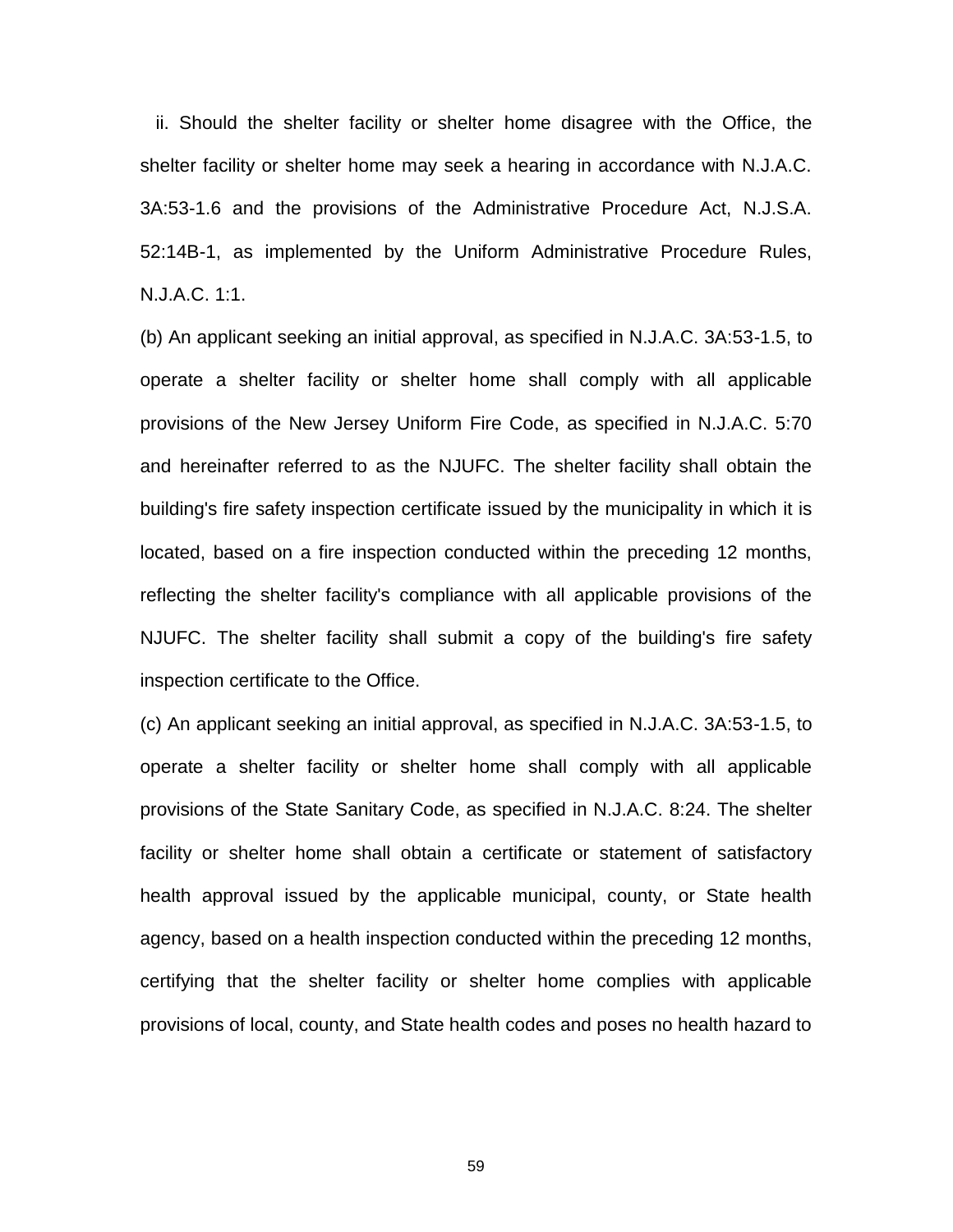ii. Should the shelter facility or shelter home disagree with the Office, the shelter facility or shelter home may seek a hearing in accordance with N.J.A.C. 3A:53-1.6 and the provisions of the Administrative Procedure Act, N.J.S.A. 52:14B-1, as implemented by the Uniform Administrative Procedure Rules, N.J.A.C. 1:1.

(b) An applicant seeking an initial approval, as specified in N.J.A.C. 3A:53-1.5, to operate a shelter facility or shelter home shall comply with all applicable provisions of the New Jersey Uniform Fire Code, as specified in N.J.A.C. 5:70 and hereinafter referred to as the NJUFC. The shelter facility shall obtain the building's fire safety inspection certificate issued by the municipality in which it is located, based on a fire inspection conducted within the preceding 12 months, reflecting the shelter facility's compliance with all applicable provisions of the NJUFC. The shelter facility shall submit a copy of the building's fire safety inspection certificate to the Office.

(c) An applicant seeking an initial approval, as specified in N.J.A.C. 3A:53-1.5, to operate a shelter facility or shelter home shall comply with all applicable provisions of the State Sanitary Code, as specified in N.J.A.C. 8:24. The shelter facility or shelter home shall obtain a certificate or statement of satisfactory health approval issued by the applicable municipal, county, or State health agency, based on a health inspection conducted within the preceding 12 months, certifying that the shelter facility or shelter home complies with applicable provisions of local, county, and State health codes and poses no health hazard to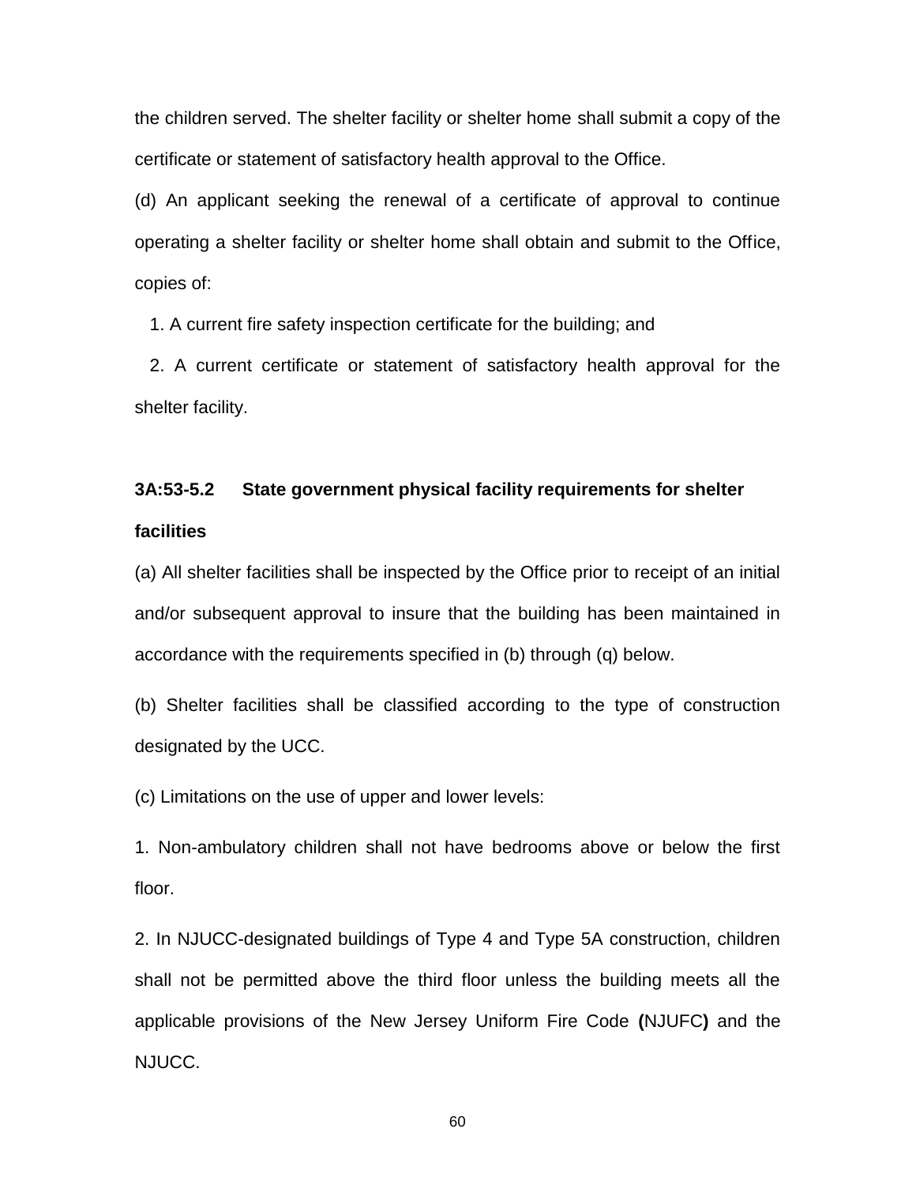the children served. The shelter facility or shelter home shall submit a copy of the certificate or statement of satisfactory health approval to the Office.

(d) An applicant seeking the renewal of a certificate of approval to continue operating a shelter facility or shelter home shall obtain and submit to the Office, copies of:

1. A current fire safety inspection certificate for the building; and

2. A current certificate or statement of satisfactory health approval for the shelter facility.

**3A:53-5.2 State government physical facility requirements for shelter facilities**

(a) All shelter facilities shall be inspected by the Office prior to receipt of an initial and/or subsequent approval to insure that the building has been maintained in accordance with the requirements specified in (b) through (q) below.

(b) Shelter facilities shall be classified according to the type of construction designated by the UCC.

(c) Limitations on the use of upper and lower levels:

1. Non-ambulatory children shall not have bedrooms above or below the first floor.

2. In NJUCC-designated buildings of Type 4 and Type 5A construction, children shall not be permitted above the third floor unless the building meets all the applicable provisions of the New Jersey Uniform Fire Code **(**NJUFC**)** and the NJUCC.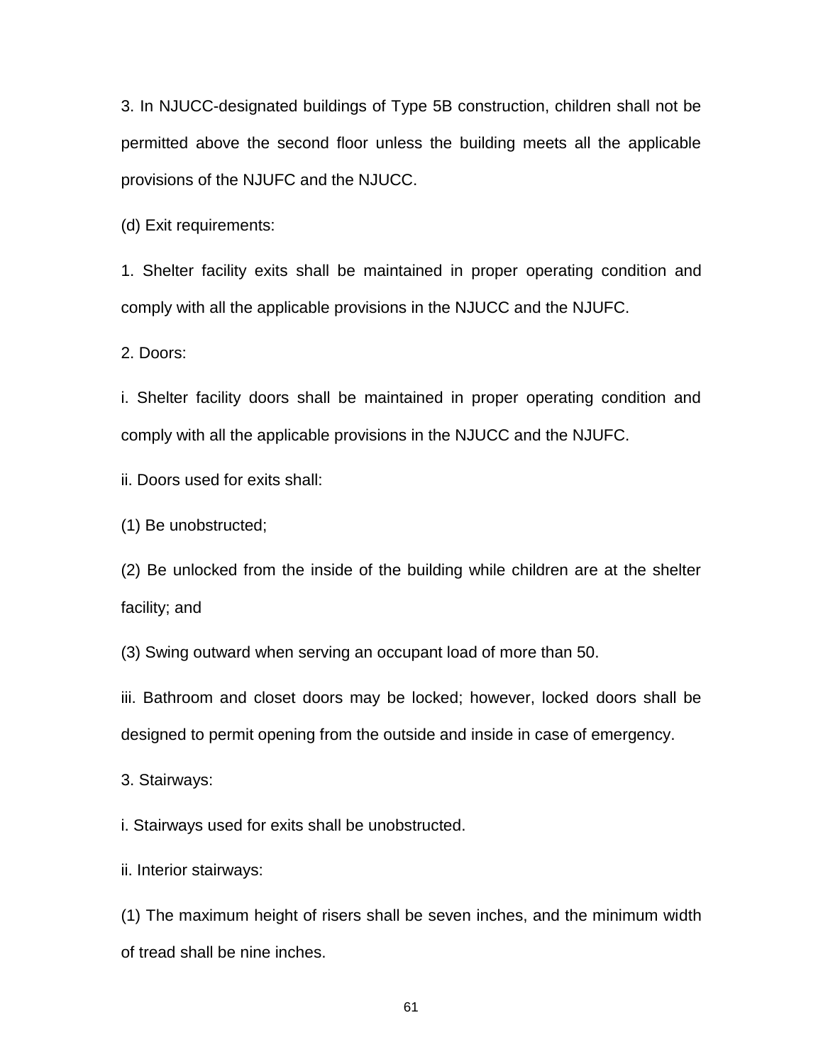3. In NJUCC-designated buildings of Type 5B construction, children shall not be permitted above the second floor unless the building meets all the applicable provisions of the NJUFC and the NJUCC.

(d) Exit requirements:

1. Shelter facility exits shall be maintained in proper operating condition and comply with all the applicable provisions in the NJUCC and the NJUFC.

2. Doors:

i. Shelter facility doors shall be maintained in proper operating condition and comply with all the applicable provisions in the NJUCC and the NJUFC.

ii. Doors used for exits shall:

(1) Be unobstructed;

(2) Be unlocked from the inside of the building while children are at the shelter facility; and

(3) Swing outward when serving an occupant load of more than 50.

iii. Bathroom and closet doors may be locked; however, locked doors shall be designed to permit opening from the outside and inside in case of emergency.

3. Stairways:

i. Stairways used for exits shall be unobstructed.

ii. Interior stairways:

(1) The maximum height of risers shall be seven inches, and the minimum width of tread shall be nine inches.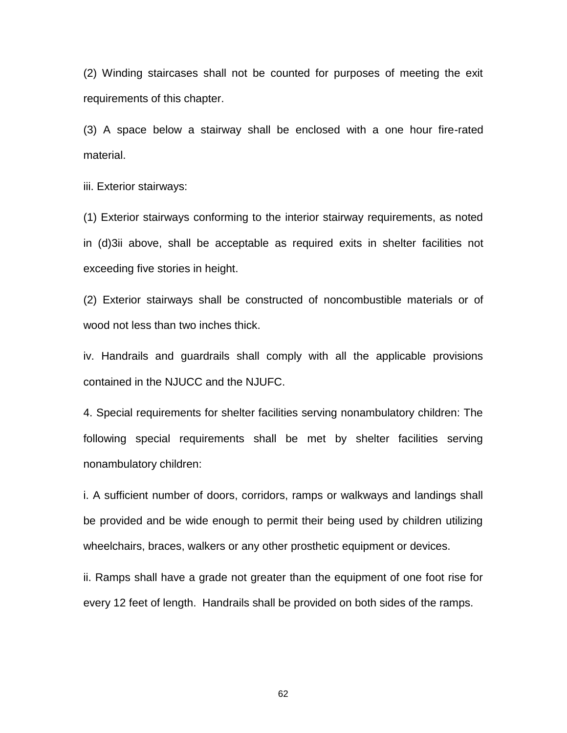(2) Winding staircases shall not be counted for purposes of meeting the exit requirements of this chapter.

(3) A space below a stairway shall be enclosed with a one hour fire-rated material.

iii. Exterior stairways:

(1) Exterior stairways conforming to the interior stairway requirements, as noted in (d)3ii above, shall be acceptable as required exits in shelter facilities not exceeding five stories in height.

(2) Exterior stairways shall be constructed of noncombustible materials or of wood not less than two inches thick.

iv. Handrails and guardrails shall comply with all the applicable provisions contained in the NJUCC and the NJUFC.

4. Special requirements for shelter facilities serving nonambulatory children: The following special requirements shall be met by shelter facilities serving nonambulatory children:

i. A sufficient number of doors, corridors, ramps or walkways and landings shall be provided and be wide enough to permit their being used by children utilizing wheelchairs, braces, walkers or any other prosthetic equipment or devices.

ii. Ramps shall have a grade not greater than the equipment of one foot rise for every 12 feet of length. Handrails shall be provided on both sides of the ramps.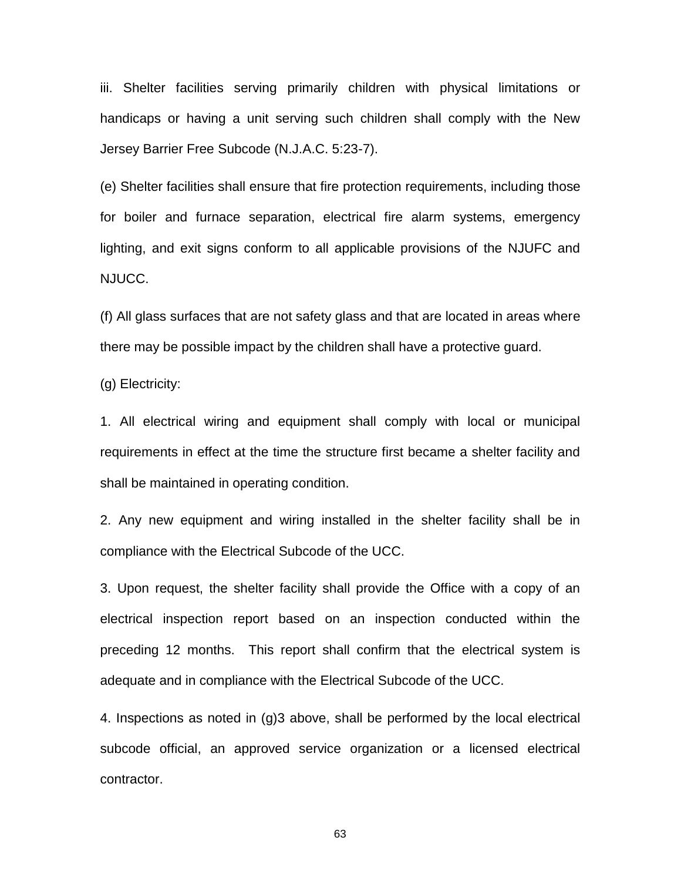iii. Shelter facilities serving primarily children with physical limitations or handicaps or having a unit serving such children shall comply with the New Jersey Barrier Free Subcode (N.J.A.C. 5:23-7).

(e) Shelter facilities shall ensure that fire protection requirements, including those for boiler and furnace separation, electrical fire alarm systems, emergency lighting, and exit signs conform to all applicable provisions of the NJUFC and NJUCC.

(f) All glass surfaces that are not safety glass and that are located in areas where there may be possible impact by the children shall have a protective guard.

(g) Electricity:

1. All electrical wiring and equipment shall comply with local or municipal requirements in effect at the time the structure first became a shelter facility and shall be maintained in operating condition.

2. Any new equipment and wiring installed in the shelter facility shall be in compliance with the Electrical Subcode of the UCC.

3. Upon request, the shelter facility shall provide the Office with a copy of an electrical inspection report based on an inspection conducted within the preceding 12 months. This report shall confirm that the electrical system is adequate and in compliance with the Electrical Subcode of the UCC.

4. Inspections as noted in (g)3 above, shall be performed by the local electrical subcode official, an approved service organization or a licensed electrical contractor.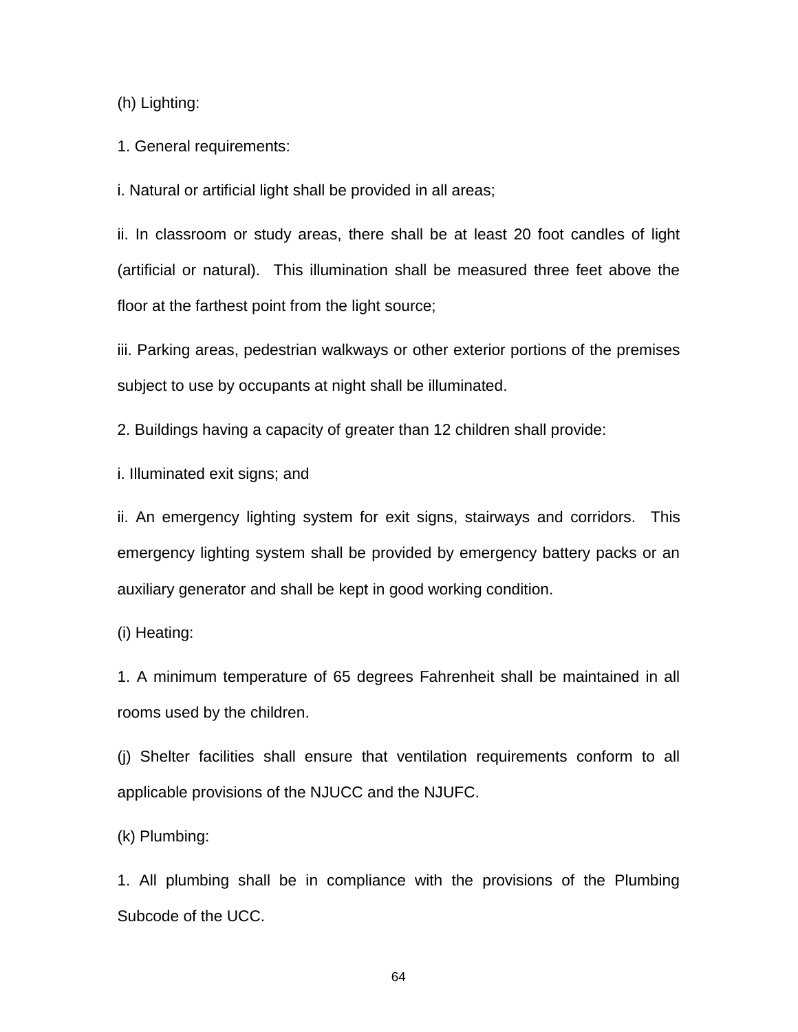(h) Lighting:

1. General requirements:

i. Natural or artificial light shall be provided in all areas;

ii. In classroom or study areas, there shall be at least 20 foot candles of light (artificial or natural). This illumination shall be measured three feet above the floor at the farthest point from the light source;

iii. Parking areas, pedestrian walkways or other exterior portions of the premises subject to use by occupants at night shall be illuminated.

2. Buildings having a capacity of greater than 12 children shall provide:

i. Illuminated exit signs; and

ii. An emergency lighting system for exit signs, stairways and corridors. This emergency lighting system shall be provided by emergency battery packs or an auxiliary generator and shall be kept in good working condition.

(i) Heating:

1. A minimum temperature of 65 degrees Fahrenheit shall be maintained in all rooms used by the children.

(j) Shelter facilities shall ensure that ventilation requirements conform to all applicable provisions of the NJUCC and the NJUFC.

(k) Plumbing:

1. All plumbing shall be in compliance with the provisions of the Plumbing Subcode of the UCC.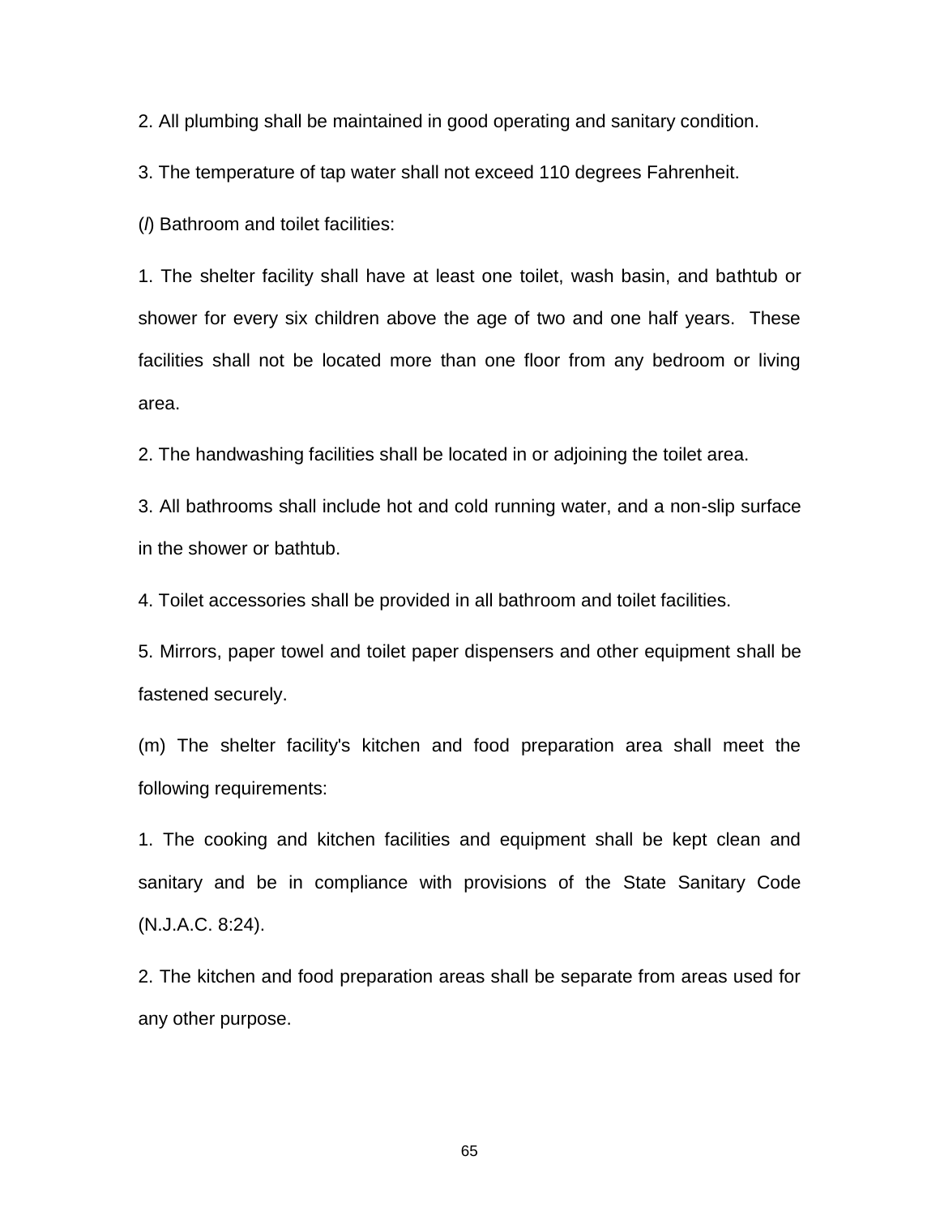2. All plumbing shall be maintained in good operating and sanitary condition.

3. The temperature of tap water shall not exceed 110 degrees Fahrenheit.

(*l*) Bathroom and toilet facilities:

1. The shelter facility shall have at least one toilet, wash basin, and bathtub or shower for every six children above the age of two and one half years. These facilities shall not be located more than one floor from any bedroom or living area.

2. The handwashing facilities shall be located in or adjoining the toilet area.

3. All bathrooms shall include hot and cold running water, and a non-slip surface in the shower or bathtub.

4. Toilet accessories shall be provided in all bathroom and toilet facilities.

5. Mirrors, paper towel and toilet paper dispensers and other equipment shall be fastened securely.

(m) The shelter facility's kitchen and food preparation area shall meet the following requirements:

1. The cooking and kitchen facilities and equipment shall be kept clean and sanitary and be in compliance with provisions of the State Sanitary Code (N.J.A.C. 8:24).

2. The kitchen and food preparation areas shall be separate from areas used for any other purpose.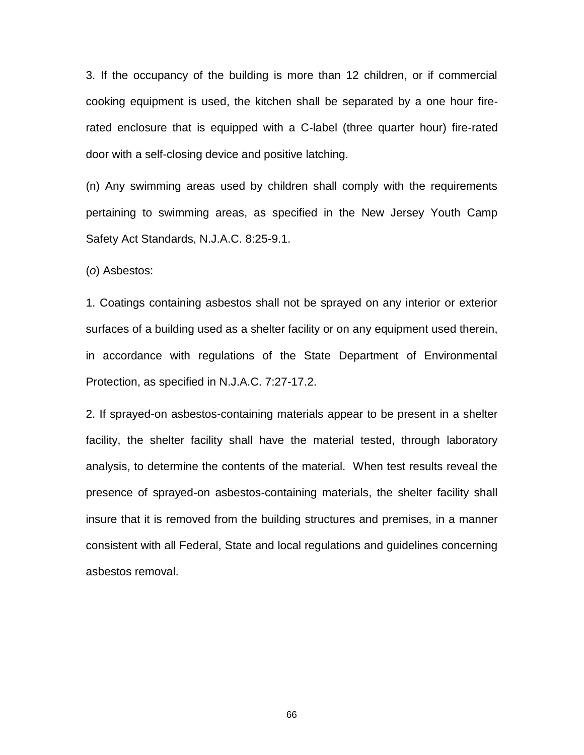3. If the occupancy of the building is more than 12 children, or if commercial cooking equipment is used, the kitchen shall be separated by a one hour fire-rated enclosure that is equipped with a C-label (three quarter hour) fire-rated door with a self-closing device and positive latching.

(n) Any swimming areas used by children shall comply with the requirements pertaining to swimming areas, as specified in the New Jersey Youth Camp Safety Act Standards, N.J.A.C. 8:25-9.1.

(*o*) Asbestos:

1. Coatings containing asbestos shall not be sprayed on any interior or exterior surfaces of a building used as a shelter facility or on any equipment used therein, in accordance with regulations of the State Department of Environmental Protection, as specified in N.J.A.C. 7:27-17.2.

2. If sprayed-on asbestos-containing materials appear to be present in a shelter facility, the shelter facility shall have the material tested, through laboratory analysis, to determine the contents of the material. When test results reveal the presence of sprayed-on asbestos-containing materials, the shelter facility shall insure that it is removed from the building structures and premises, in a manner consistent with all Federal, State and local regulations and guidelines concerning asbestos removal.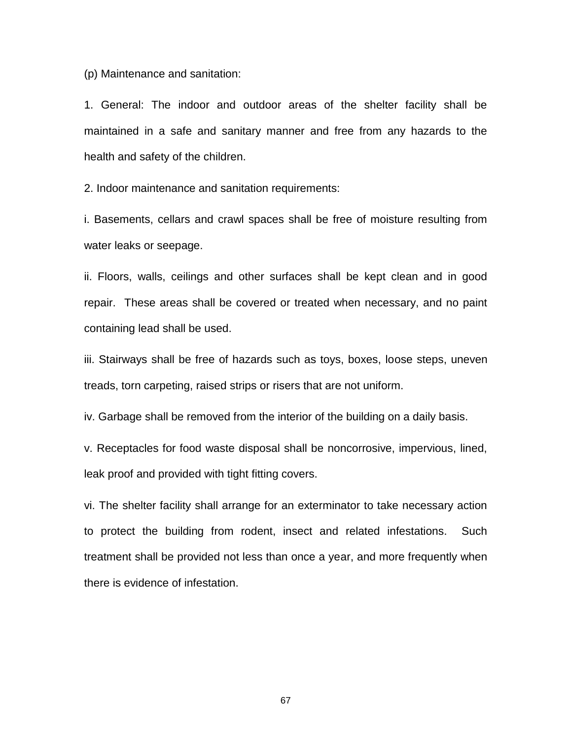(p) Maintenance and sanitation:

1. General: The indoor and outdoor areas of the shelter facility shall be maintained in a safe and sanitary manner and free from any hazards to the health and safety of the children.

2. Indoor maintenance and sanitation requirements:

i. Basements, cellars and crawl spaces shall be free of moisture resulting from water leaks or seepage.

ii. Floors, walls, ceilings and other surfaces shall be kept clean and in good repair. These areas shall be covered or treated when necessary, and no paint containing lead shall be used.

iii. Stairways shall be free of hazards such as toys, boxes, loose steps, uneven treads, torn carpeting, raised strips or risers that are not uniform.

iv. Garbage shall be removed from the interior of the building on a daily basis.

v. Receptacles for food waste disposal shall be noncorrosive, impervious, lined, leak proof and provided with tight fitting covers.

vi. The shelter facility shall arrange for an exterminator to take necessary action to protect the building from rodent, insect and related infestations. Such treatment shall be provided not less than once a year, and more frequently when there is evidence of infestation.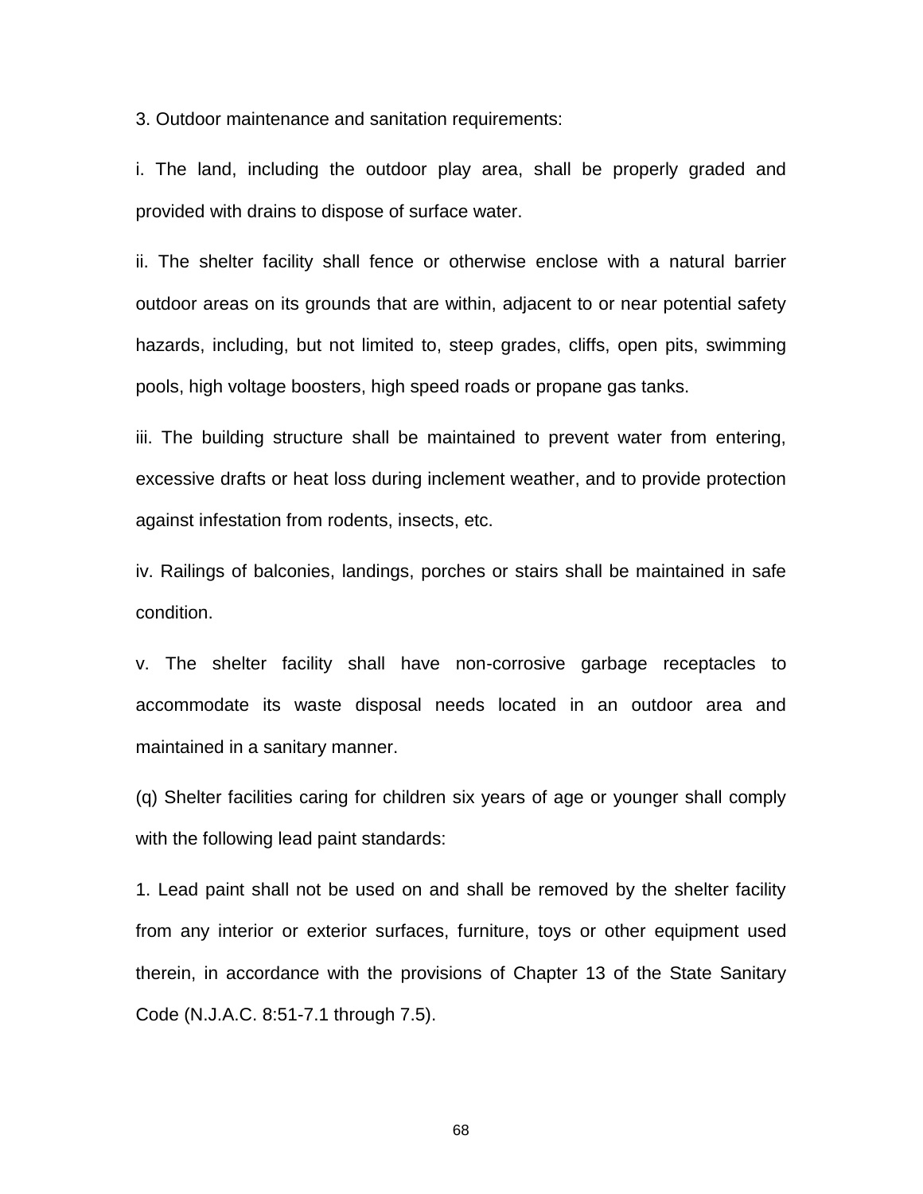3. Outdoor maintenance and sanitation requirements:

i. The land, including the outdoor play area, shall be properly graded and provided with drains to dispose of surface water.

ii. The shelter facility shall fence or otherwise enclose with a natural barrier outdoor areas on its grounds that are within, adjacent to or near potential safety hazards, including, but not limited to, steep grades, cliffs, open pits, swimming pools, high voltage boosters, high speed roads or propane gas tanks.

iii. The building structure shall be maintained to prevent water from entering, excessive drafts or heat loss during inclement weather, and to provide protection against infestation from rodents, insects, etc.

iv. Railings of balconies, landings, porches or stairs shall be maintained in safe condition.

v. The shelter facility shall have non-corrosive garbage receptacles to accommodate its waste disposal needs located in an outdoor area and maintained in a sanitary manner.

(q) Shelter facilities caring for children six years of age or younger shall comply with the following lead paint standards:

1. Lead paint shall not be used on and shall be removed by the shelter facility from any interior or exterior surfaces, furniture, toys or other equipment used therein, in accordance with the provisions of Chapter 13 of the State Sanitary Code (N.J.A.C. 8:51-7.1 through 7.5).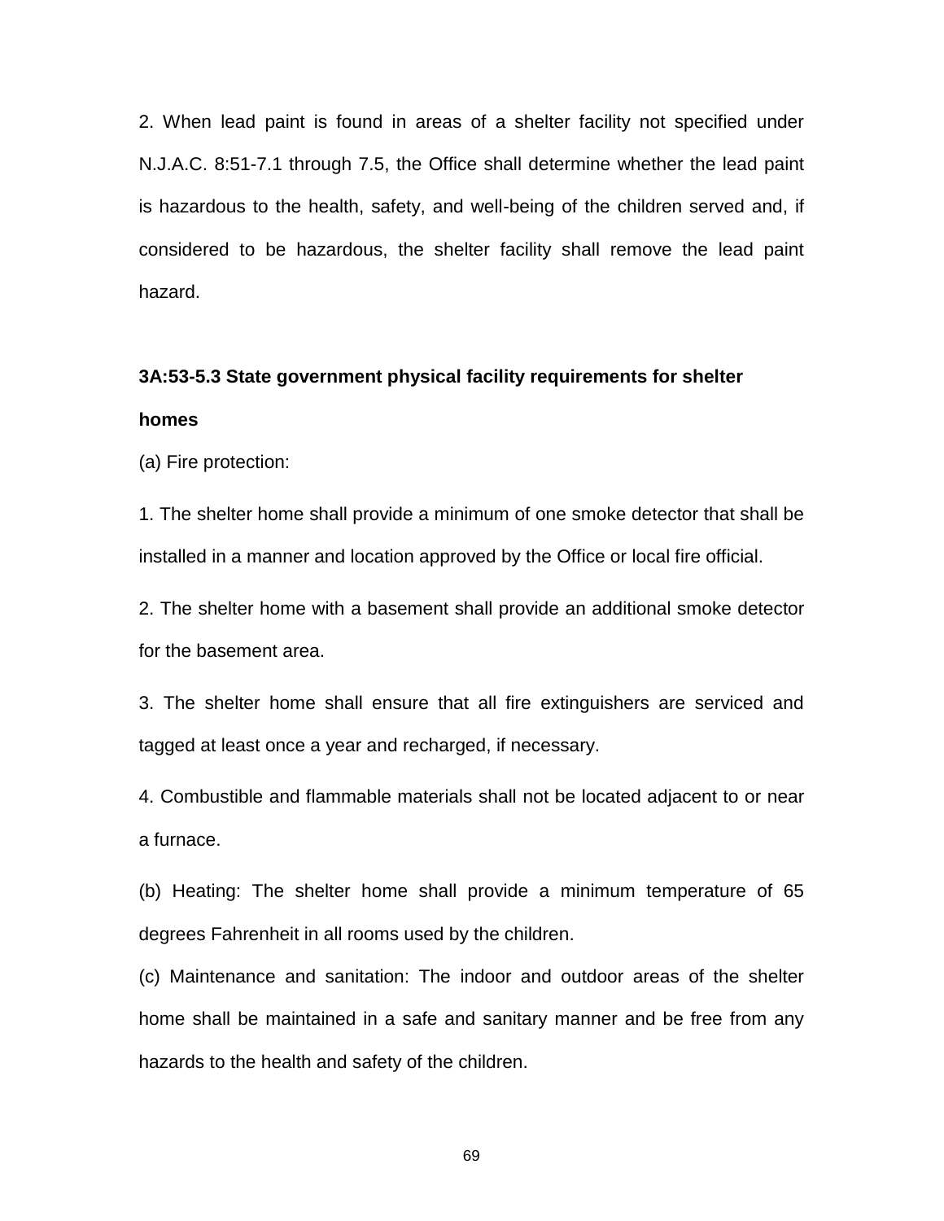2. When lead paint is found in areas of a shelter facility not specified under N.J.A.C. 8:51-7.1 through 7.5, the Office shall determine whether the lead paint is hazardous to the health, safety, and well-being of the children served and, if considered to be hazardous, the shelter facility shall remove the lead paint hazard.

**3A:53-5.3 State government physical facility requirements for shelter homes**

(a) Fire protection:

1. The shelter home shall provide a minimum of one smoke detector that shall be installed in a manner and location approved by the Office or local fire official.

2. The shelter home with a basement shall provide an additional smoke detector for the basement area.

3. The shelter home shall ensure that all fire extinguishers are serviced and tagged at least once a year and recharged, if necessary.

4. Combustible and flammable materials shall not be located adjacent to or near a furnace.

(b) Heating: The shelter home shall provide a minimum temperature of 65 degrees Fahrenheit in all rooms used by the children.

(c) Maintenance and sanitation: The indoor and outdoor areas of the shelter home shall be maintained in a safe and sanitary manner and be free from any hazards to the health and safety of the children.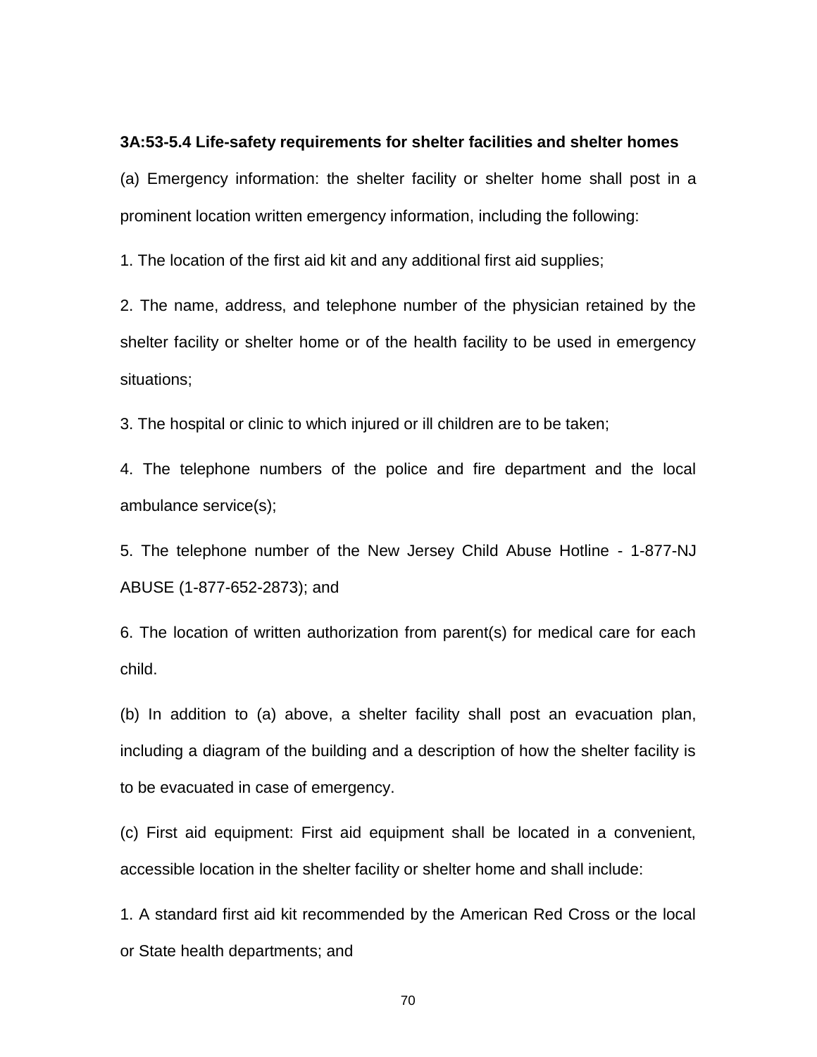**3A:53-5.4 Life-safety requirements for shelter facilities and shelter homes**

(a) Emergency information: the shelter facility or shelter home shall post in a prominent location written emergency information, including the following:

1. The location of the first aid kit and any additional first aid supplies;

2. The name, address, and telephone number of the physician retained by the shelter facility or shelter home or of the health facility to be used in emergency situations;

3. The hospital or clinic to which injured or ill children are to be taken;

4. The telephone numbers of the police and fire department and the local ambulance service(s);

5. The telephone number of the New Jersey Child Abuse Hotline - 1-877-NJ ABUSE (1-877-652-2873); and

6. The location of written authorization from parent(s) for medical care for each child.

(b) In addition to (a) above, a shelter facility shall post an evacuation plan, including a diagram of the building and a description of how the shelter facility is to be evacuated in case of emergency.

(c) First aid equipment: First aid equipment shall be located in a convenient, accessible location in the shelter facility or shelter home and shall include:

1. A standard first aid kit recommended by the American Red Cross or the local or State health departments; and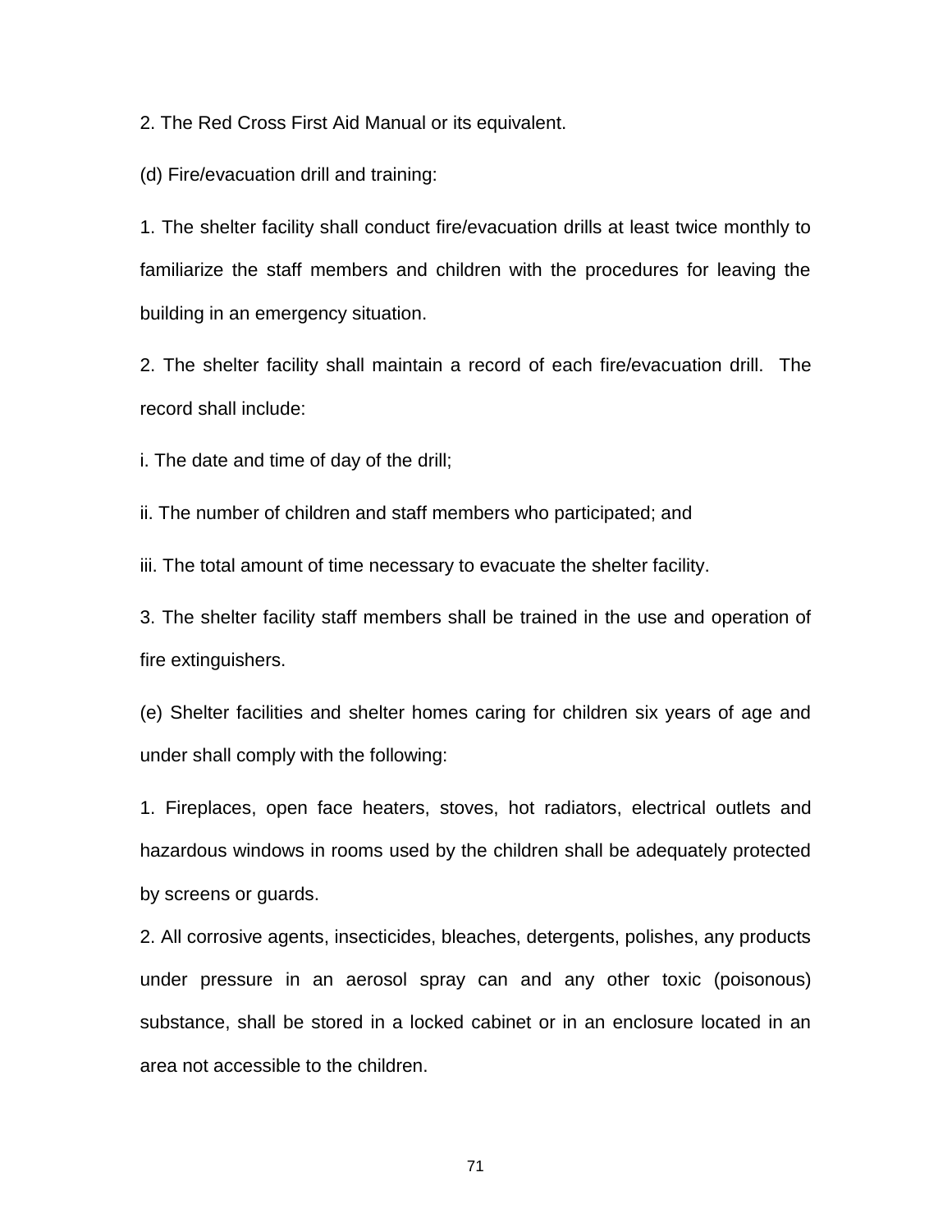2. The Red Cross First Aid Manual or its equivalent.

(d) Fire/evacuation drill and training:

1. The shelter facility shall conduct fire/evacuation drills at least twice monthly to familiarize the staff members and children with the procedures for leaving the building in an emergency situation.

2. The shelter facility shall maintain a record of each fire/evacuation drill. The record shall include:

i. The date and time of day of the drill;

ii. The number of children and staff members who participated; and

iii. The total amount of time necessary to evacuate the shelter facility.

3. The shelter facility staff members shall be trained in the use and operation of fire extinguishers.

(e) Shelter facilities and shelter homes caring for children six years of age and under shall comply with the following:

1. Fireplaces, open face heaters, stoves, hot radiators, electrical outlets and hazardous windows in rooms used by the children shall be adequately protected by screens or guards.

2. All corrosive agents, insecticides, bleaches, detergents, polishes, any products under pressure in an aerosol spray can and any other toxic (poisonous) substance, shall be stored in a locked cabinet or in an enclosure located in an area not accessible to the children.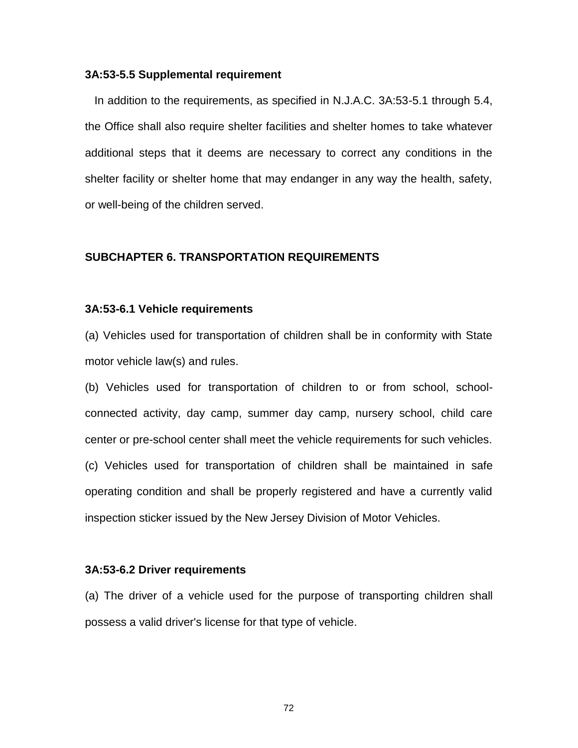**3A:53-5.5 Supplemental requirement**

In addition to the requirements, as specified in N.J.A.C. 3A:53-5.1 through 5.4, the Office shall also require shelter facilities and shelter homes to take whatever additional steps that it deems are necessary to correct any conditions in the shelter facility or shelter home that may endanger in any way the health, safety, or well-being of the children served.

**SUBCHAPTER 6. TRANSPORTATION REQUIREMENTS**

**3A:53-6.1 Vehicle requirements**

(a) Vehicles used for transportation of children shall be in conformity with State motor vehicle law(s) and rules.

(b) Vehicles used for transportation of children to or from school, school-connected activity, day camp, summer day camp, nursery school, child care center or pre-school center shall meet the vehicle requirements for such vehicles.

(c) Vehicles used for transportation of children shall be maintained in safe operating condition and shall be properly registered and have a currently valid inspection sticker issued by the New Jersey Division of Motor Vehicles.

**3A:53-6.2 Driver requirements**

(a) The driver of a vehicle used for the purpose of transporting children shall possess a valid driver's license for that type of vehicle.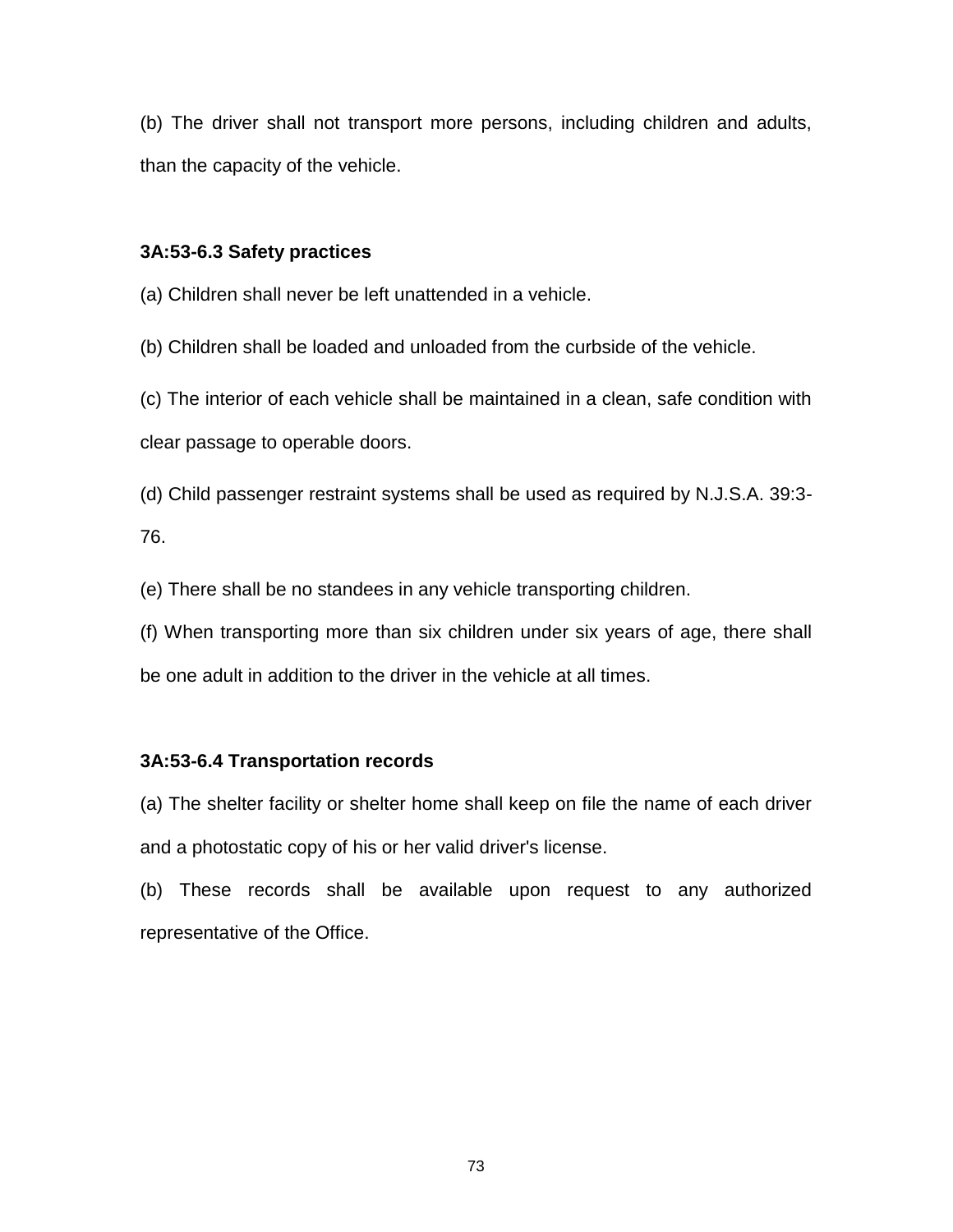(b) The driver shall not transport more persons, including children and adults, than the capacity of the vehicle.

**3A:53-6.3 Safety practices**

(a) Children shall never be left unattended in a vehicle.

(b) Children shall be loaded and unloaded from the curbside of the vehicle.

(c) The interior of each vehicle shall be maintained in a clean, safe condition with clear passage to operable doors.

(d) Child passenger restraint systems shall be used as required by N.J.S.A. 39:3-76.

(e) There shall be no standees in any vehicle transporting children.

(f) When transporting more than six children under six years of age, there shall be one adult in addition to the driver in the vehicle at all times.

**3A:53-6.4 Transportation records**

(a) The shelter facility or shelter home shall keep on file the name of each driver and a photostatic copy of his or her valid driver's license.

(b) These records shall be available upon request to any authorized representative of the Office.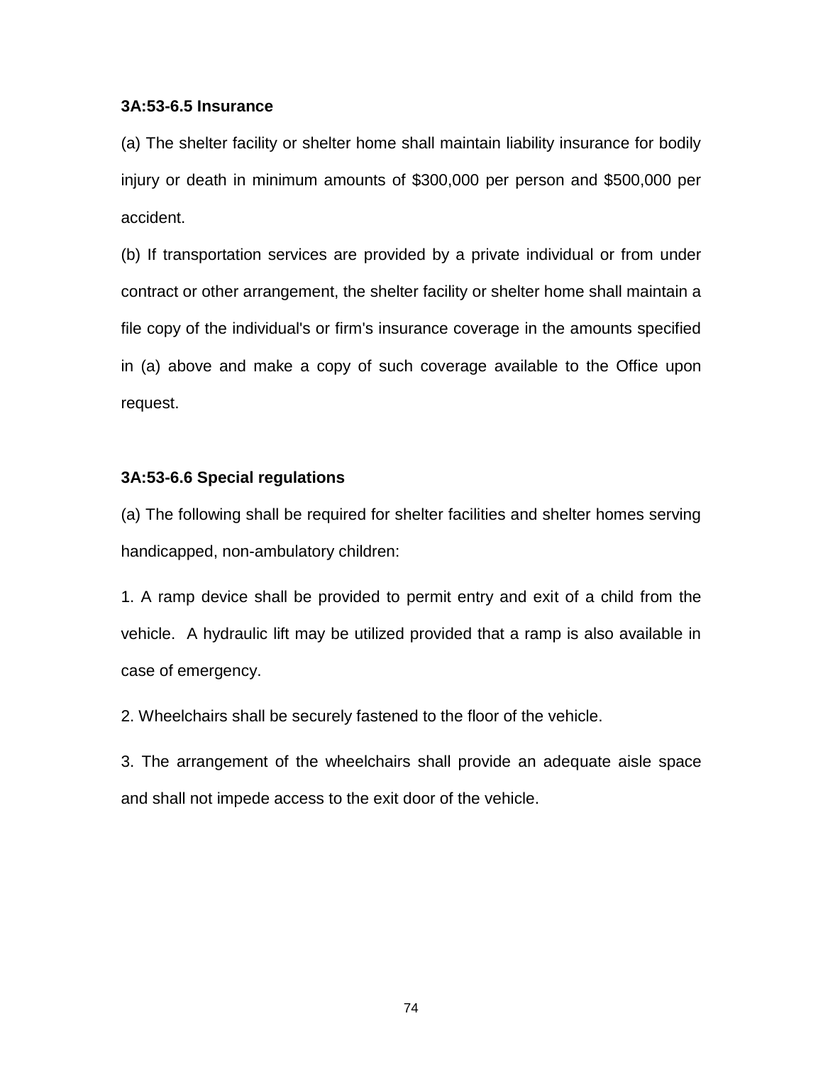**3A:53-6.5 Insurance**

(a) The shelter facility or shelter home shall maintain liability insurance for bodily injury or death in minimum amounts of $300,000 per person and $500,000 per accident.

(b) If transportation services are provided by a private individual or from under contract or other arrangement, the shelter facility or shelter home shall maintain a file copy of the individual's or firm's insurance coverage in the amounts specified in (a) above and make a copy of such coverage available to the Office upon request.

**3A:53-6.6 Special regulations**

(a) The following shall be required for shelter facilities and shelter homes serving handicapped, non-ambulatory children:

1. A ramp device shall be provided to permit entry and exit of a child from the vehicle. A hydraulic lift may be utilized provided that a ramp is also available in case of emergency.

2. Wheelchairs shall be securely fastened to the floor of the vehicle.

3. The arrangement of the wheelchairs shall provide an adequate aisle space and shall not impede access to the exit door of the vehicle.